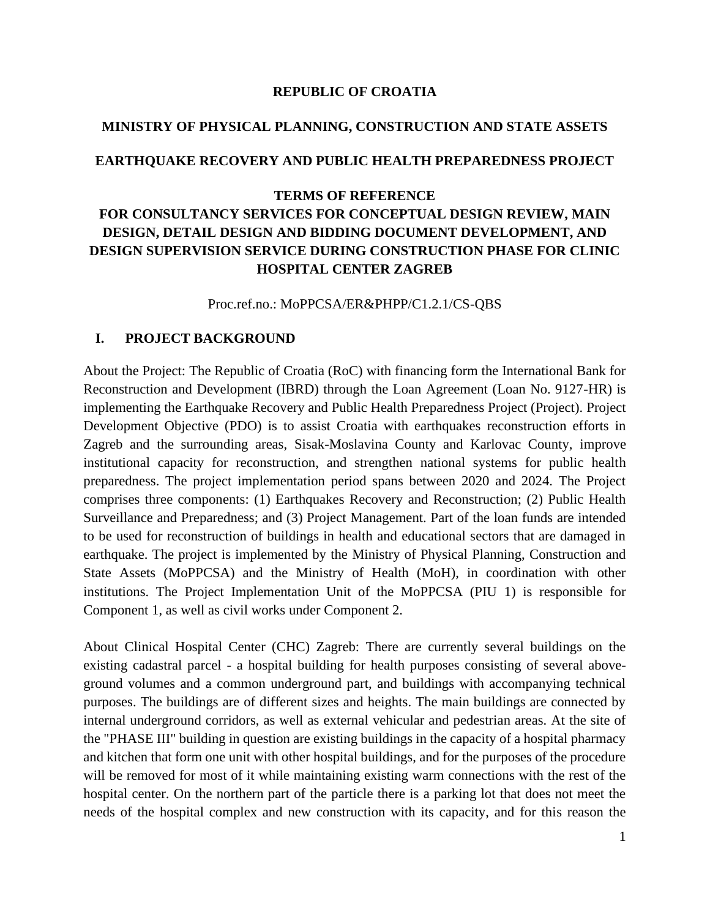**REPUBLIC OF CROATIA**

**MINISTRY OF PHYSICAL PLANNING, CONSTRUCTION AND STATE ASSETS**

**EARTHQUAKE RECOVERY AND PUBLIC HEALTH PREPAREDNESS PROJECT**

# TERMS OF REFERENCE FOR CONSULTANCY SERVICES FOR CONCEPTUAL DESIGN REVIEW, MAIN DESIGN, DETAIL DESIGN AND BIDDING DOCUMENT DEVELOPMENT, AND DESIGN SUPERVISION SERVICE DURING CONSTRUCTION PHASE FOR CLINIC HOSPITAL CENTER ZAGREB

Proc.ref.no.: MoPPCSA/ER&PHPP/C1.2.1/CS-QBS

## I. PROJECT BACKGROUND

About the Project: The Republic of Croatia (RoC) with financing form the International Bank for Reconstruction and Development (IBRD) through the Loan Agreement (Loan No. 9127-HR) is implementing the Earthquake Recovery and Public Health Preparedness Project (Project). Project Development Objective (PDO) is to assist Croatia with earthquakes reconstruction efforts in Zagreb and the surrounding areas, Sisak-Moslavina County and Karlovac County, improve institutional capacity for reconstruction, and strengthen national systems for public health preparedness. The project implementation period spans between 2020 and 2024. The Project comprises three components: (1) Earthquakes Recovery and Reconstruction; (2) Public Health Surveillance and Preparedness; and (3) Project Management. Part of the loan funds are intended to be used for reconstruction of buildings in health and educational sectors that are damaged in earthquake. The project is implemented by the Ministry of Physical Planning, Construction and State Assets (MoPPCSA) and the Ministry of Health (MoH), in coordination with other institutions. The Project Implementation Unit of the MoPPCSA (PIU 1) is responsible for Component 1, as well as civil works under Component 2.

About Clinical Hospital Center (CHC) Zagreb: There are currently several buildings on the existing cadastral parcel - a hospital building for health purposes consisting of several above-ground volumes and a common underground part, and buildings with accompanying technical purposes. The buildings are of different sizes and heights. The main buildings are connected by internal underground corridors, as well as external vehicular and pedestrian areas. At the site of the "PHASE III" building in question are existing buildings in the capacity of a hospital pharmacy and kitchen that form one unit with other hospital buildings, and for the purposes of the procedure will be removed for most of it while maintaining existing warm connections with the rest of the hospital center. On the northern part of the particle there is a parking lot that does not meet the needs of the hospital complex and new construction with its capacity, and for this reason the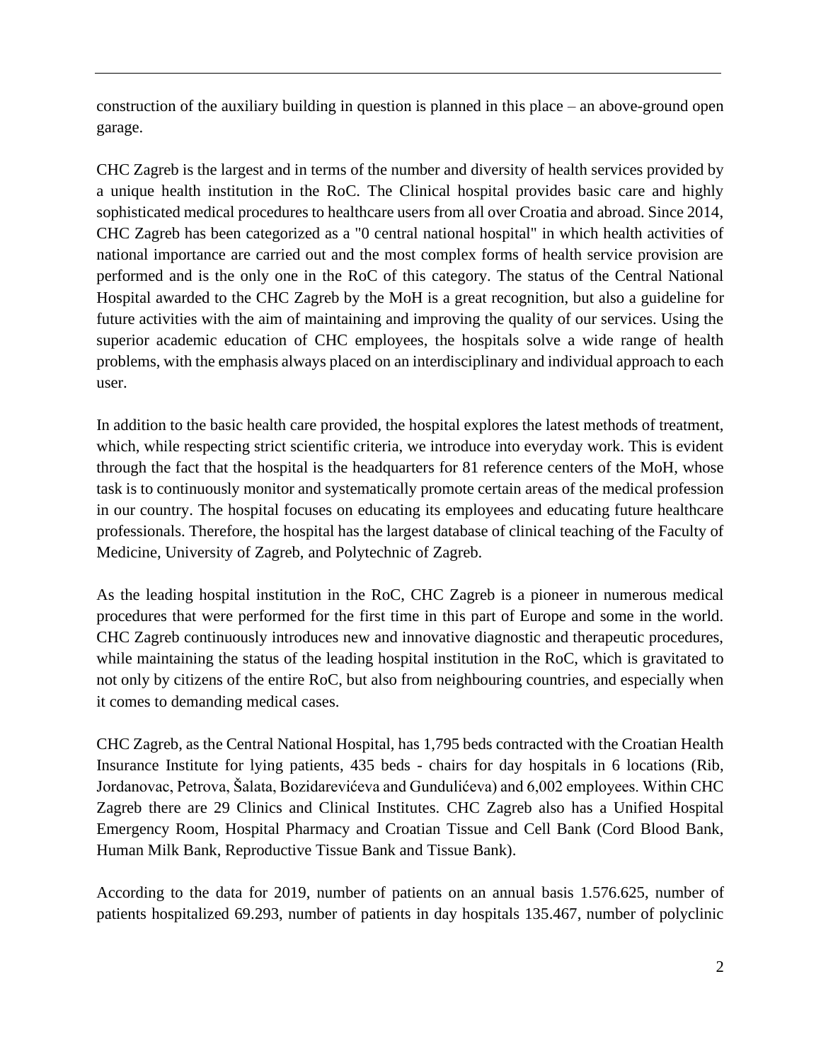construction of the auxiliary building in question is planned in this place – an above-ground open garage.

CHC Zagreb is the largest and in terms of the number and diversity of health services provided by a unique health institution in the RoC. The Clinical hospital provides basic care and highly sophisticated medical procedures to healthcare users from all over Croatia and abroad. Since 2014, CHC Zagreb has been categorized as a "0 central national hospital" in which health activities of national importance are carried out and the most complex forms of health service provision are performed and is the only one in the RoC of this category. The status of the Central National Hospital awarded to the CHC Zagreb by the MoH is a great recognition, but also a guideline for future activities with the aim of maintaining and improving the quality of our services. Using the superior academic education of CHC employees, the hospitals solve a wide range of health problems, with the emphasis always placed on an interdisciplinary and individual approach to each user.

In addition to the basic health care provided, the hospital explores the latest methods of treatment, which, while respecting strict scientific criteria, we introduce into everyday work. This is evident through the fact that the hospital is the headquarters for 81 reference centers of the MoH, whose task is to continuously monitor and systematically promote certain areas of the medical profession in our country. The hospital focuses on educating its employees and educating future healthcare professionals. Therefore, the hospital has the largest database of clinical teaching of the Faculty of Medicine, University of Zagreb, and Polytechnic of Zagreb.

As the leading hospital institution in the RoC, CHC Zagreb is a pioneer in numerous medical procedures that were performed for the first time in this part of Europe and some in the world. CHC Zagreb continuously introduces new and innovative diagnostic and therapeutic procedures, while maintaining the status of the leading hospital institution in the RoC, which is gravitated to not only by citizens of the entire RoC, but also from neighbouring countries, and especially when it comes to demanding medical cases.

CHC Zagreb, as the Central National Hospital, has 1,795 beds contracted with the Croatian Health Insurance Institute for lying patients, 435 beds - chairs for day hospitals in 6 locations (Rib, Jordanovac, Petrova, Šalata, Bozidarevićeva and Gundulićeva) and 6,002 employees. Within CHC Zagreb there are 29 Clinics and Clinical Institutes. CHC Zagreb also has a Unified Hospital Emergency Room, Hospital Pharmacy and Croatian Tissue and Cell Bank (Cord Blood Bank, Human Milk Bank, Reproductive Tissue Bank and Tissue Bank).

According to the data for 2019, number of patients on an annual basis 1.576.625, number of patients hospitalized 69.293, number of patients in day hospitals 135.467, number of polyclinic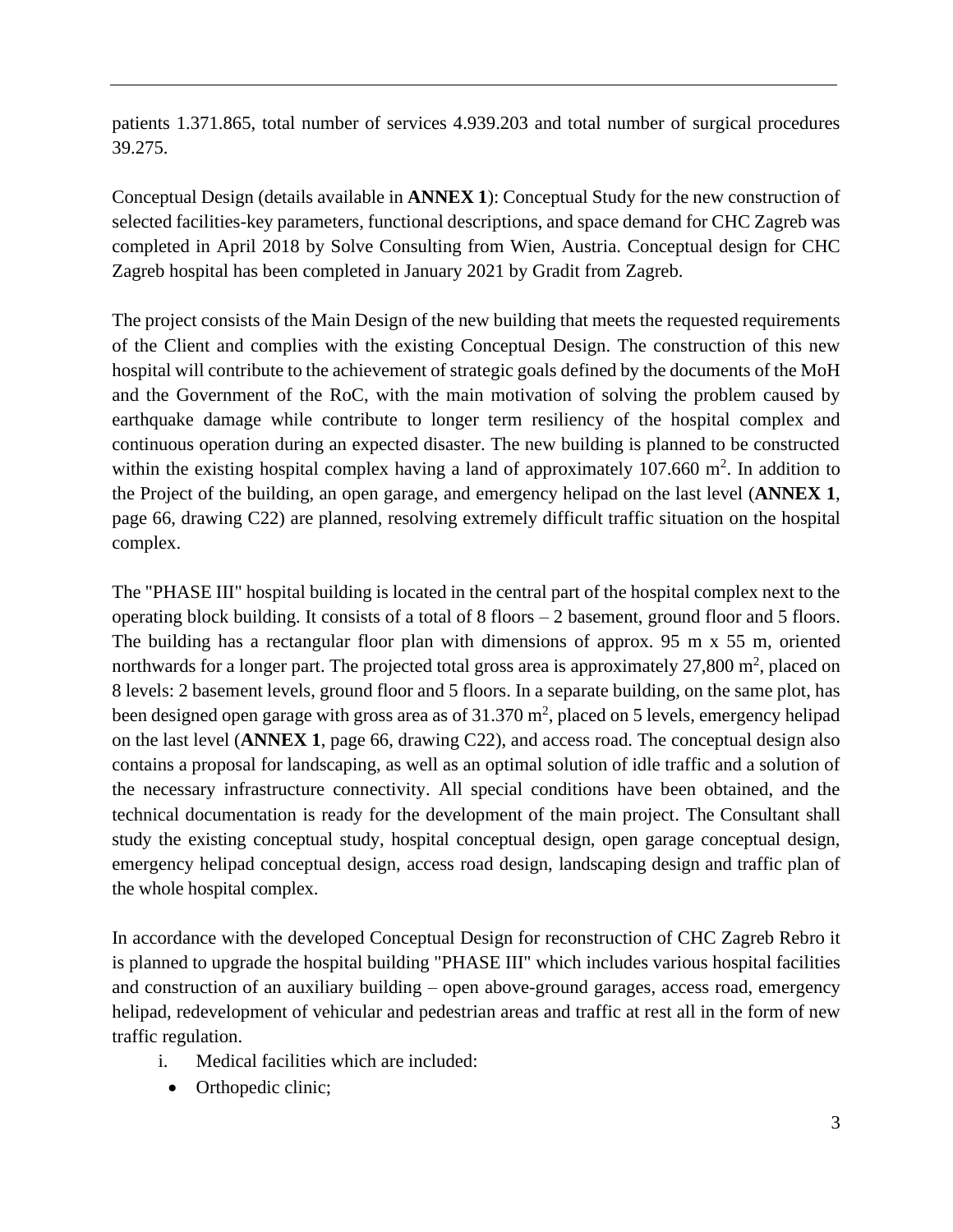patients 1.371.865, total number of services 4.939.203 and total number of surgical procedures 39.275.

Conceptual Design (details available in **ANNEX 1**): Conceptual Study for the new construction of selected facilities-key parameters, functional descriptions, and space demand for CHC Zagreb was completed in April 2018 by Solve Consulting from Wien, Austria. Conceptual design for CHC Zagreb hospital has been completed in January 2021 by Gradit from Zagreb.

The project consists of the Main Design of the new building that meets the requested requirements of the Client and complies with the existing Conceptual Design. The construction of this new hospital will contribute to the achievement of strategic goals defined by the documents of the MoH and the Government of the RoC, with the main motivation of solving the problem caused by earthquake damage while contribute to longer term resiliency of the hospital complex and continuous operation during an expected disaster. The new building is planned to be constructed within the existing hospital complex having a land of approximately 107.660 m$^2$. In addition to the Project of the building, an open garage, and emergency helipad on the last level (**ANNEX 1**, page 66, drawing C22) are planned, resolving extremely difficult traffic situation on the hospital complex.

The "PHASE III" hospital building is located in the central part of the hospital complex next to the operating block building. It consists of a total of 8 floors – 2 basement, ground floor and 5 floors. The building has a rectangular floor plan with dimensions of approx. 95 m x 55 m, oriented northwards for a longer part. The projected total gross area is approximately 27,800 m$^2$, placed on 8 levels: 2 basement levels, ground floor and 5 floors. In a separate building, on the same plot, has been designed open garage with gross area as of 31.370 m$^2$, placed on 5 levels, emergency helipad on the last level (**ANNEX 1**, page 66, drawing C22), and access road. The conceptual design also contains a proposal for landscaping, as well as an optimal solution of idle traffic and a solution of the necessary infrastructure connectivity. All special conditions have been obtained, and the technical documentation is ready for the development of the main project. The Consultant shall study the existing conceptual study, hospital conceptual design, open garage conceptual design, emergency helipad conceptual design, access road design, landscaping design and traffic plan of the whole hospital complex.

In accordance with the developed Conceptual Design for reconstruction of CHC Zagreb Rebro it is planned to upgrade the hospital building "PHASE III" which includes various hospital facilities and construction of an auxiliary building – open above-ground garages, access road, emergency helipad, redevelopment of vehicular and pedestrian areas and traffic at rest all in the form of new traffic regulation.

i. Medical facilities which are included:
   - Orthopedic clinic;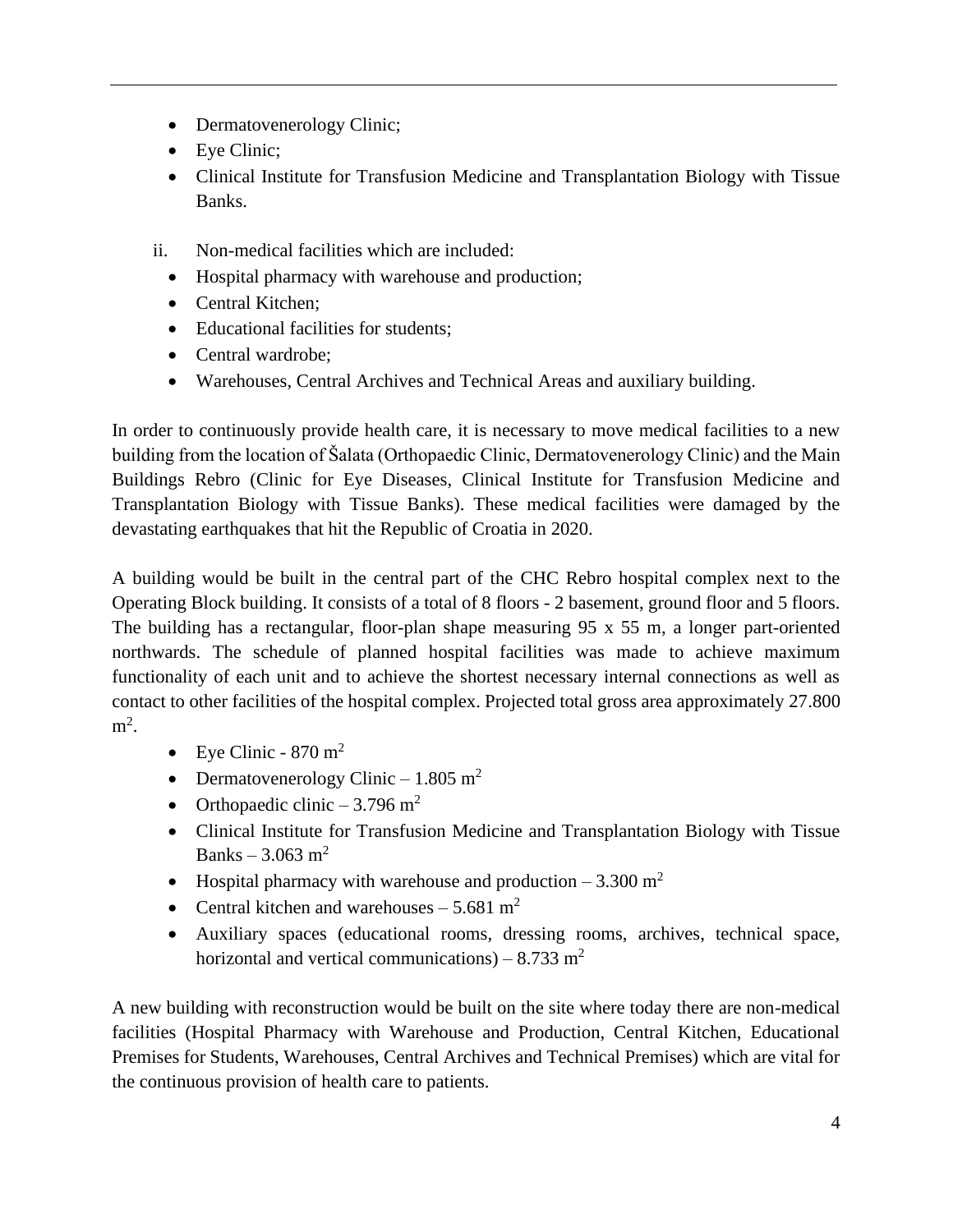- Dermatovenerology Clinic;
- Eye Clinic;
- Clinical Institute for Transfusion Medicine and Transplantation Biology with Tissue Banks.

ii. Non-medical facilities which are included:

- Hospital pharmacy with warehouse and production;
- Central Kitchen;
- Educational facilities for students;
- Central wardrobe;
- Warehouses, Central Archives and Technical Areas and auxiliary building.

In order to continuously provide health care, it is necessary to move medical facilities to a new building from the location of Šalata (Orthopaedic Clinic, Dermatovenerology Clinic) and the Main Buildings Rebro (Clinic for Eye Diseases, Clinical Institute for Transfusion Medicine and Transplantation Biology with Tissue Banks). These medical facilities were damaged by the devastating earthquakes that hit the Republic of Croatia in 2020.

A building would be built in the central part of the CHC Rebro hospital complex next to the Operating Block building. It consists of a total of 8 floors - 2 basement, ground floor and 5 floors. The building has a rectangular, floor-plan shape measuring 95 x 55 m, a longer part-oriented northwards. The schedule of planned hospital facilities was made to achieve maximum functionality of each unit and to achieve the shortest necessary internal connections as well as contact to other facilities of the hospital complex. Projected total gross area approximately 27.800 $m^2$.

- Eye Clinic - 870 $m^2$
- Dermatovenerology Clinic – 1.805 $m^2$
- Orthopaedic clinic – 3.796 $m^2$
- Clinical Institute for Transfusion Medicine and Transplantation Biology with Tissue Banks – 3.063 $m^2$
- Hospital pharmacy with warehouse and production – 3.300 $m^2$
- Central kitchen and warehouses – 5.681 $m^2$
- Auxiliary spaces (educational rooms, dressing rooms, archives, technical space, horizontal and vertical communications) – 8.733 $m^2$

A new building with reconstruction would be built on the site where today there are non-medical facilities (Hospital Pharmacy with Warehouse and Production, Central Kitchen, Educational Premises for Students, Warehouses, Central Archives and Technical Premises) which are vital for the continuous provision of health care to patients.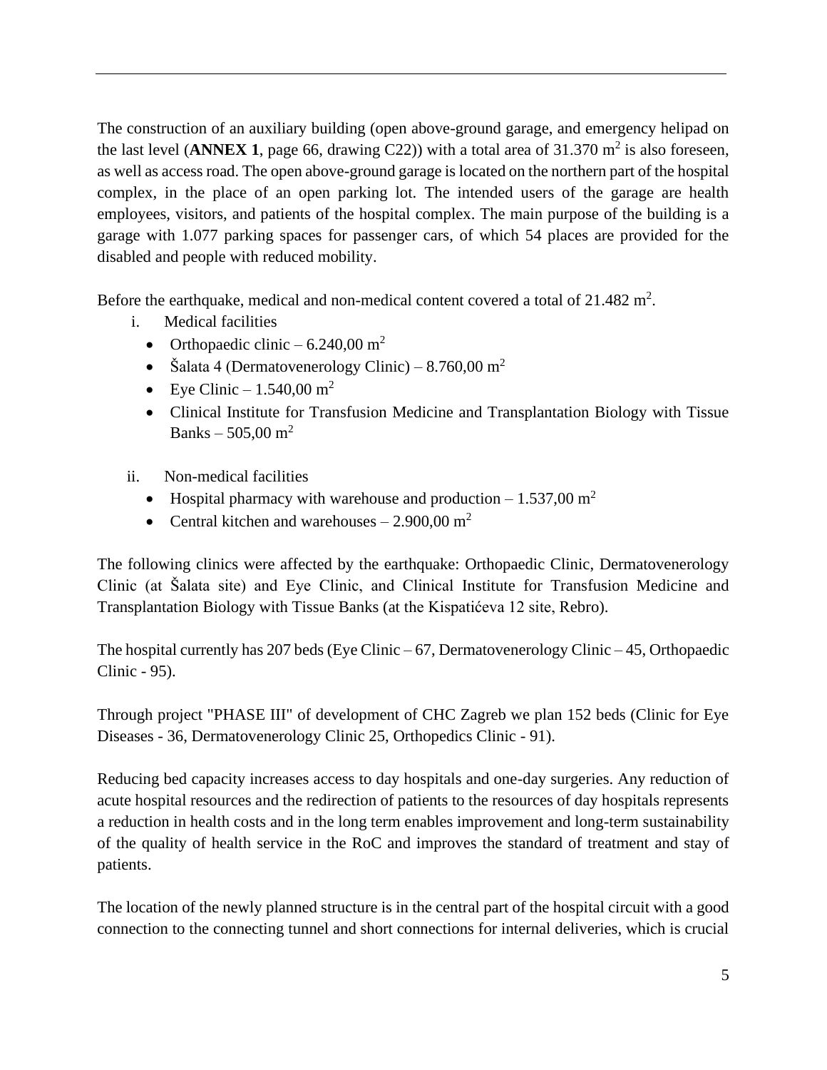The construction of an auxiliary building (open above-ground garage, and emergency helipad on the last level (**ANNEX 1**, page 66, drawing C22)) with a total area of 31.370 $m^2$ is also foreseen, as well as access road. The open above-ground garage is located on the northern part of the hospital complex, in the place of an open parking lot. The intended users of the garage are health employees, visitors, and patients of the hospital complex. The main purpose of the building is a garage with 1.077 parking spaces for passenger cars, of which 54 places are provided for the disabled and people with reduced mobility.

Before the earthquake, medical and non-medical content covered a total of 21.482 $m^2$.

i. Medical facilities
   - Orthopaedic clinic – 6.240,00 $m^2$
   - Šalata 4 (Dermatovenerology Clinic) – 8.760,00 $m^2$
   - Eye Clinic – 1.540,00 $m^2$
   - Clinical Institute for Transfusion Medicine and Transplantation Biology with Tissue Banks – 505,00 $m^2$

ii. Non-medical facilities
   - Hospital pharmacy with warehouse and production – 1.537,00 $m^2$
   - Central kitchen and warehouses – 2.900,00 $m^2$

The following clinics were affected by the earthquake: Orthopaedic Clinic, Dermatovenerology Clinic (at Šalata site) and Eye Clinic, and Clinical Institute for Transfusion Medicine and Transplantation Biology with Tissue Banks (at the Kispatićeva 12 site, Rebro).

The hospital currently has 207 beds (Eye Clinic – 67, Dermatovenerology Clinic – 45, Orthopaedic Clinic - 95).

Through project "PHASE III" of development of CHC Zagreb we plan 152 beds (Clinic for Eye Diseases - 36, Dermatovenerology Clinic 25, Orthopedics Clinic - 91).

Reducing bed capacity increases access to day hospitals and one-day surgeries. Any reduction of acute hospital resources and the redirection of patients to the resources of day hospitals represents a reduction in health costs and in the long term enables improvement and long-term sustainability of the quality of health service in the RoC and improves the standard of treatment and stay of patients.

The location of the newly planned structure is in the central part of the hospital circuit with a good connection to the connecting tunnel and short connections for internal deliveries, which is crucial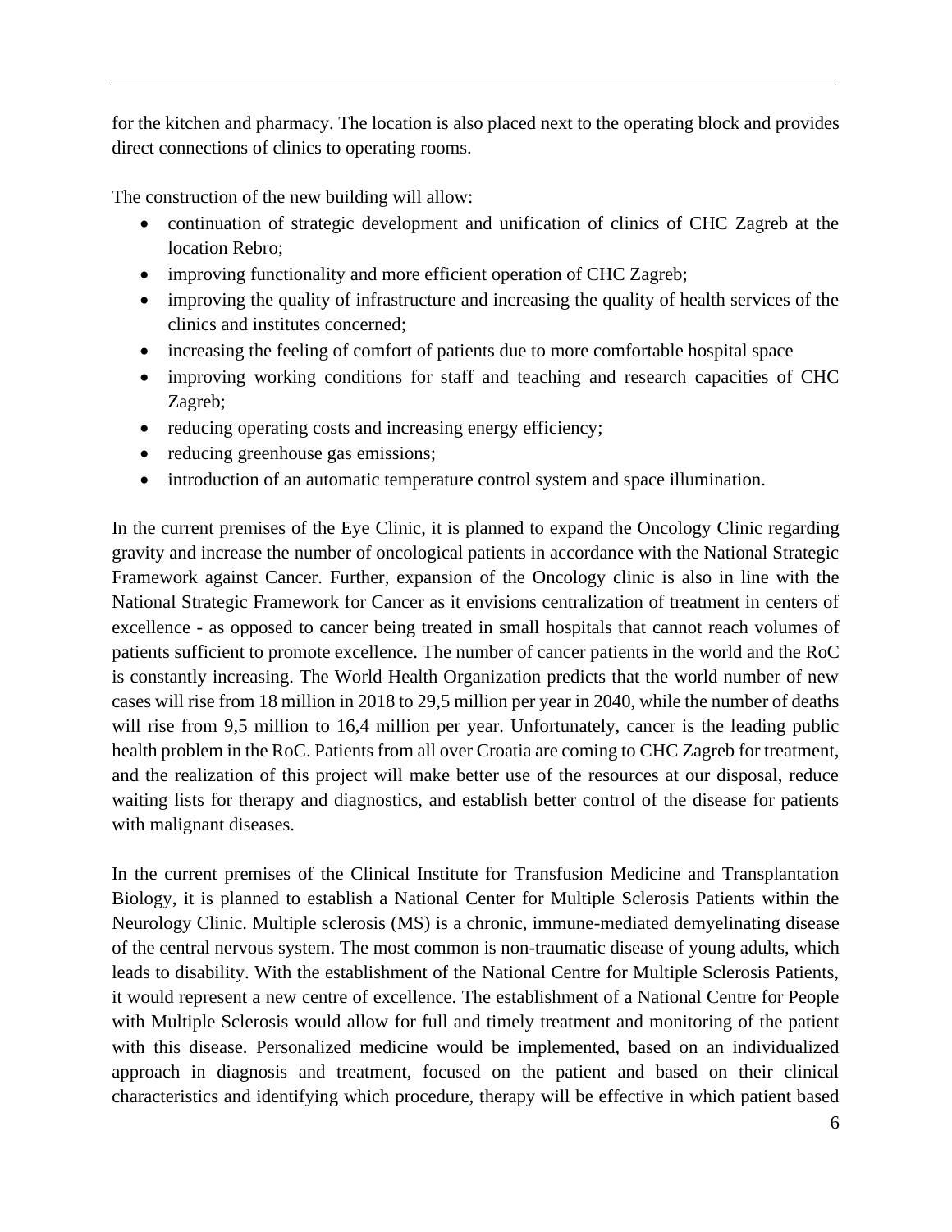for the kitchen and pharmacy. The location is also placed next to the operating block and provides direct connections of clinics to operating rooms.

The construction of the new building will allow:

- continuation of strategic development and unification of clinics of CHC Zagreb at the location Rebro;
- improving functionality and more efficient operation of CHC Zagreb;
- improving the quality of infrastructure and increasing the quality of health services of the clinics and institutes concerned;
- increasing the feeling of comfort of patients due to more comfortable hospital space
- improving working conditions for staff and teaching and research capacities of CHC Zagreb;
- reducing operating costs and increasing energy efficiency;
- reducing greenhouse gas emissions;
- introduction of an automatic temperature control system and space illumination.

In the current premises of the Eye Clinic, it is planned to expand the Oncology Clinic regarding gravity and increase the number of oncological patients in accordance with the National Strategic Framework against Cancer. Further, expansion of the Oncology clinic is also in line with the National Strategic Framework for Cancer as it envisions centralization of treatment in centers of excellence - as opposed to cancer being treated in small hospitals that cannot reach volumes of patients sufficient to promote excellence. The number of cancer patients in the world and the RoC is constantly increasing. The World Health Organization predicts that the world number of new cases will rise from 18 million in 2018 to 29,5 million per year in 2040, while the number of deaths will rise from 9,5 million to 16,4 million per year. Unfortunately, cancer is the leading public health problem in the RoC. Patients from all over Croatia are coming to CHC Zagreb for treatment, and the realization of this project will make better use of the resources at our disposal, reduce waiting lists for therapy and diagnostics, and establish better control of the disease for patients with malignant diseases.

In the current premises of the Clinical Institute for Transfusion Medicine and Transplantation Biology, it is planned to establish a National Center for Multiple Sclerosis Patients within the Neurology Clinic. Multiple sclerosis (MS) is a chronic, immune-mediated demyelinating disease of the central nervous system. The most common is non-traumatic disease of young adults, which leads to disability. With the establishment of the National Centre for Multiple Sclerosis Patients, it would represent a new centre of excellence. The establishment of a National Centre for People with Multiple Sclerosis would allow for full and timely treatment and monitoring of the patient with this disease. Personalized medicine would be implemented, based on an individualized approach in diagnosis and treatment, focused on the patient and based on their clinical characteristics and identifying which procedure, therapy will be effective in which patient based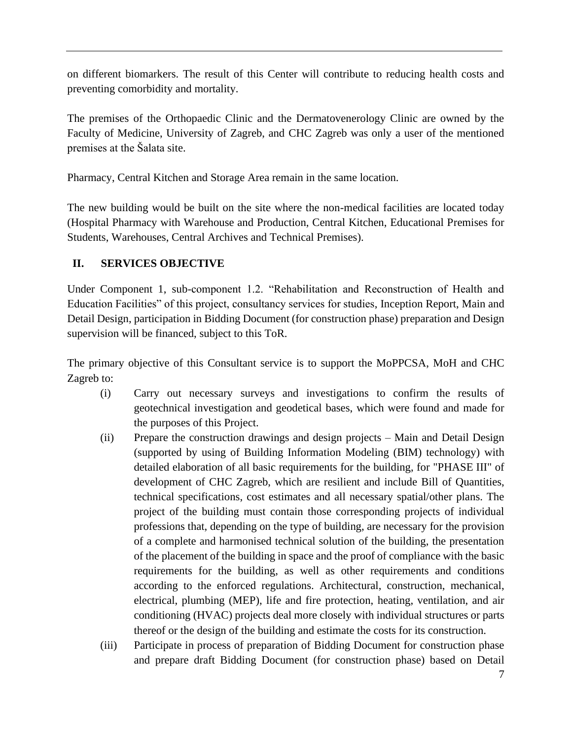on different biomarkers. The result of this Center will contribute to reducing health costs and preventing comorbidity and mortality.

The premises of the Orthopaedic Clinic and the Dermatovenerology Clinic are owned by the Faculty of Medicine, University of Zagreb, and CHC Zagreb was only a user of the mentioned premises at the Šalata site.

Pharmacy, Central Kitchen and Storage Area remain in the same location.

The new building would be built on the site where the non-medical facilities are located today (Hospital Pharmacy with Warehouse and Production, Central Kitchen, Educational Premises for Students, Warehouses, Central Archives and Technical Premises).

## II. SERVICES OBJECTIVE

Under Component 1, sub-component 1.2. "Rehabilitation and Reconstruction of Health and Education Facilities" of this project, consultancy services for studies, Inception Report, Main and Detail Design, participation in Bidding Document (for construction phase) preparation and Design supervision will be financed, subject to this ToR.

The primary objective of this Consultant service is to support the MoPPCSA, MoH and CHC Zagreb to:

(i) Carry out necessary surveys and investigations to confirm the results of geotechnical investigation and geodetical bases, which were found and made for the purposes of this Project.

(ii) Prepare the construction drawings and design projects – Main and Detail Design (supported by using of Building Information Modeling (BIM) technology) with detailed elaboration of all basic requirements for the building, for "PHASE III" of development of CHC Zagreb, which are resilient and include Bill of Quantities, technical specifications, cost estimates and all necessary spatial/other plans. The project of the building must contain those corresponding projects of individual professions that, depending on the type of building, are necessary for the provision of a complete and harmonised technical solution of the building, the presentation of the placement of the building in space and the proof of compliance with the basic requirements for the building, as well as other requirements and conditions according to the enforced regulations. Architectural, construction, mechanical, electrical, plumbing (MEP), life and fire protection, heating, ventilation, and air conditioning (HVAC) projects deal more closely with individual structures or parts thereof or the design of the building and estimate the costs for its construction.

(iii) Participate in process of preparation of Bidding Document for construction phase and prepare draft Bidding Document (for construction phase) based on Detail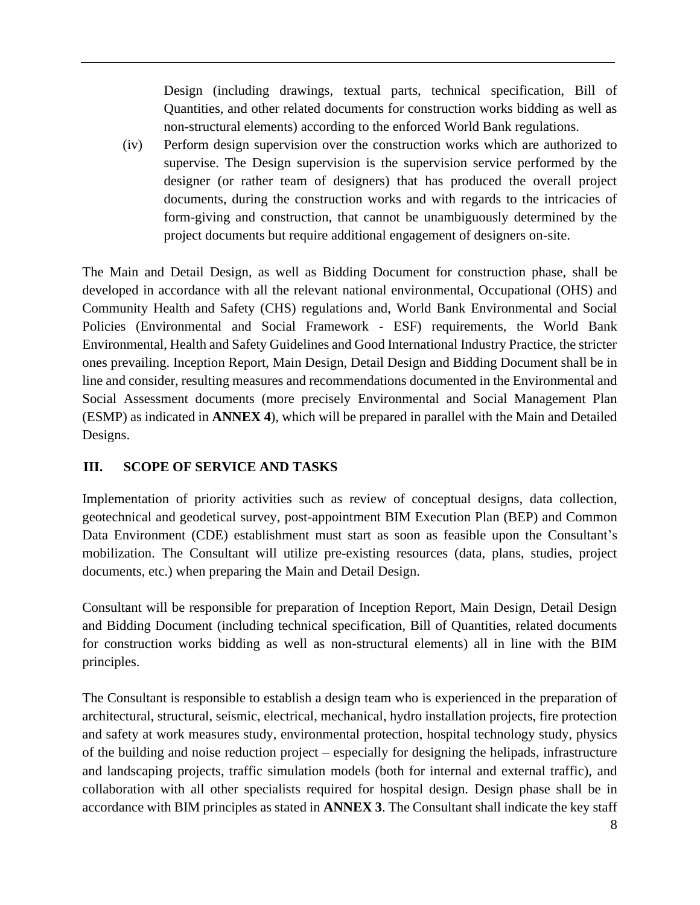Design (including drawings, textual parts, technical specification, Bill of Quantities, and other related documents for construction works bidding as well as non-structural elements) according to the enforced World Bank regulations.

(iv) Perform design supervision over the construction works which are authorized to supervise. The Design supervision is the supervision service performed by the designer (or rather team of designers) that has produced the overall project documents, during the construction works and with regards to the intricacies of form-giving and construction, that cannot be unambiguously determined by the project documents but require additional engagement of designers on-site.

The Main and Detail Design, as well as Bidding Document for construction phase, shall be developed in accordance with all the relevant national environmental, Occupational (OHS) and Community Health and Safety (CHS) regulations and, World Bank Environmental and Social Policies (Environmental and Social Framework - ESF) requirements, the World Bank Environmental, Health and Safety Guidelines and Good International Industry Practice, the stricter ones prevailing. Inception Report, Main Design, Detail Design and Bidding Document shall be in line and consider, resulting measures and recommendations documented in the Environmental and Social Assessment documents (more precisely Environmental and Social Management Plan (ESMP) as indicated in **ANNEX 4**), which will be prepared in parallel with the Main and Detailed Designs.

## III. SCOPE OF SERVICE AND TASKS

Implementation of priority activities such as review of conceptual designs, data collection, geotechnical and geodetical survey, post-appointment BIM Execution Plan (BEP) and Common Data Environment (CDE) establishment must start as soon as feasible upon the Consultant's mobilization. The Consultant will utilize pre-existing resources (data, plans, studies, project documents, etc.) when preparing the Main and Detail Design.

Consultant will be responsible for preparation of Inception Report, Main Design, Detail Design and Bidding Document (including technical specification, Bill of Quantities, related documents for construction works bidding as well as non-structural elements) all in line with the BIM principles.

The Consultant is responsible to establish a design team who is experienced in the preparation of architectural, structural, seismic, electrical, mechanical, hydro installation projects, fire protection and safety at work measures study, environmental protection, hospital technology study, physics of the building and noise reduction project – especially for designing the helipads, infrastructure and landscaping projects, traffic simulation models (both for internal and external traffic), and collaboration with all other specialists required for hospital design. Design phase shall be in accordance with BIM principles as stated in **ANNEX 3**. The Consultant shall indicate the key staff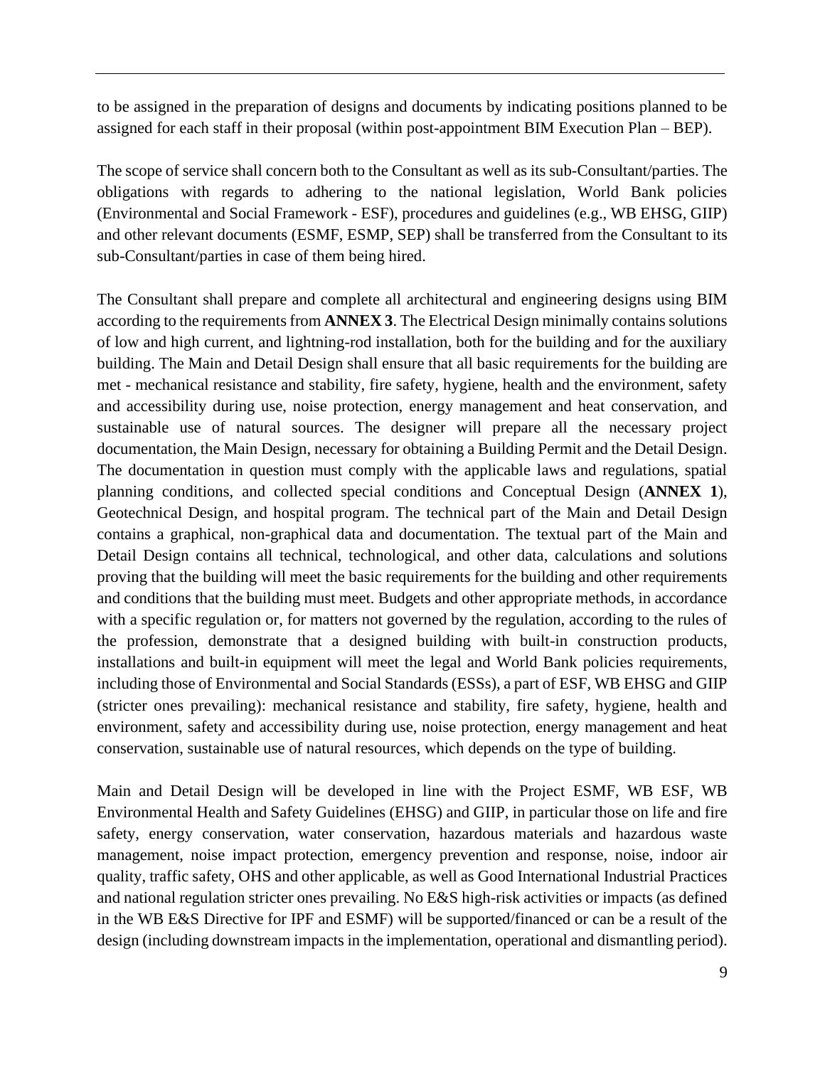to be assigned in the preparation of designs and documents by indicating positions planned to be assigned for each staff in their proposal (within post-appointment BIM Execution Plan – BEP).

The scope of service shall concern both to the Consultant as well as its sub-Consultant/parties. The obligations with regards to adhering to the national legislation, World Bank policies (Environmental and Social Framework - ESF), procedures and guidelines (e.g., WB EHSG, GIIP) and other relevant documents (ESMF, ESMP, SEP) shall be transferred from the Consultant to its sub-Consultant/parties in case of them being hired.

The Consultant shall prepare and complete all architectural and engineering designs using BIM according to the requirements from **ANNEX 3**. The Electrical Design minimally contains solutions of low and high current, and lightning-rod installation, both for the building and for the auxiliary building. The Main and Detail Design shall ensure that all basic requirements for the building are met - mechanical resistance and stability, fire safety, hygiene, health and the environment, safety and accessibility during use, noise protection, energy management and heat conservation, and sustainable use of natural sources. The designer will prepare all the necessary project documentation, the Main Design, necessary for obtaining a Building Permit and the Detail Design. The documentation in question must comply with the applicable laws and regulations, spatial planning conditions, and collected special conditions and Conceptual Design (**ANNEX 1**), Geotechnical Design, and hospital program. The technical part of the Main and Detail Design contains a graphical, non-graphical data and documentation. The textual part of the Main and Detail Design contains all technical, technological, and other data, calculations and solutions proving that the building will meet the basic requirements for the building and other requirements and conditions that the building must meet. Budgets and other appropriate methods, in accordance with a specific regulation or, for matters not governed by the regulation, according to the rules of the profession, demonstrate that a designed building with built-in construction products, installations and built-in equipment will meet the legal and World Bank policies requirements, including those of Environmental and Social Standards (ESSs), a part of ESF, WB EHSG and GIIP (stricter ones prevailing): mechanical resistance and stability, fire safety, hygiene, health and environment, safety and accessibility during use, noise protection, energy management and heat conservation, sustainable use of natural resources, which depends on the type of building.

Main and Detail Design will be developed in line with the Project ESMF, WB ESF, WB Environmental Health and Safety Guidelines (EHSG) and GIIP, in particular those on life and fire safety, energy conservation, water conservation, hazardous materials and hazardous waste management, noise impact protection, emergency prevention and response, noise, indoor air quality, traffic safety, OHS and other applicable, as well as Good International Industrial Practices and national regulation stricter ones prevailing. No E&S high-risk activities or impacts (as defined in the WB E&S Directive for IPF and ESMF) will be supported/financed or can be a result of the design (including downstream impacts in the implementation, operational and dismantling period).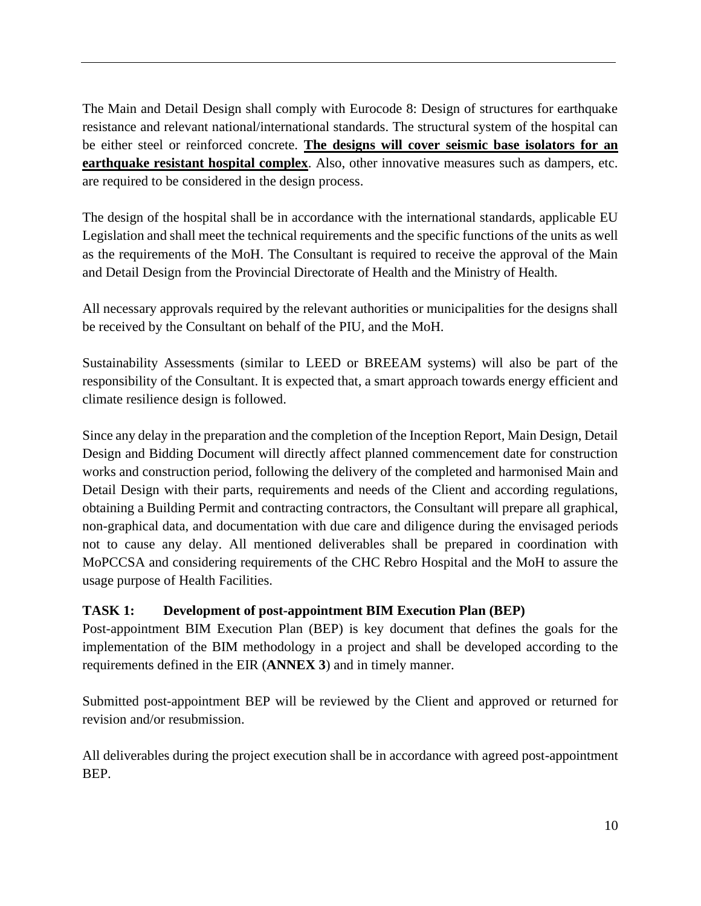The Main and Detail Design shall comply with Eurocode 8: Design of structures for earthquake resistance and relevant national/international standards. The structural system of the hospital can be either steel or reinforced concrete. **<u>The designs will cover seismic base isolators for an earthquake resistant hospital complex</u>**. Also, other innovative measures such as dampers, etc. are required to be considered in the design process.

The design of the hospital shall be in accordance with the international standards, applicable EU Legislation and shall meet the technical requirements and the specific functions of the units as well as the requirements of the MoH. The Consultant is required to receive the approval of the Main and Detail Design from the Provincial Directorate of Health and the Ministry of Health.

All necessary approvals required by the relevant authorities or municipalities for the designs shall be received by the Consultant on behalf of the PIU, and the MoH.

Sustainability Assessments (similar to LEED or BREEAM systems) will also be part of the responsibility of the Consultant. It is expected that, a smart approach towards energy efficient and climate resilience design is followed.

Since any delay in the preparation and the completion of the Inception Report, Main Design, Detail Design and Bidding Document will directly affect planned commencement date for construction works and construction period, following the delivery of the completed and harmonised Main and Detail Design with their parts, requirements and needs of the Client and according regulations, obtaining a Building Permit and contracting contractors, the Consultant will prepare all graphical, non-graphical data, and documentation with due care and diligence during the envisaged periods not to cause any delay. All mentioned deliverables shall be prepared in coordination with MoPCCSA and considering requirements of the CHC Rebro Hospital and the MoH to assure the usage purpose of Health Facilities.

### TASK 1: Development of post-appointment BIM Execution Plan (BEP)

Post-appointment BIM Execution Plan (BEP) is key document that defines the goals for the implementation of the BIM methodology in a project and shall be developed according to the requirements defined in the EIR (**ANNEX 3**) and in timely manner.

Submitted post-appointment BEP will be reviewed by the Client and approved or returned for revision and/or resubmission.

All deliverables during the project execution shall be in accordance with agreed post-appointment BEP.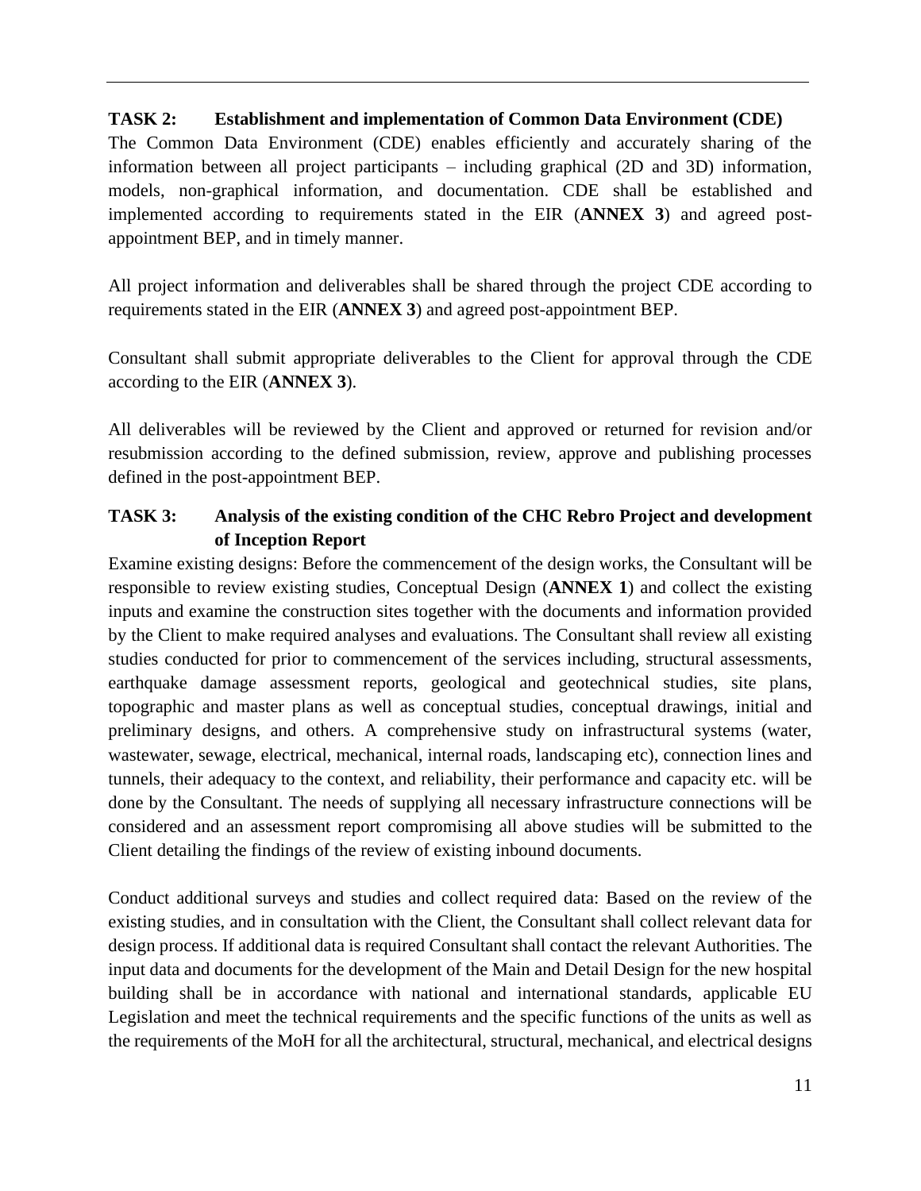### TASK 2: Establishment and implementation of Common Data Environment (CDE)

The Common Data Environment (CDE) enables efficiently and accurately sharing of the information between all project participants – including graphical (2D and 3D) information, models, non-graphical information, and documentation. CDE shall be established and implemented according to requirements stated in the EIR (**ANNEX 3**) and agreed post-appointment BEP, and in timely manner.

All project information and deliverables shall be shared through the project CDE according to requirements stated in the EIR (**ANNEX 3**) and agreed post-appointment BEP.

Consultant shall submit appropriate deliverables to the Client for approval through the CDE according to the EIR (**ANNEX 3**).

All deliverables will be reviewed by the Client and approved or returned for revision and/or resubmission according to the defined submission, review, approve and publishing processes defined in the post-appointment BEP.

### TASK 3: Analysis of the existing condition of the CHC Rebro Project and development of Inception Report

Examine existing designs: Before the commencement of the design works, the Consultant will be responsible to review existing studies, Conceptual Design (**ANNEX 1**) and collect the existing inputs and examine the construction sites together with the documents and information provided by the Client to make required analyses and evaluations. The Consultant shall review all existing studies conducted for prior to commencement of the services including, structural assessments, earthquake damage assessment reports, geological and geotechnical studies, site plans, topographic and master plans as well as conceptual studies, conceptual drawings, initial and preliminary designs, and others. A comprehensive study on infrastructural systems (water, wastewater, sewage, electrical, mechanical, internal roads, landscaping etc), connection lines and tunnels, their adequacy to the context, and reliability, their performance and capacity etc. will be done by the Consultant. The needs of supplying all necessary infrastructure connections will be considered and an assessment report compromising all above studies will be submitted to the Client detailing the findings of the review of existing inbound documents.

Conduct additional surveys and studies and collect required data: Based on the review of the existing studies, and in consultation with the Client, the Consultant shall collect relevant data for design process. If additional data is required Consultant shall contact the relevant Authorities. The input data and documents for the development of the Main and Detail Design for the new hospital building shall be in accordance with national and international standards, applicable EU Legislation and meet the technical requirements and the specific functions of the units as well as the requirements of the MoH for all the architectural, structural, mechanical, and electrical designs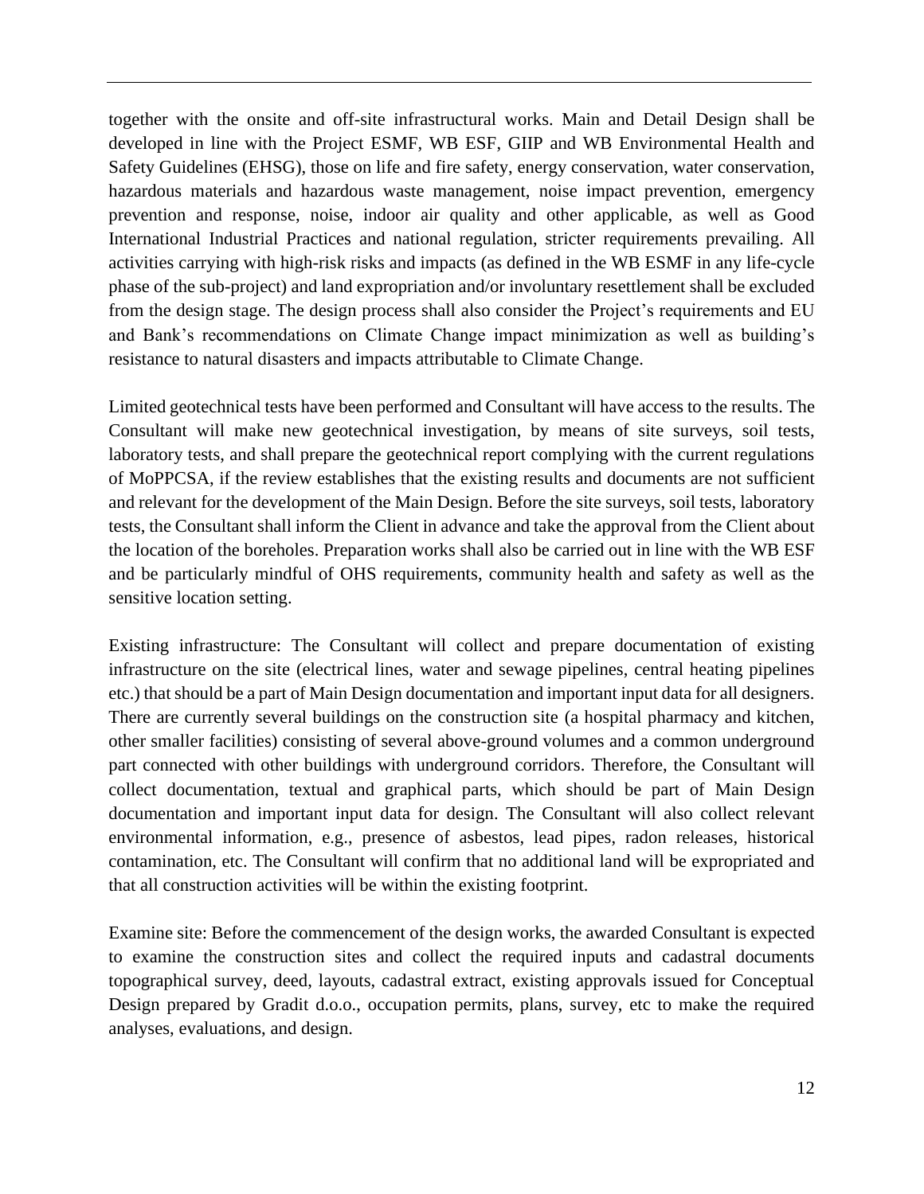together with the onsite and off-site infrastructural works. Main and Detail Design shall be developed in line with the Project ESMF, WB ESF, GIIP and WB Environmental Health and Safety Guidelines (EHSG), those on life and fire safety, energy conservation, water conservation, hazardous materials and hazardous waste management, noise impact prevention, emergency prevention and response, noise, indoor air quality and other applicable, as well as Good International Industrial Practices and national regulation, stricter requirements prevailing. All activities carrying with high-risk risks and impacts (as defined in the WB ESMF in any life-cycle phase of the sub-project) and land expropriation and/or involuntary resettlement shall be excluded from the design stage. The design process shall also consider the Project's requirements and EU and Bank's recommendations on Climate Change impact minimization as well as building's resistance to natural disasters and impacts attributable to Climate Change.

Limited geotechnical tests have been performed and Consultant will have access to the results. The Consultant will make new geotechnical investigation, by means of site surveys, soil tests, laboratory tests, and shall prepare the geotechnical report complying with the current regulations of MoPPCSA, if the review establishes that the existing results and documents are not sufficient and relevant for the development of the Main Design. Before the site surveys, soil tests, laboratory tests, the Consultant shall inform the Client in advance and take the approval from the Client about the location of the boreholes. Preparation works shall also be carried out in line with the WB ESF and be particularly mindful of OHS requirements, community health and safety as well as the sensitive location setting.

Existing infrastructure: The Consultant will collect and prepare documentation of existing infrastructure on the site (electrical lines, water and sewage pipelines, central heating pipelines etc.) that should be a part of Main Design documentation and important input data for all designers. There are currently several buildings on the construction site (a hospital pharmacy and kitchen, other smaller facilities) consisting of several above-ground volumes and a common underground part connected with other buildings with underground corridors. Therefore, the Consultant will collect documentation, textual and graphical parts, which should be part of Main Design documentation and important input data for design. The Consultant will also collect relevant environmental information, e.g., presence of asbestos, lead pipes, radon releases, historical contamination, etc. The Consultant will confirm that no additional land will be expropriated and that all construction activities will be within the existing footprint.

Examine site: Before the commencement of the design works, the awarded Consultant is expected to examine the construction sites and collect the required inputs and cadastral documents topographical survey, deed, layouts, cadastral extract, existing approvals issued for Conceptual Design prepared by Gradit d.o.o., occupation permits, plans, survey, etc to make the required analyses, evaluations, and design.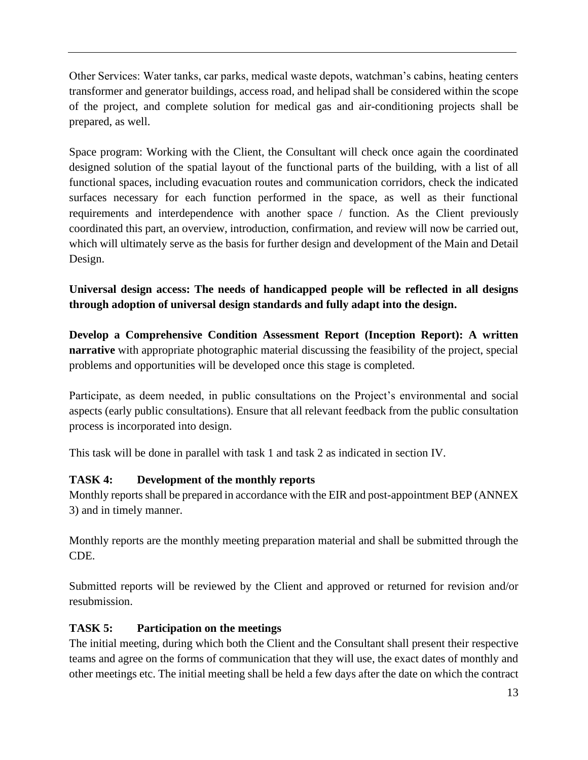Other Services: Water tanks, car parks, medical waste depots, watchman's cabins, heating centers transformer and generator buildings, access road, and helipad shall be considered within the scope of the project, and complete solution for medical gas and air-conditioning projects shall be prepared, as well.

Space program: Working with the Client, the Consultant will check once again the coordinated designed solution of the spatial layout of the functional parts of the building, with a list of all functional spaces, including evacuation routes and communication corridors, check the indicated surfaces necessary for each function performed in the space, as well as their functional requirements and interdependence with another space / function. As the Client previously coordinated this part, an overview, introduction, confirmation, and review will now be carried out, which will ultimately serve as the basis for further design and development of the Main and Detail Design.

**Universal design access: The needs of handicapped people will be reflected in all designs through adoption of universal design standards and fully adapt into the design.**

**Develop a Comprehensive Condition Assessment Report (Inception Report): A written narrative** with appropriate photographic material discussing the feasibility of the project, special problems and opportunities will be developed once this stage is completed.

Participate, as deem needed, in public consultations on the Project's environmental and social aspects (early public consultations). Ensure that all relevant feedback from the public consultation process is incorporated into design.

This task will be done in parallel with task 1 and task 2 as indicated in section IV.

**TASK 4: Development of the monthly reports**

Monthly reports shall be prepared in accordance with the EIR and post-appointment BEP (ANNEX 3) and in timely manner.

Monthly reports are the monthly meeting preparation material and shall be submitted through the CDE.

Submitted reports will be reviewed by the Client and approved or returned for revision and/or resubmission.

**TASK 5: Participation on the meetings**

The initial meeting, during which both the Client and the Consultant shall present their respective teams and agree on the forms of communication that they will use, the exact dates of monthly and other meetings etc. The initial meeting shall be held a few days after the date on which the contract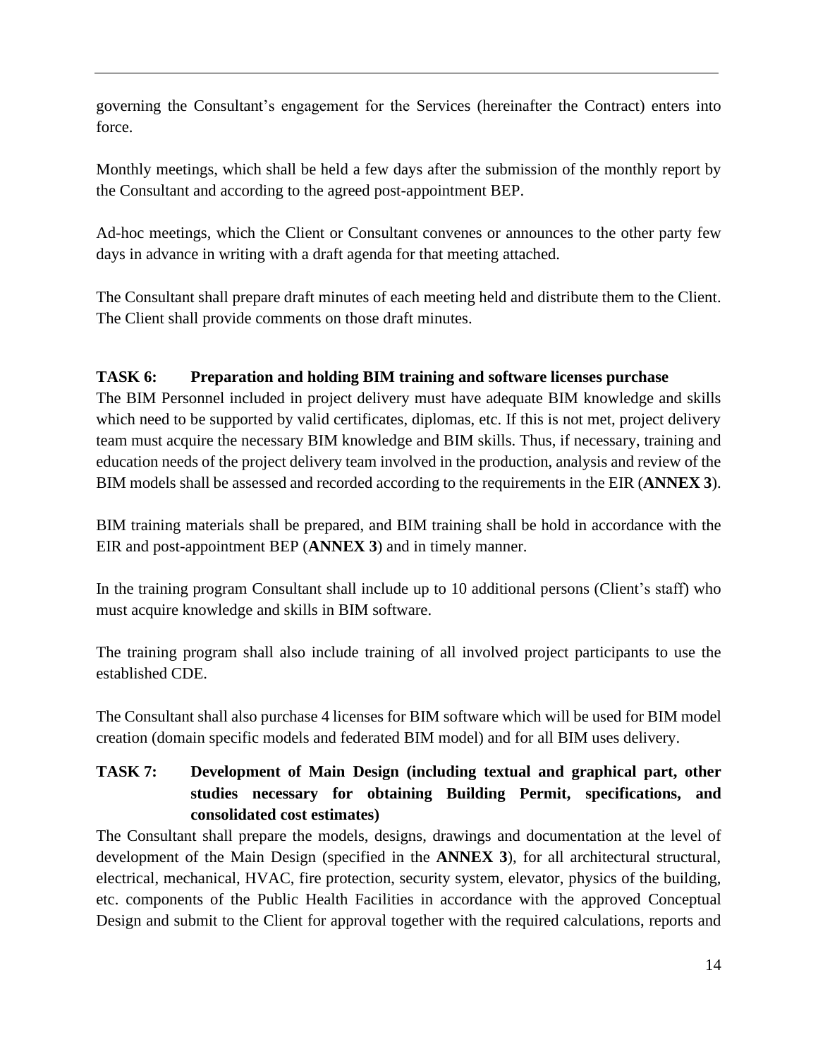governing the Consultant's engagement for the Services (hereinafter the Contract) enters into force.

Monthly meetings, which shall be held a few days after the submission of the monthly report by the Consultant and according to the agreed post-appointment BEP.

Ad-hoc meetings, which the Client or Consultant convenes or announces to the other party few days in advance in writing with a draft agenda for that meeting attached.

The Consultant shall prepare draft minutes of each meeting held and distribute them to the Client. The Client shall provide comments on those draft minutes.

**TASK 6: Preparation and holding BIM training and software licenses purchase**

The BIM Personnel included in project delivery must have adequate BIM knowledge and skills which need to be supported by valid certificates, diplomas, etc. If this is not met, project delivery team must acquire the necessary BIM knowledge and BIM skills. Thus, if necessary, training and education needs of the project delivery team involved in the production, analysis and review of the BIM models shall be assessed and recorded according to the requirements in the EIR (**ANNEX 3**).

BIM training materials shall be prepared, and BIM training shall be hold in accordance with the EIR and post-appointment BEP (**ANNEX 3**) and in timely manner.

In the training program Consultant shall include up to 10 additional persons (Client's staff) who must acquire knowledge and skills in BIM software.

The training program shall also include training of all involved project participants to use the established CDE.

The Consultant shall also purchase 4 licenses for BIM software which will be used for BIM model creation (domain specific models and federated BIM model) and for all BIM uses delivery.

**TASK 7: Development of Main Design (including textual and graphical part, other studies necessary for obtaining Building Permit, specifications, and consolidated cost estimates)**

The Consultant shall prepare the models, designs, drawings and documentation at the level of development of the Main Design (specified in the **ANNEX 3**), for all architectural structural, electrical, mechanical, HVAC, fire protection, security system, elevator, physics of the building, etc. components of the Public Health Facilities in accordance with the approved Conceptual Design and submit to the Client for approval together with the required calculations, reports and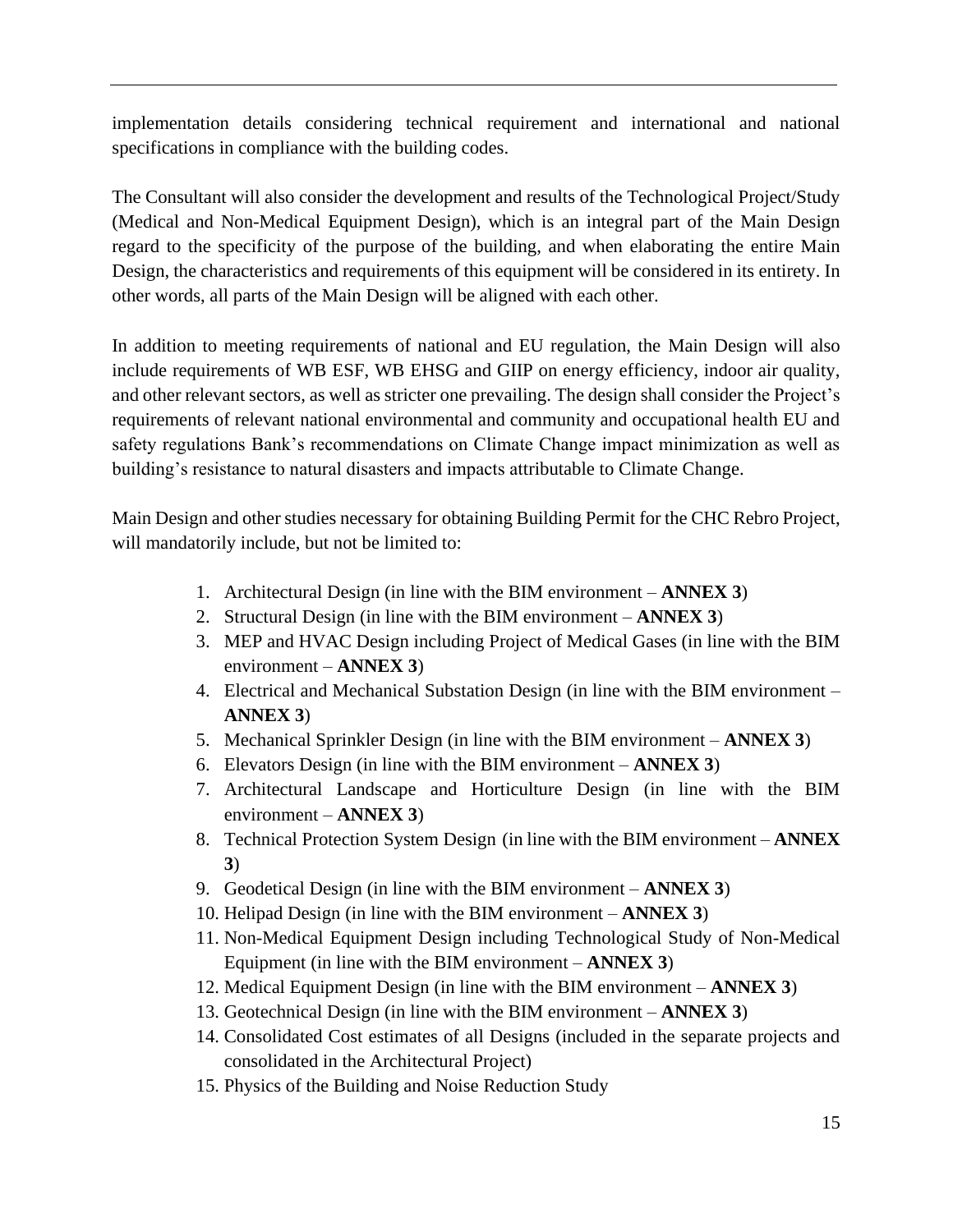implementation details considering technical requirement and international and national specifications in compliance with the building codes.

The Consultant will also consider the development and results of the Technological Project/Study (Medical and Non-Medical Equipment Design), which is an integral part of the Main Design regard to the specificity of the purpose of the building, and when elaborating the entire Main Design, the characteristics and requirements of this equipment will be considered in its entirety. In other words, all parts of the Main Design will be aligned with each other.

In addition to meeting requirements of national and EU regulation, the Main Design will also include requirements of WB ESF, WB EHSG and GIIP on energy efficiency, indoor air quality, and other relevant sectors, as well as stricter one prevailing. The design shall consider the Project's requirements of relevant national environmental and community and occupational health EU and safety regulations Bank's recommendations on Climate Change impact minimization as well as building's resistance to natural disasters and impacts attributable to Climate Change.

Main Design and other studies necessary for obtaining Building Permit for the CHC Rebro Project, will mandatorily include, but not be limited to:

1. Architectural Design (in line with the BIM environment – **ANNEX 3**)
2. Structural Design (in line with the BIM environment – **ANNEX 3**)
3. MEP and HVAC Design including Project of Medical Gases (in line with the BIM environment – **ANNEX 3**)
4. Electrical and Mechanical Substation Design (in line with the BIM environment – **ANNEX 3**)
5. Mechanical Sprinkler Design (in line with the BIM environment – **ANNEX 3**)
6. Elevators Design (in line with the BIM environment – **ANNEX 3**)
7. Architectural Landscape and Horticulture Design (in line with the BIM environment – **ANNEX 3**)
8. Technical Protection System Design (in line with the BIM environment – **ANNEX 3**)
9. Geodetical Design (in line with the BIM environment – **ANNEX 3**)
10. Helipad Design (in line with the BIM environment – **ANNEX 3**)
11. Non-Medical Equipment Design including Technological Study of Non-Medical Equipment (in line with the BIM environment – **ANNEX 3**)
12. Medical Equipment Design (in line with the BIM environment – **ANNEX 3**)
13. Geotechnical Design (in line with the BIM environment – **ANNEX 3**)
14. Consolidated Cost estimates of all Designs (included in the separate projects and consolidated in the Architectural Project)
15. Physics of the Building and Noise Reduction Study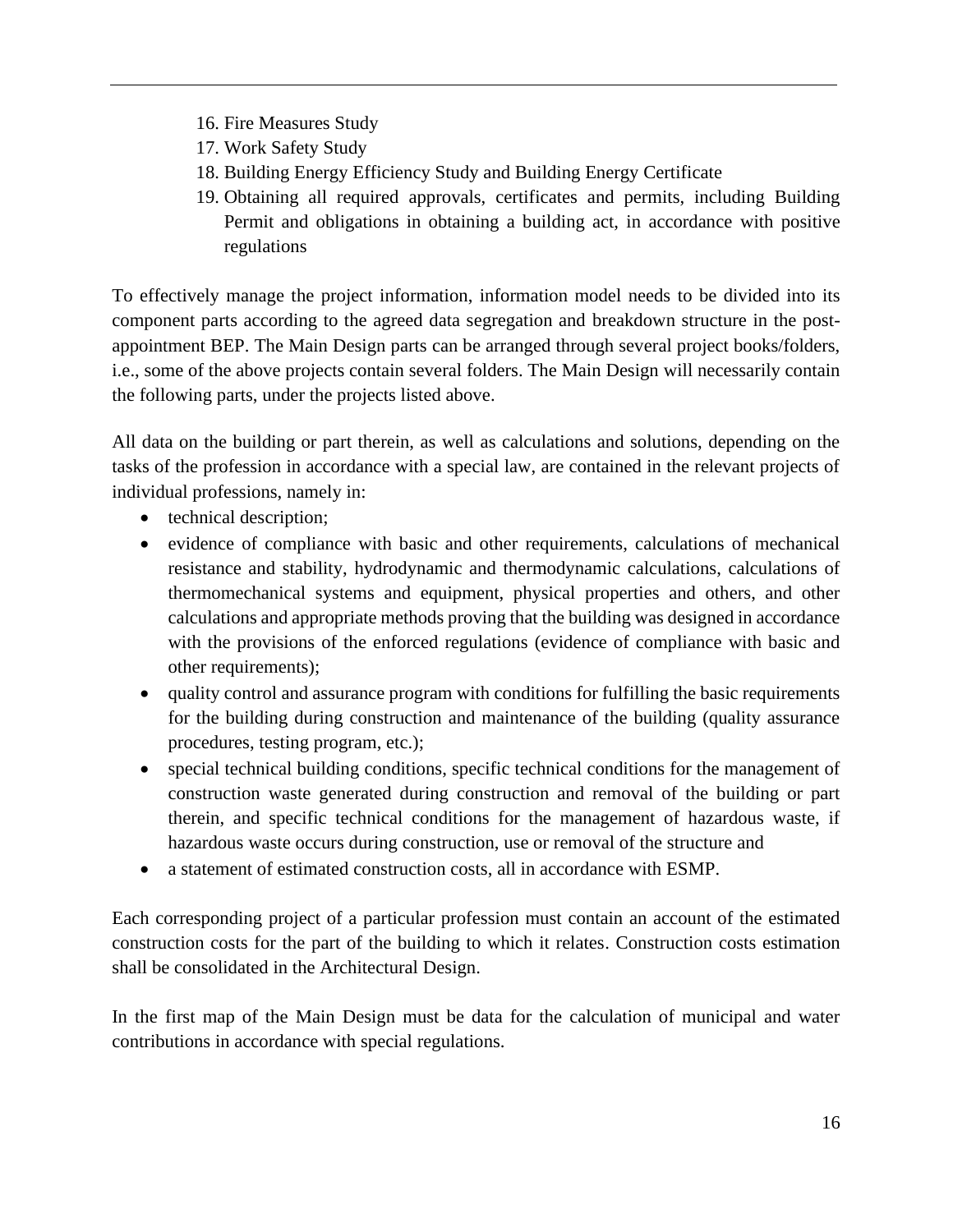16. Fire Measures Study
17. Work Safety Study
18. Building Energy Efficiency Study and Building Energy Certificate
19. Obtaining all required approvals, certificates and permits, including Building Permit and obligations in obtaining a building act, in accordance with positive regulations

To effectively manage the project information, information model needs to be divided into its component parts according to the agreed data segregation and breakdown structure in the post-appointment BEP. The Main Design parts can be arranged through several project books/folders, i.e., some of the above projects contain several folders. The Main Design will necessarily contain the following parts, under the projects listed above.

All data on the building or part therein, as well as calculations and solutions, depending on the tasks of the profession in accordance with a special law, are contained in the relevant projects of individual professions, namely in:

- technical description;
- evidence of compliance with basic and other requirements, calculations of mechanical resistance and stability, hydrodynamic and thermodynamic calculations, calculations of thermomechanical systems and equipment, physical properties and others, and other calculations and appropriate methods proving that the building was designed in accordance with the provisions of the enforced regulations (evidence of compliance with basic and other requirements);
- quality control and assurance program with conditions for fulfilling the basic requirements for the building during construction and maintenance of the building (quality assurance procedures, testing program, etc.);
- special technical building conditions, specific technical conditions for the management of construction waste generated during construction and removal of the building or part therein, and specific technical conditions for the management of hazardous waste, if hazardous waste occurs during construction, use or removal of the structure and
- a statement of estimated construction costs, all in accordance with ESMP.

Each corresponding project of a particular profession must contain an account of the estimated construction costs for the part of the building to which it relates. Construction costs estimation shall be consolidated in the Architectural Design.

In the first map of the Main Design must be data for the calculation of municipal and water contributions in accordance with special regulations.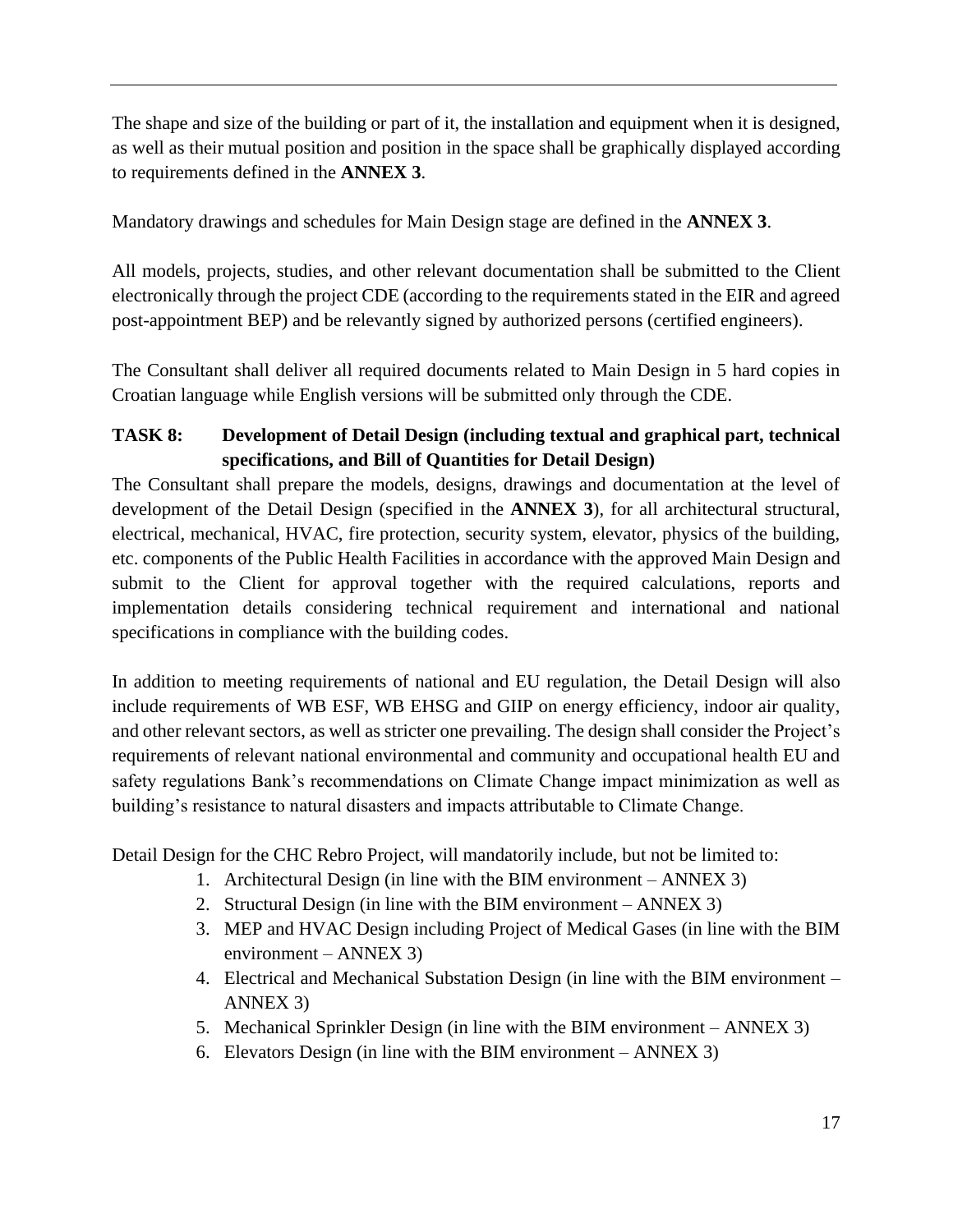The shape and size of the building or part of it, the installation and equipment when it is designed, as well as their mutual position and position in the space shall be graphically displayed according to requirements defined in the **ANNEX 3**.

Mandatory drawings and schedules for Main Design stage are defined in the **ANNEX 3**.

All models, projects, studies, and other relevant documentation shall be submitted to the Client electronically through the project CDE (according to the requirements stated in the EIR and agreed post-appointment BEP) and be relevantly signed by authorized persons (certified engineers).

The Consultant shall deliver all required documents related to Main Design in 5 hard copies in Croatian language while English versions will be submitted only through the CDE.

### TASK 8: Development of Detail Design (including textual and graphical part, technical specifications, and Bill of Quantities for Detail Design)

The Consultant shall prepare the models, designs, drawings and documentation at the level of development of the Detail Design (specified in the **ANNEX 3**), for all architectural structural, electrical, mechanical, HVAC, fire protection, security system, elevator, physics of the building, etc. components of the Public Health Facilities in accordance with the approved Main Design and submit to the Client for approval together with the required calculations, reports and implementation details considering technical requirement and international and national specifications in compliance with the building codes.

In addition to meeting requirements of national and EU regulation, the Detail Design will also include requirements of WB ESF, WB EHSG and GIIP on energy efficiency, indoor air quality, and other relevant sectors, as well as stricter one prevailing. The design shall consider the Project's requirements of relevant national environmental and community and occupational health EU and safety regulations Bank's recommendations on Climate Change impact minimization as well as building's resistance to natural disasters and impacts attributable to Climate Change.

Detail Design for the CHC Rebro Project, will mandatorily include, but not be limited to:

1. Architectural Design (in line with the BIM environment – ANNEX 3)
2. Structural Design (in line with the BIM environment – ANNEX 3)
3. MEP and HVAC Design including Project of Medical Gases (in line with the BIM environment – ANNEX 3)
4. Electrical and Mechanical Substation Design (in line with the BIM environment – ANNEX 3)
5. Mechanical Sprinkler Design (in line with the BIM environment – ANNEX 3)
6. Elevators Design (in line with the BIM environment – ANNEX 3)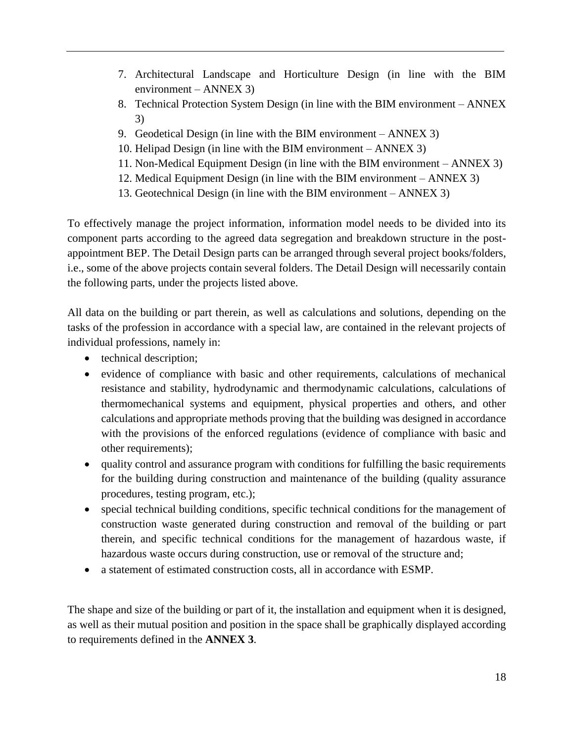7. Architectural Landscape and Horticulture Design (in line with the BIM environment – ANNEX 3)
8. Technical Protection System Design (in line with the BIM environment – ANNEX 3)
9. Geodetical Design (in line with the BIM environment – ANNEX 3)
10. Helipad Design (in line with the BIM environment – ANNEX 3)
11. Non-Medical Equipment Design (in line with the BIM environment – ANNEX 3)
12. Medical Equipment Design (in line with the BIM environment – ANNEX 3)
13. Geotechnical Design (in line with the BIM environment – ANNEX 3)

To effectively manage the project information, information model needs to be divided into its component parts according to the agreed data segregation and breakdown structure in the post-appointment BEP. The Detail Design parts can be arranged through several project books/folders, i.e., some of the above projects contain several folders. The Detail Design will necessarily contain the following parts, under the projects listed above.

All data on the building or part therein, as well as calculations and solutions, depending on the tasks of the profession in accordance with a special law, are contained in the relevant projects of individual professions, namely in:

- technical description;
- evidence of compliance with basic and other requirements, calculations of mechanical resistance and stability, hydrodynamic and thermodynamic calculations, calculations of thermomechanical systems and equipment, physical properties and others, and other calculations and appropriate methods proving that the building was designed in accordance with the provisions of the enforced regulations (evidence of compliance with basic and other requirements);
- quality control and assurance program with conditions for fulfilling the basic requirements for the building during construction and maintenance of the building (quality assurance procedures, testing program, etc.);
- special technical building conditions, specific technical conditions for the management of construction waste generated during construction and removal of the building or part therein, and specific technical conditions for the management of hazardous waste, if hazardous waste occurs during construction, use or removal of the structure and;
- a statement of estimated construction costs, all in accordance with ESMP.

The shape and size of the building or part of it, the installation and equipment when it is designed, as well as their mutual position and position in the space shall be graphically displayed according to requirements defined in the **ANNEX 3**.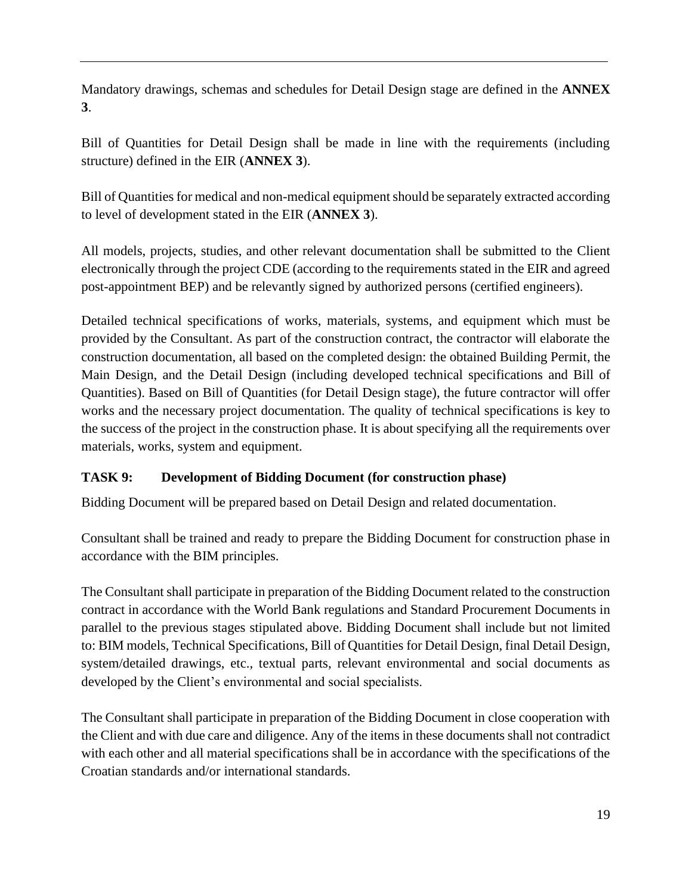Mandatory drawings, schemas and schedules for Detail Design stage are defined in the **ANNEX 3**.

Bill of Quantities for Detail Design shall be made in line with the requirements (including structure) defined in the EIR (**ANNEX 3**).

Bill of Quantities for medical and non-medical equipment should be separately extracted according to level of development stated in the EIR (**ANNEX 3**).

All models, projects, studies, and other relevant documentation shall be submitted to the Client electronically through the project CDE (according to the requirements stated in the EIR and agreed post-appointment BEP) and be relevantly signed by authorized persons (certified engineers).

Detailed technical specifications of works, materials, systems, and equipment which must be provided by the Consultant. As part of the construction contract, the contractor will elaborate the construction documentation, all based on the completed design: the obtained Building Permit, the Main Design, and the Detail Design (including developed technical specifications and Bill of Quantities). Based on Bill of Quantities (for Detail Design stage), the future contractor will offer works and the necessary project documentation. The quality of technical specifications is key to the success of the project in the construction phase. It is about specifying all the requirements over materials, works, system and equipment.

### TASK 9: Development of Bidding Document (for construction phase)

Bidding Document will be prepared based on Detail Design and related documentation.

Consultant shall be trained and ready to prepare the Bidding Document for construction phase in accordance with the BIM principles.

The Consultant shall participate in preparation of the Bidding Document related to the construction contract in accordance with the World Bank regulations and Standard Procurement Documents in parallel to the previous stages stipulated above. Bidding Document shall include but not limited to: BIM models, Technical Specifications, Bill of Quantities for Detail Design, final Detail Design, system/detailed drawings, etc., textual parts, relevant environmental and social documents as developed by the Client's environmental and social specialists.

The Consultant shall participate in preparation of the Bidding Document in close cooperation with the Client and with due care and diligence. Any of the items in these documents shall not contradict with each other and all material specifications shall be in accordance with the specifications of the Croatian standards and/or international standards.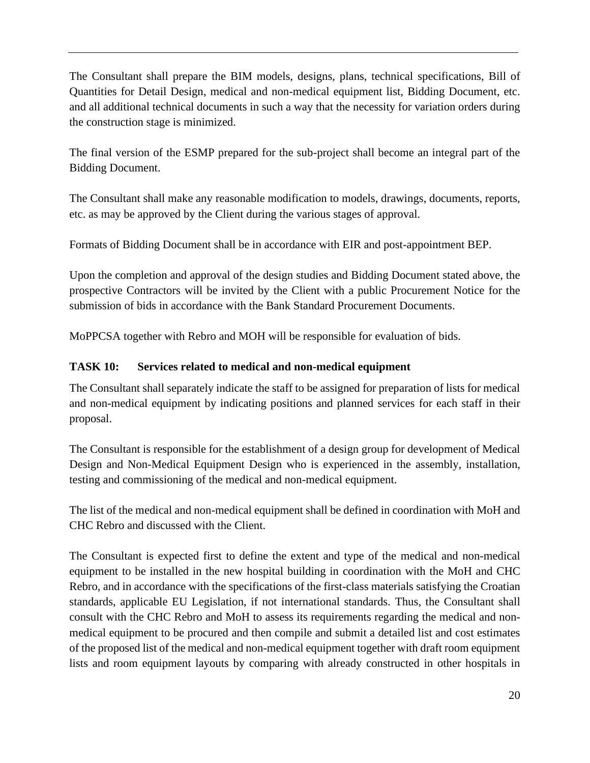The Consultant shall prepare the BIM models, designs, plans, technical specifications, Bill of Quantities for Detail Design, medical and non-medical equipment list, Bidding Document, etc. and all additional technical documents in such a way that the necessity for variation orders during the construction stage is minimized.

The final version of the ESMP prepared for the sub-project shall become an integral part of the Bidding Document.

The Consultant shall make any reasonable modification to models, drawings, documents, reports, etc. as may be approved by the Client during the various stages of approval.

Formats of Bidding Document shall be in accordance with EIR and post-appointment BEP.

Upon the completion and approval of the design studies and Bidding Document stated above, the prospective Contractors will be invited by the Client with a public Procurement Notice for the submission of bids in accordance with the Bank Standard Procurement Documents.

MoPPCSA together with Rebro and MOH will be responsible for evaluation of bids.

### TASK 10: Services related to medical and non-medical equipment

The Consultant shall separately indicate the staff to be assigned for preparation of lists for medical and non-medical equipment by indicating positions and planned services for each staff in their proposal.

The Consultant is responsible for the establishment of a design group for development of Medical Design and Non-Medical Equipment Design who is experienced in the assembly, installation, testing and commissioning of the medical and non-medical equipment.

The list of the medical and non-medical equipment shall be defined in coordination with MoH and CHC Rebro and discussed with the Client.

The Consultant is expected first to define the extent and type of the medical and non-medical equipment to be installed in the new hospital building in coordination with the MoH and CHC Rebro, and in accordance with the specifications of the first-class materials satisfying the Croatian standards, applicable EU Legislation, if not international standards. Thus, the Consultant shall consult with the CHC Rebro and MoH to assess its requirements regarding the medical and non-medical equipment to be procured and then compile and submit a detailed list and cost estimates of the proposed list of the medical and non-medical equipment together with draft room equipment lists and room equipment layouts by comparing with already constructed in other hospitals in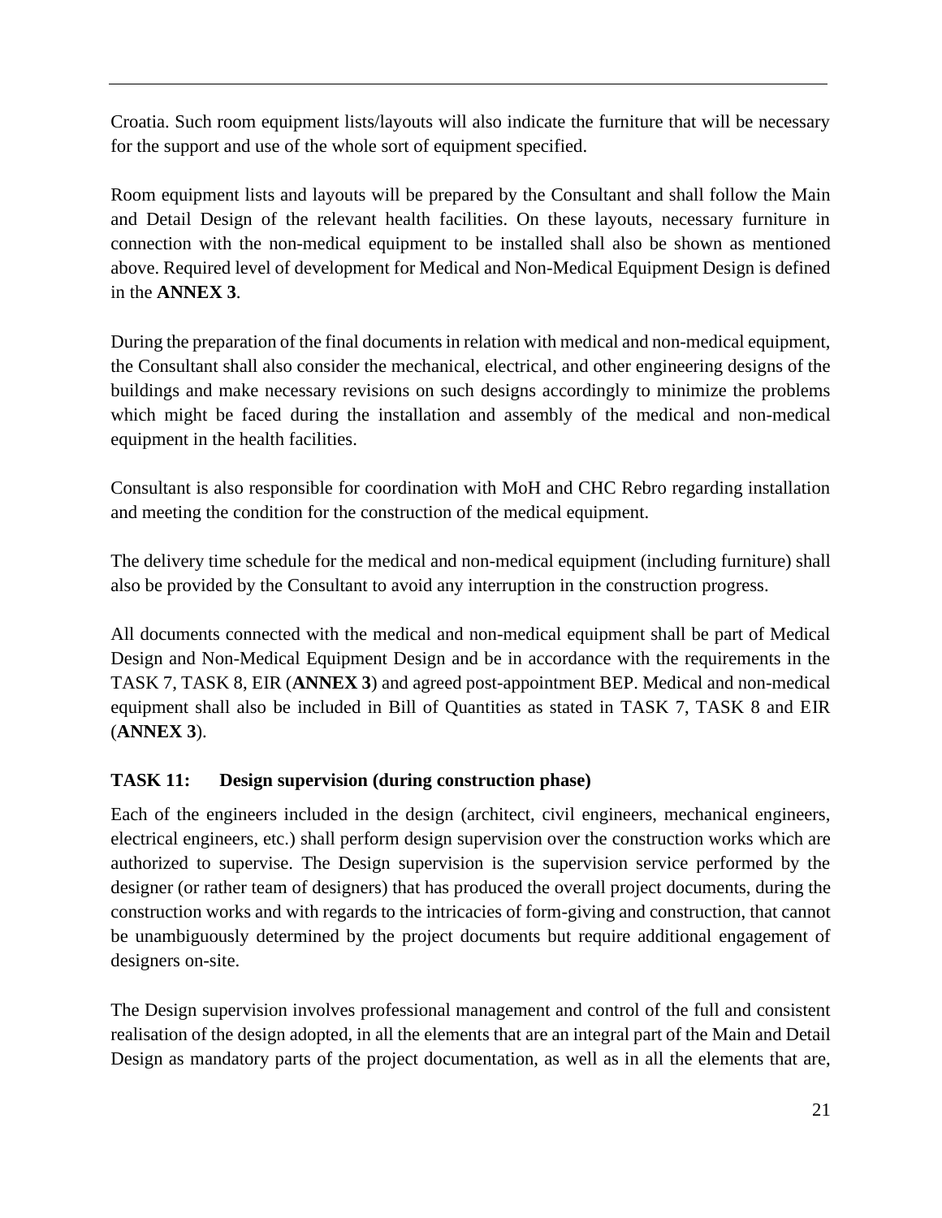Croatia. Such room equipment lists/layouts will also indicate the furniture that will be necessary for the support and use of the whole sort of equipment specified.

Room equipment lists and layouts will be prepared by the Consultant and shall follow the Main and Detail Design of the relevant health facilities. On these layouts, necessary furniture in connection with the non-medical equipment to be installed shall also be shown as mentioned above. Required level of development for Medical and Non-Medical Equipment Design is defined in the **ANNEX 3**.

During the preparation of the final documents in relation with medical and non-medical equipment, the Consultant shall also consider the mechanical, electrical, and other engineering designs of the buildings and make necessary revisions on such designs accordingly to minimize the problems which might be faced during the installation and assembly of the medical and non-medical equipment in the health facilities.

Consultant is also responsible for coordination with MoH and CHC Rebro regarding installation and meeting the condition for the construction of the medical equipment.

The delivery time schedule for the medical and non-medical equipment (including furniture) shall also be provided by the Consultant to avoid any interruption in the construction progress.

All documents connected with the medical and non-medical equipment shall be part of Medical Design and Non-Medical Equipment Design and be in accordance with the requirements in the TASK 7, TASK 8, EIR (**ANNEX 3**) and agreed post-appointment BEP. Medical and non-medical equipment shall also be included in Bill of Quantities as stated in TASK 7, TASK 8 and EIR (**ANNEX 3**).

### TASK 11: Design supervision (during construction phase)

Each of the engineers included in the design (architect, civil engineers, mechanical engineers, electrical engineers, etc.) shall perform design supervision over the construction works which are authorized to supervise. The Design supervision is the supervision service performed by the designer (or rather team of designers) that has produced the overall project documents, during the construction works and with regards to the intricacies of form-giving and construction, that cannot be unambiguously determined by the project documents but require additional engagement of designers on-site.

The Design supervision involves professional management and control of the full and consistent realisation of the design adopted, in all the elements that are an integral part of the Main and Detail Design as mandatory parts of the project documentation, as well as in all the elements that are,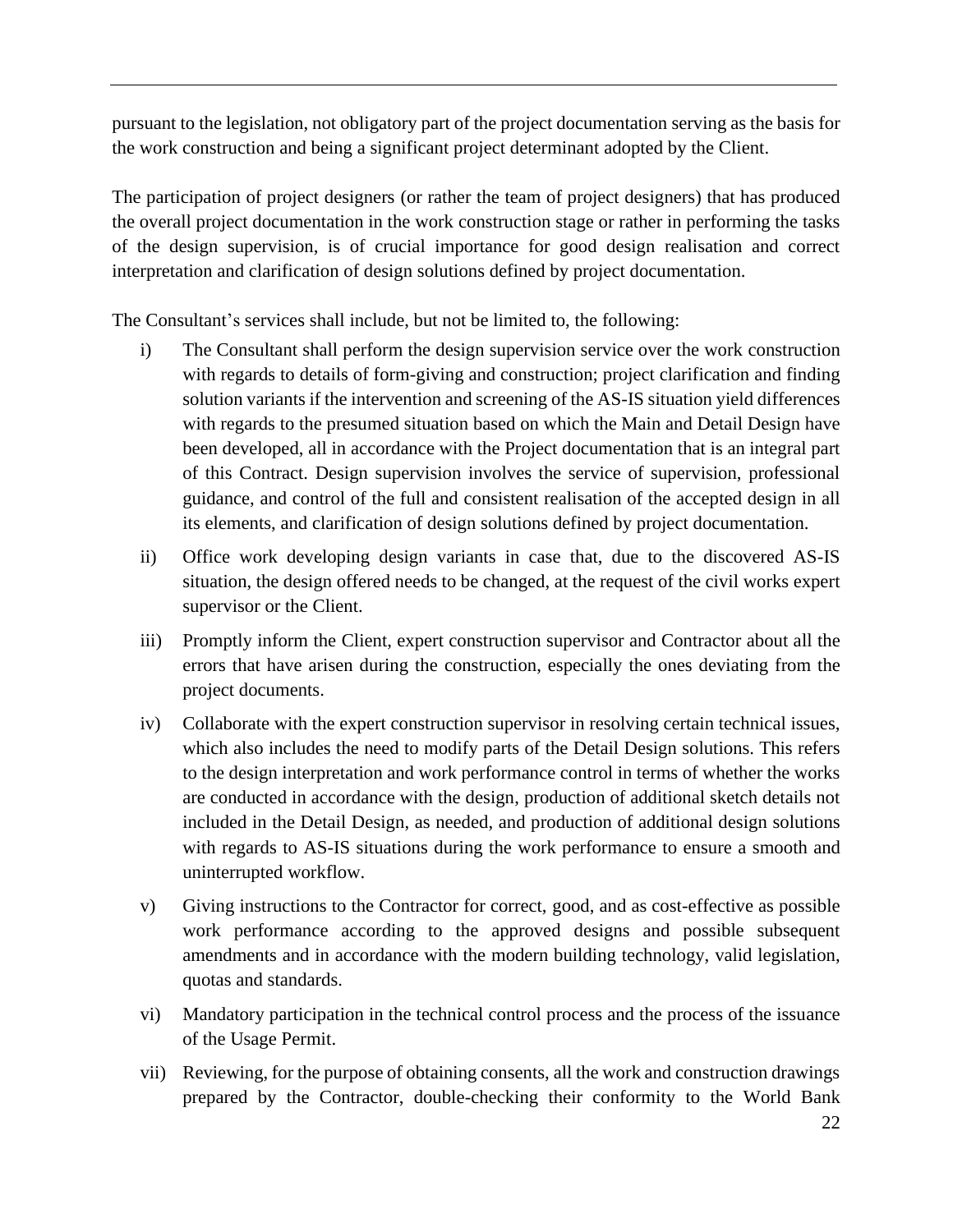pursuant to the legislation, not obligatory part of the project documentation serving as the basis for the work construction and being a significant project determinant adopted by the Client.

The participation of project designers (or rather the team of project designers) that has produced the overall project documentation in the work construction stage or rather in performing the tasks of the design supervision, is of crucial importance for good design realisation and correct interpretation and clarification of design solutions defined by project documentation.

The Consultant's services shall include, but not be limited to, the following:

i) The Consultant shall perform the design supervision service over the work construction with regards to details of form-giving and construction; project clarification and finding solution variants if the intervention and screening of the AS-IS situation yield differences with regards to the presumed situation based on which the Main and Detail Design have been developed, all in accordance with the Project documentation that is an integral part of this Contract. Design supervision involves the service of supervision, professional guidance, and control of the full and consistent realisation of the accepted design in all its elements, and clarification of design solutions defined by project documentation.

ii) Office work developing design variants in case that, due to the discovered AS-IS situation, the design offered needs to be changed, at the request of the civil works expert supervisor or the Client.

iii) Promptly inform the Client, expert construction supervisor and Contractor about all the errors that have arisen during the construction, especially the ones deviating from the project documents.

iv) Collaborate with the expert construction supervisor in resolving certain technical issues, which also includes the need to modify parts of the Detail Design solutions. This refers to the design interpretation and work performance control in terms of whether the works are conducted in accordance with the design, production of additional sketch details not included in the Detail Design, as needed, and production of additional design solutions with regards to AS-IS situations during the work performance to ensure a smooth and uninterrupted workflow.

v) Giving instructions to the Contractor for correct, good, and as cost-effective as possible work performance according to the approved designs and possible subsequent amendments and in accordance with the modern building technology, valid legislation, quotas and standards.

vi) Mandatory participation in the technical control process and the process of the issuance of the Usage Permit.

vii) Reviewing, for the purpose of obtaining consents, all the work and construction drawings prepared by the Contractor, double-checking their conformity to the World Bank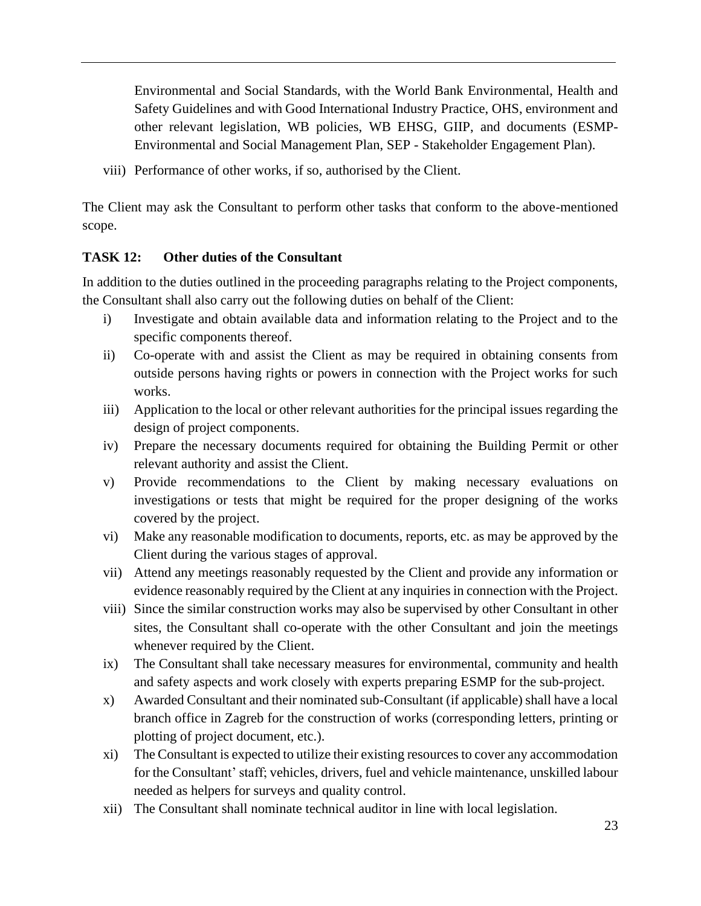Environmental and Social Standards, with the World Bank Environmental, Health and Safety Guidelines and with Good International Industry Practice, OHS, environment and other relevant legislation, WB policies, WB EHSG, GIIP, and documents (ESMP-Environmental and Social Management Plan, SEP - Stakeholder Engagement Plan).

viii) Performance of other works, if so, authorised by the Client.

The Client may ask the Consultant to perform other tasks that conform to the above-mentioned scope.

**TASK 12: Other duties of the Consultant**

In addition to the duties outlined in the proceeding paragraphs relating to the Project components, the Consultant shall also carry out the following duties on behalf of the Client:

i) Investigate and obtain available data and information relating to the Project and to the specific components thereof.

ii) Co-operate with and assist the Client as may be required in obtaining consents from outside persons having rights or powers in connection with the Project works for such works.

iii) Application to the local or other relevant authorities for the principal issues regarding the design of project components.

iv) Prepare the necessary documents required for obtaining the Building Permit or other relevant authority and assist the Client.

v) Provide recommendations to the Client by making necessary evaluations on investigations or tests that might be required for the proper designing of the works covered by the project.

vi) Make any reasonable modification to documents, reports, etc. as may be approved by the Client during the various stages of approval.

vii) Attend any meetings reasonably requested by the Client and provide any information or evidence reasonably required by the Client at any inquiries in connection with the Project.

viii) Since the similar construction works may also be supervised by other Consultant in other sites, the Consultant shall co-operate with the other Consultant and join the meetings whenever required by the Client.

ix) The Consultant shall take necessary measures for environmental, community and health and safety aspects and work closely with experts preparing ESMP for the sub-project.

x) Awarded Consultant and their nominated sub-Consultant (if applicable) shall have a local branch office in Zagreb for the construction of works (corresponding letters, printing or plotting of project document, etc.).

xi) The Consultant is expected to utilize their existing resources to cover any accommodation for the Consultant' staff; vehicles, drivers, fuel and vehicle maintenance, unskilled labour needed as helpers for surveys and quality control.

xii) The Consultant shall nominate technical auditor in line with local legislation.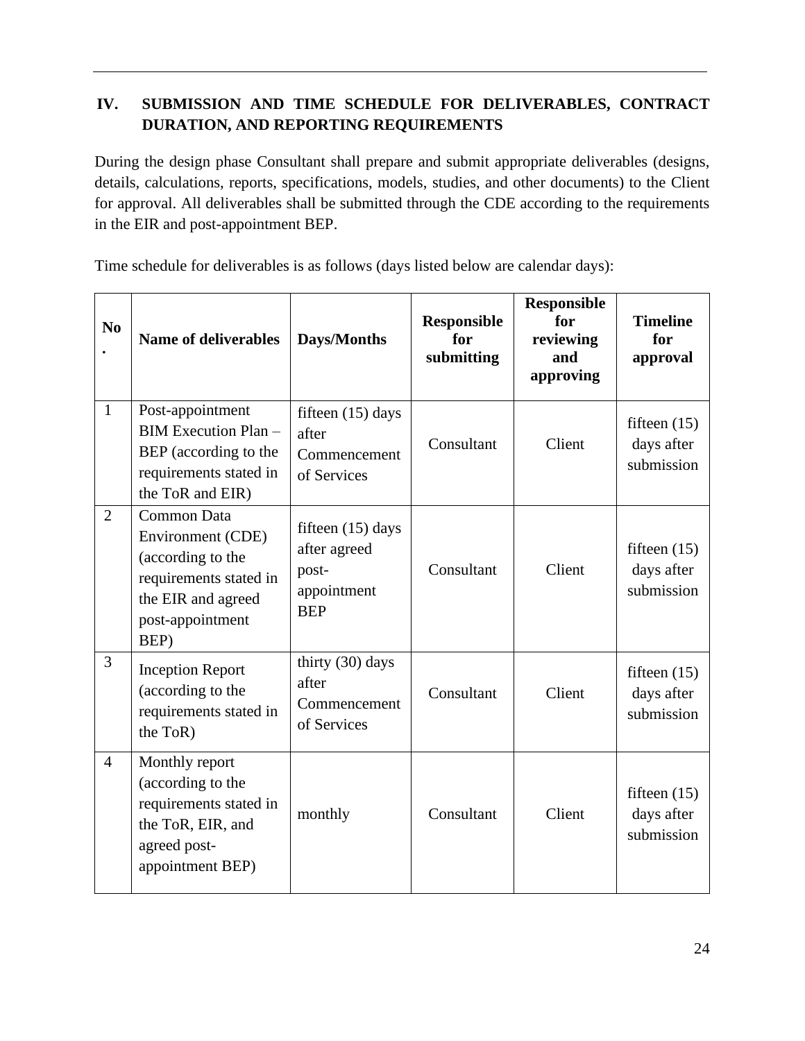## IV. SUBMISSION AND TIME SCHEDULE FOR DELIVERABLES, CONTRACT DURATION, AND REPORTING REQUIREMENTS

During the design phase Consultant shall prepare and submit appropriate deliverables (designs, details, calculations, reports, specifications, models, studies, and other documents) to the Client for approval. All deliverables shall be submitted through the CDE according to the requirements in the EIR and post-appointment BEP.

Time schedule for deliverables is as follows (days listed below are calendar days):

| No. | Name of deliverables | Days/Months | Responsible for submitting | Responsible for reviewing and approving | Timeline for approval |
|---|---|---|---|---|---|
| 1 | Post-appointment BIM Execution Plan – BEP (according to the requirements stated in the ToR and EIR) | fifteen (15) days after Commencement of Services | Consultant | Client | fifteen (15) days after submission |
| 2 | Common Data Environment (CDE) (according to the requirements stated in the EIR and agreed post-appointment BEP) | fifteen (15) days after agreed post-appointment BEP | Consultant | Client | fifteen (15) days after submission |
| 3 | Inception Report (according to the requirements stated in the ToR) | thirty (30) days after Commencement of Services | Consultant | Client | fifteen (15) days after submission |
| 4 | Monthly report (according to the requirements stated in the ToR, EIR, and agreed post-appointment BEP) | monthly | Consultant | Client | fifteen (15) days after submission |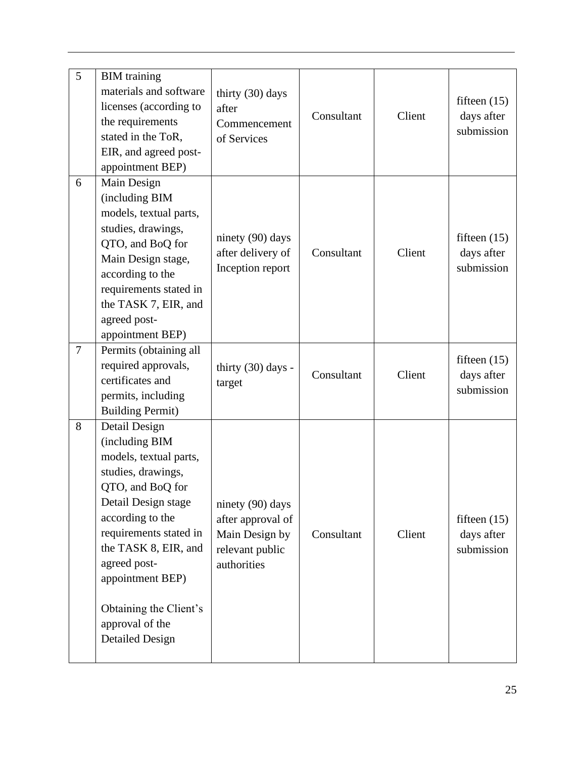| | | | | | |
|---|---|---|---|---|---|
| 5 | BIM training materials and software licenses (according to the requirements stated in the ToR, EIR, and agreed post-appointment BEP) | thirty (30) days after Commencement of Services | Consultant | Client | fifteen (15) days after submission |
| 6 | Main Design (including BIM models, textual parts, studies, drawings, QTO, and BoQ for Main Design stage, according to the requirements stated in the TASK 7, EIR, and agreed post-appointment BEP) | ninety (90) days after delivery of Inception report | Consultant | Client | fifteen (15) days after submission |
| 7 | Permits (obtaining all required approvals, certificates and permits, including Building Permit) | thirty (30) days - target | Consultant | Client | fifteen (15) days after submission |
| 8 | Detail Design (including BIM models, textual parts, studies, drawings, QTO, and BoQ for Detail Design stage according to the requirements stated in the TASK 8, EIR, and agreed post-appointment BEP)<br><br>Obtaining the Client's approval of the Detailed Design | ninety (90) days after approval of Main Design by relevant public authorities | Consultant | Client | fifteen (15) days after submission |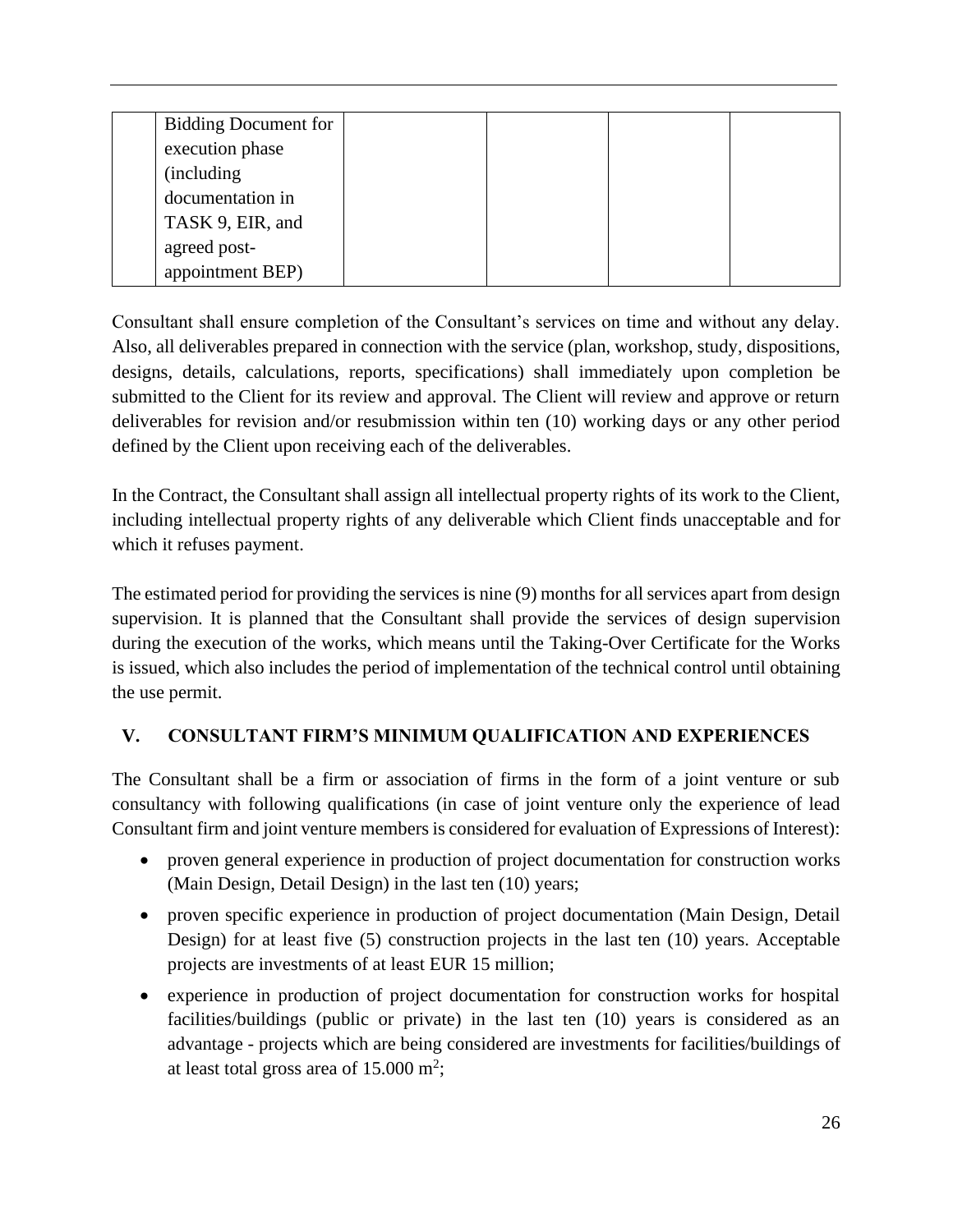|  |  |  |  |  |  |
|---|---|---|---|---|---|
|  | Bidding Document for execution phase (including documentation in TASK 9, EIR, and agreed post-appointment BEP) |  |  |  |  |

Consultant shall ensure completion of the Consultant's services on time and without any delay. Also, all deliverables prepared in connection with the service (plan, workshop, study, dispositions, designs, details, calculations, reports, specifications) shall immediately upon completion be submitted to the Client for its review and approval. The Client will review and approve or return deliverables for revision and/or resubmission within ten (10) working days or any other period defined by the Client upon receiving each of the deliverables.

In the Contract, the Consultant shall assign all intellectual property rights of its work to the Client, including intellectual property rights of any deliverable which Client finds unacceptable and for which it refuses payment.

The estimated period for providing the services is nine (9) months for all services apart from design supervision. It is planned that the Consultant shall provide the services of design supervision during the execution of the works, which means until the Taking-Over Certificate for the Works is issued, which also includes the period of implementation of the technical control until obtaining the use permit.

## V. CONSULTANT FIRM'S MINIMUM QUALIFICATION AND EXPERIENCES

The Consultant shall be a firm or association of firms in the form of a joint venture or sub consultancy with following qualifications (in case of joint venture only the experience of lead Consultant firm and joint venture members is considered for evaluation of Expressions of Interest):

- proven general experience in production of project documentation for construction works (Main Design, Detail Design) in the last ten (10) years;
- proven specific experience in production of project documentation (Main Design, Detail Design) for at least five (5) construction projects in the last ten (10) years. Acceptable projects are investments of at least EUR 15 million;
- experience in production of project documentation for construction works for hospital facilities/buildings (public or private) in the last ten (10) years is considered as an advantage - projects which are being considered are investments for facilities/buildings of at least total gross area of 15.000 $m^2$;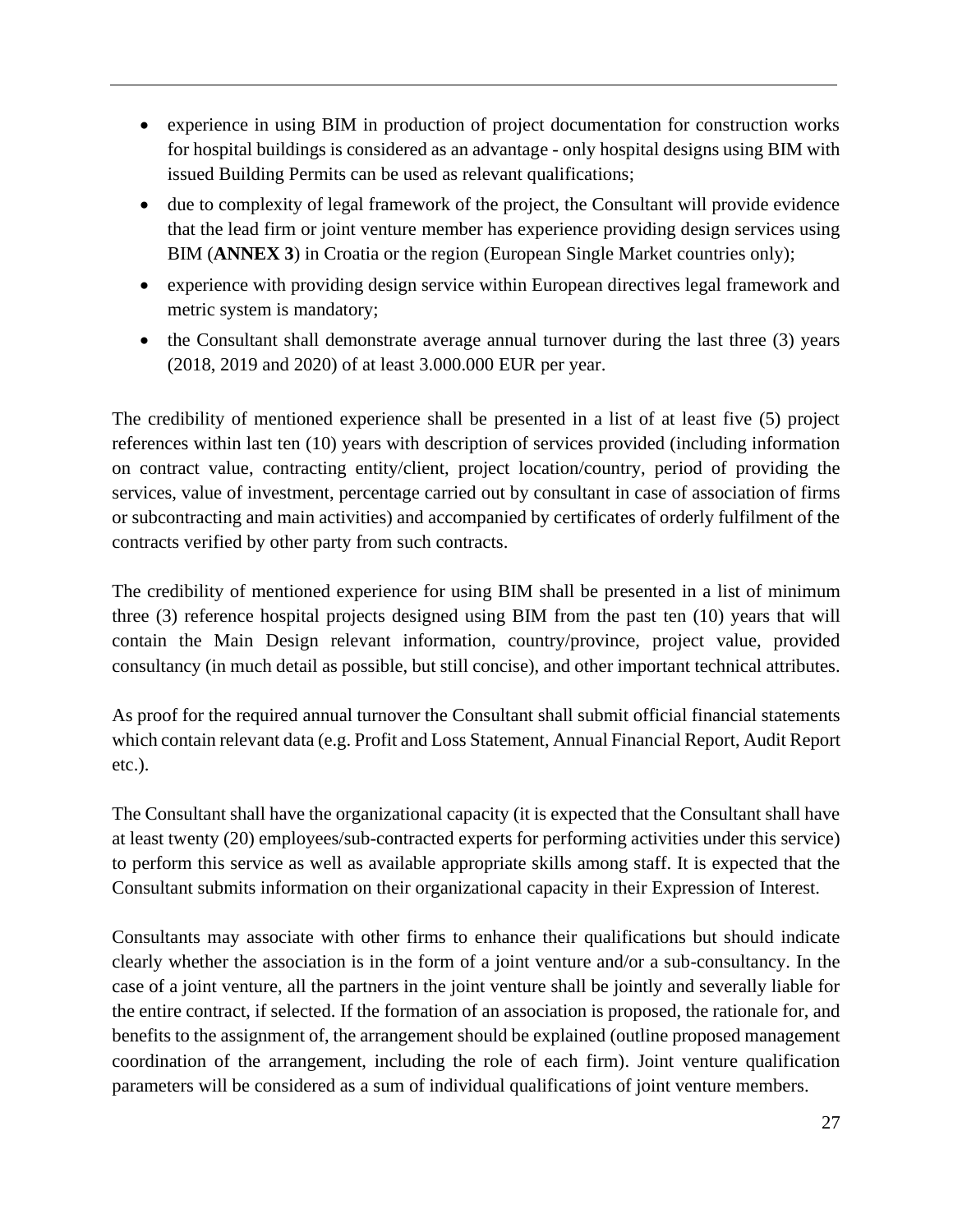- experience in using BIM in production of project documentation for construction works for hospital buildings is considered as an advantage - only hospital designs using BIM with issued Building Permits can be used as relevant qualifications;
- due to complexity of legal framework of the project, the Consultant will provide evidence that the lead firm or joint venture member has experience providing design services using BIM (**ANNEX 3**) in Croatia or the region (European Single Market countries only);
- experience with providing design service within European directives legal framework and metric system is mandatory;
- the Consultant shall demonstrate average annual turnover during the last three (3) years (2018, 2019 and 2020) of at least 3.000.000 EUR per year.

The credibility of mentioned experience shall be presented in a list of at least five (5) project references within last ten (10) years with description of services provided (including information on contract value, contracting entity/client, project location/country, period of providing the services, value of investment, percentage carried out by consultant in case of association of firms or subcontracting and main activities) and accompanied by certificates of orderly fulfilment of the contracts verified by other party from such contracts.

The credibility of mentioned experience for using BIM shall be presented in a list of minimum three (3) reference hospital projects designed using BIM from the past ten (10) years that will contain the Main Design relevant information, country/province, project value, provided consultancy (in much detail as possible, but still concise), and other important technical attributes.

As proof for the required annual turnover the Consultant shall submit official financial statements which contain relevant data (e.g. Profit and Loss Statement, Annual Financial Report, Audit Report etc.).

The Consultant shall have the organizational capacity (it is expected that the Consultant shall have at least twenty (20) employees/sub-contracted experts for performing activities under this service) to perform this service as well as available appropriate skills among staff. It is expected that the Consultant submits information on their organizational capacity in their Expression of Interest.

Consultants may associate with other firms to enhance their qualifications but should indicate clearly whether the association is in the form of a joint venture and/or a sub-consultancy. In the case of a joint venture, all the partners in the joint venture shall be jointly and severally liable for the entire contract, if selected. If the formation of an association is proposed, the rationale for, and benefits to the assignment of, the arrangement should be explained (outline proposed management coordination of the arrangement, including the role of each firm). Joint venture qualification parameters will be considered as a sum of individual qualifications of joint venture members.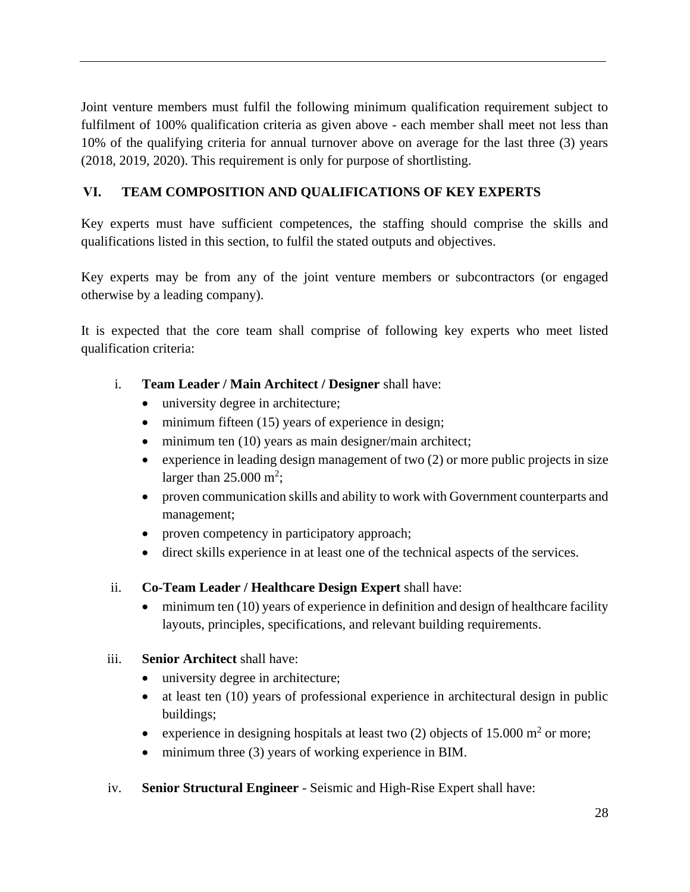Joint venture members must fulfil the following minimum qualification requirement subject to fulfilment of 100% qualification criteria as given above - each member shall meet not less than 10% of the qualifying criteria for annual turnover above on average for the last three (3) years (2018, 2019, 2020). This requirement is only for purpose of shortlisting.

## VI. TEAM COMPOSITION AND QUALIFICATIONS OF KEY EXPERTS

Key experts must have sufficient competences, the staffing should comprise the skills and qualifications listed in this section, to fulfil the stated outputs and objectives.

Key experts may be from any of the joint venture members or subcontractors (or engaged otherwise by a leading company).

It is expected that the core team shall comprise of following key experts who meet listed qualification criteria:

i. **Team Leader / Main Architect / Designer** shall have:
   - university degree in architecture;
   - minimum fifteen (15) years of experience in design;
   - minimum ten (10) years as main designer/main architect;
   - experience in leading design management of two (2) or more public projects in size larger than 25.000 $m^2$;
   - proven communication skills and ability to work with Government counterparts and management;
   - proven competency in participatory approach;
   - direct skills experience in at least one of the technical aspects of the services.

ii. **Co-Team Leader / Healthcare Design Expert** shall have:
   - minimum ten (10) years of experience in definition and design of healthcare facility layouts, principles, specifications, and relevant building requirements.

iii. **Senior Architect** shall have:
   - university degree in architecture;
   - at least ten (10) years of professional experience in architectural design in public buildings;
   - experience in designing hospitals at least two (2) objects of 15.000 $m^2$ or more;
   - minimum three (3) years of working experience in BIM.

iv. **Senior Structural Engineer** - Seismic and High-Rise Expert shall have: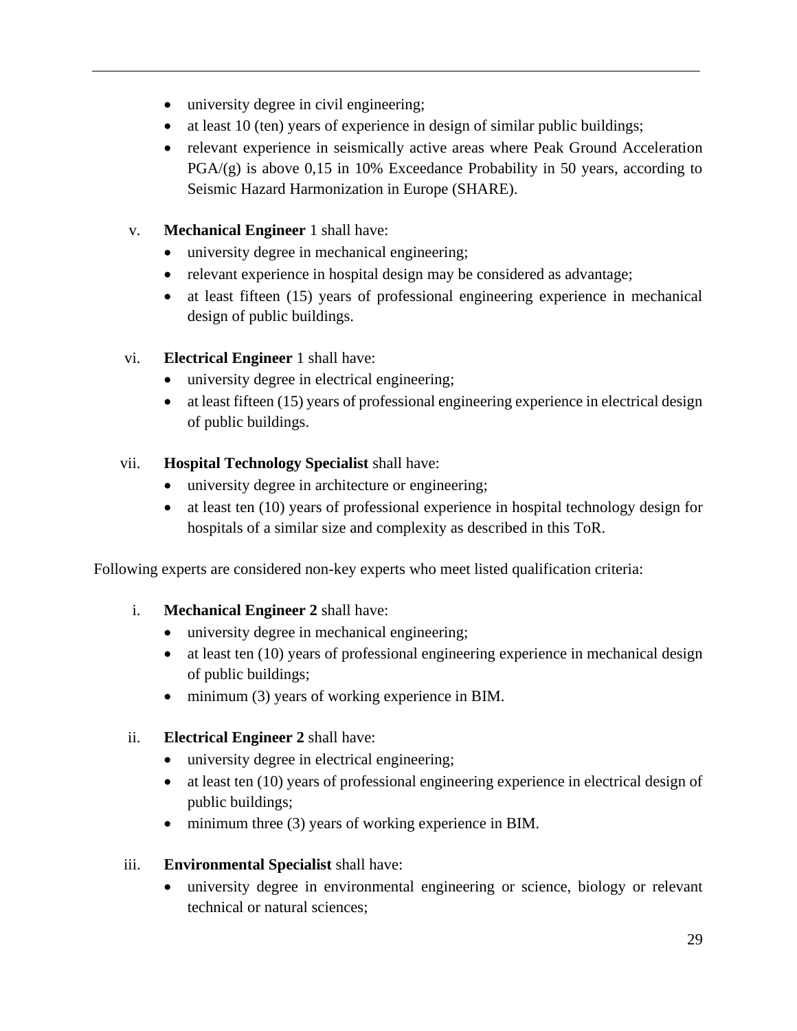- university degree in civil engineering;
- at least 10 (ten) years of experience in design of similar public buildings;
- relevant experience in seismically active areas where Peak Ground Acceleration PGA/(g) is above 0,15 in 10% Exceedance Probability in 50 years, according to Seismic Hazard Harmonization in Europe (SHARE).

v. **Mechanical Engineer** 1 shall have:
   - university degree in mechanical engineering;
   - relevant experience in hospital design may be considered as advantage;
   - at least fifteen (15) years of professional engineering experience in mechanical design of public buildings.

vi. **Electrical Engineer** 1 shall have:
   - university degree in electrical engineering;
   - at least fifteen (15) years of professional engineering experience in electrical design of public buildings.

vii. **Hospital Technology Specialist** shall have:
   - university degree in architecture or engineering;
   - at least ten (10) years of professional experience in hospital technology design for hospitals of a similar size and complexity as described in this ToR.

Following experts are considered non-key experts who meet listed qualification criteria:

i. **Mechanical Engineer 2** shall have:
   - university degree in mechanical engineering;
   - at least ten (10) years of professional engineering experience in mechanical design of public buildings;
   - minimum (3) years of working experience in BIM.

ii. **Electrical Engineer 2** shall have:
   - university degree in electrical engineering;
   - at least ten (10) years of professional engineering experience in electrical design of public buildings;
   - minimum three (3) years of working experience in BIM.

iii. **Environmental Specialist** shall have:
   - university degree in environmental engineering or science, biology or relevant technical or natural sciences;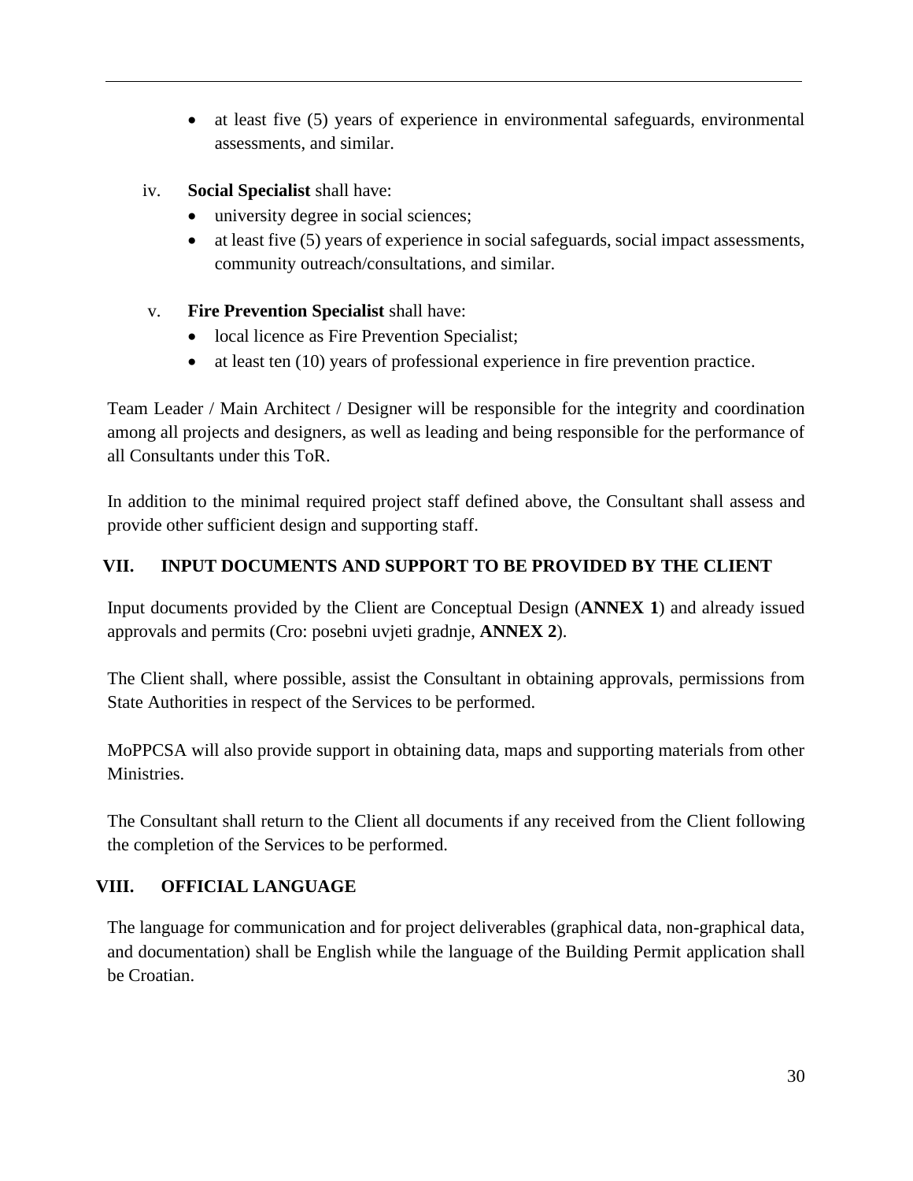- at least five (5) years of experience in environmental safeguards, environmental assessments, and similar.

iv. **Social Specialist** shall have:

- university degree in social sciences;
- at least five (5) years of experience in social safeguards, social impact assessments, community outreach/consultations, and similar.

v. **Fire Prevention Specialist** shall have:

- local licence as Fire Prevention Specialist;
- at least ten (10) years of professional experience in fire prevention practice.

Team Leader / Main Architect / Designer will be responsible for the integrity and coordination among all projects and designers, as well as leading and being responsible for the performance of all Consultants under this ToR.

In addition to the minimal required project staff defined above, the Consultant shall assess and provide other sufficient design and supporting staff.

## VII. INPUT DOCUMENTS AND SUPPORT TO BE PROVIDED BY THE CLIENT

Input documents provided by the Client are Conceptual Design (**ANNEX 1**) and already issued approvals and permits (Cro: posebni uvjeti gradnje, **ANNEX 2**).

The Client shall, where possible, assist the Consultant in obtaining approvals, permissions from State Authorities in respect of the Services to be performed.

MoPPCSA will also provide support in obtaining data, maps and supporting materials from other Ministries.

The Consultant shall return to the Client all documents if any received from the Client following the completion of the Services to be performed.

## VIII. OFFICIAL LANGUAGE

The language for communication and for project deliverables (graphical data, non-graphical data, and documentation) shall be English while the language of the Building Permit application shall be Croatian.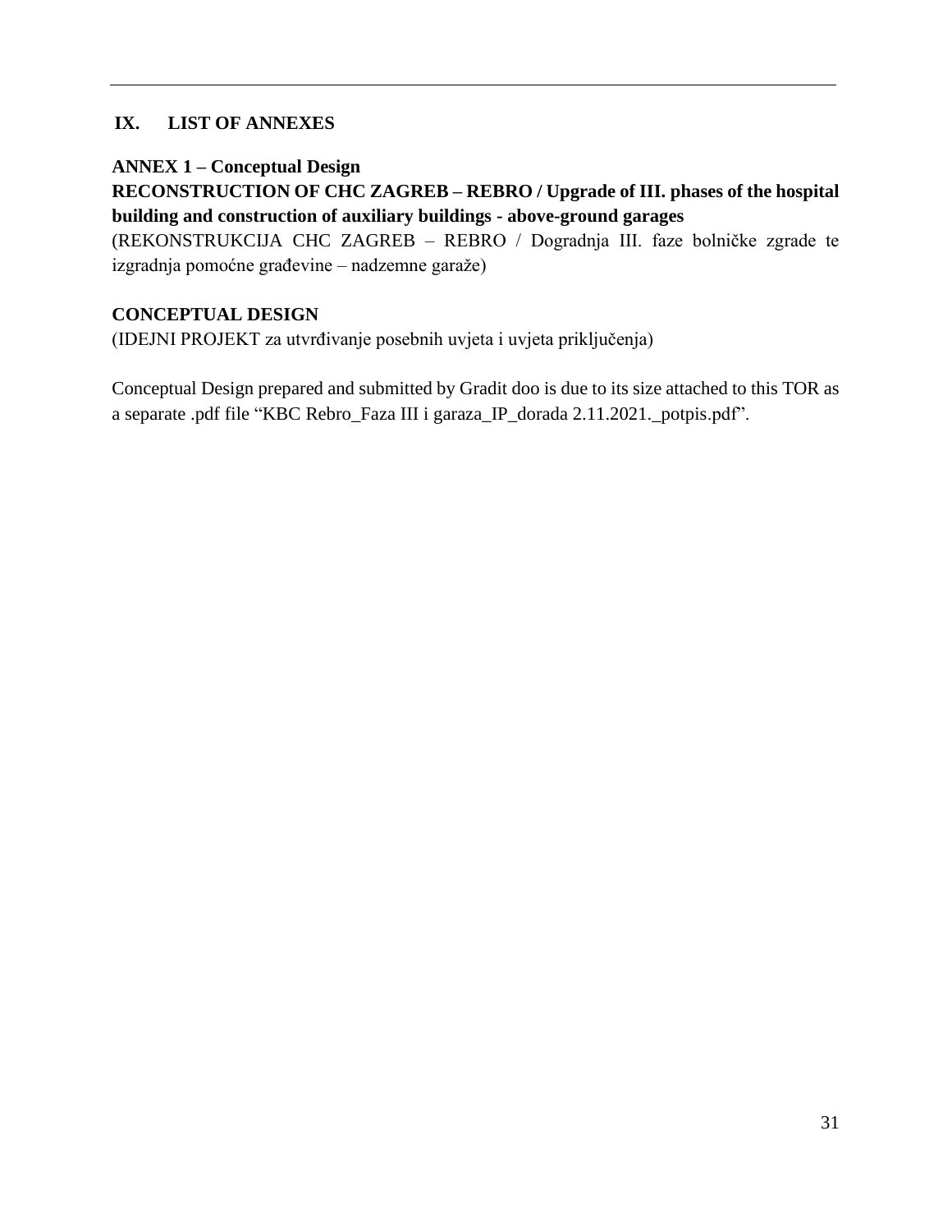## IX. LIST OF ANNEXES

**ANNEX 1 – Conceptual Design**

**RECONSTRUCTION OF CHC ZAGREB – REBRO / Upgrade of III. phases of the hospital building and construction of auxiliary buildings - above-ground garages**

(REKONSTRUKCIJA CHC ZAGREB – REBRO / Dogradnja III. faze bolničke zgrade te izgradnja pomoćne građevine – nadzemne garaže)

**CONCEPTUAL DESIGN**

(IDEJNI PROJEKT za utvrđivanje posebnih uvjeta i uvjeta priključenja)

Conceptual Design prepared and submitted by Gradit doo is due to its size attached to this TOR as a separate .pdf file "KBC Rebro_Faza III i garaza_IP_dorada 2.11.2021._potpis.pdf".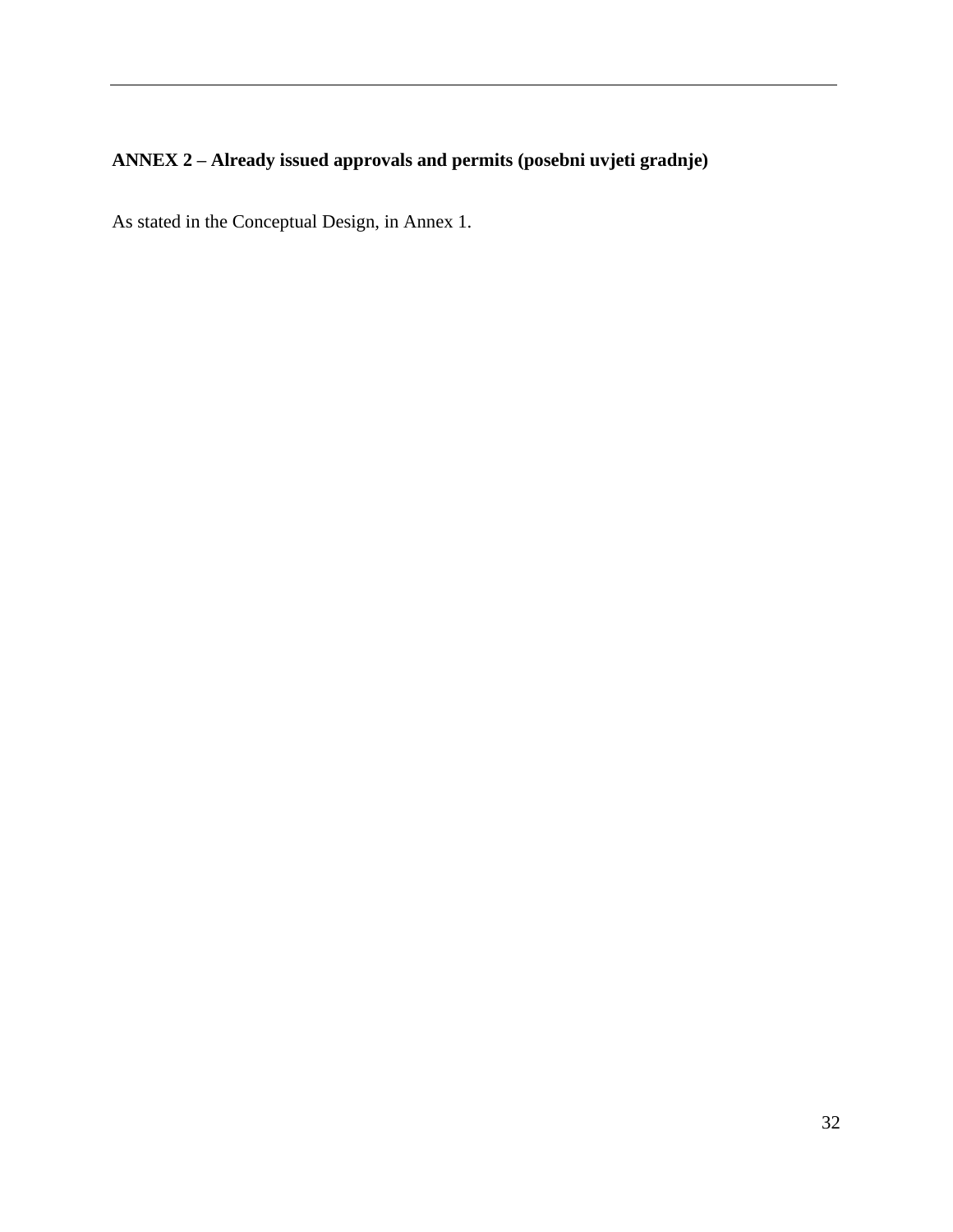## ANNEX 2 – Already issued approvals and permits (posebni uvjeti gradnje)

As stated in the Conceptual Design, in Annex 1.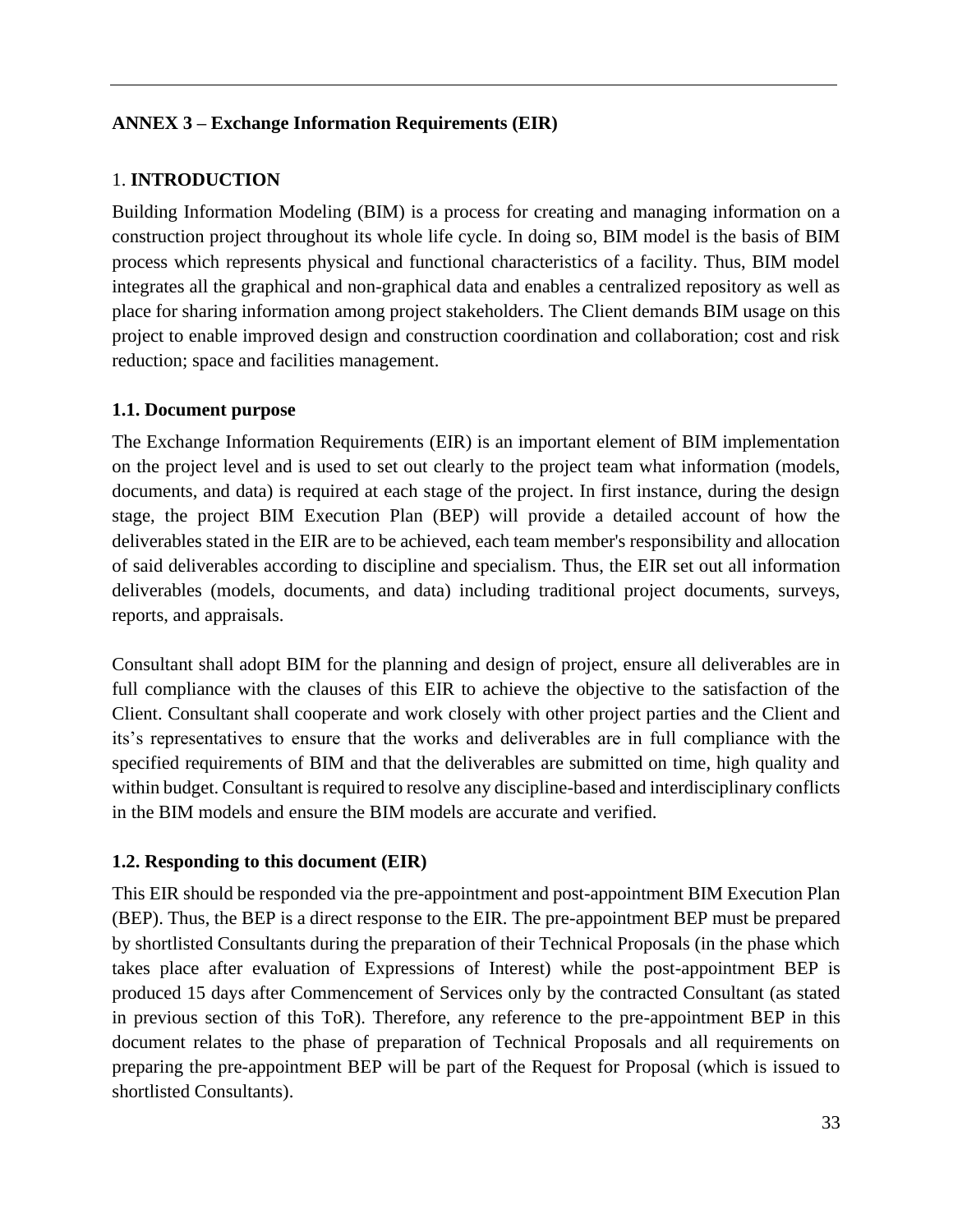## ANNEX 3 – Exchange Information Requirements (EIR)

### 1. INTRODUCTION

Building Information Modeling (BIM) is a process for creating and managing information on a construction project throughout its whole life cycle. In doing so, BIM model is the basis of BIM process which represents physical and functional characteristics of a facility. Thus, BIM model integrates all the graphical and non-graphical data and enables a centralized repository as well as place for sharing information among project stakeholders. The Client demands BIM usage on this project to enable improved design and construction coordination and collaboration; cost and risk reduction; space and facilities management.

#### 1.1. Document purpose

The Exchange Information Requirements (EIR) is an important element of BIM implementation on the project level and is used to set out clearly to the project team what information (models, documents, and data) is required at each stage of the project. In first instance, during the design stage, the project BIM Execution Plan (BEP) will provide a detailed account of how the deliverables stated in the EIR are to be achieved, each team member's responsibility and allocation of said deliverables according to discipline and specialism. Thus, the EIR set out all information deliverables (models, documents, and data) including traditional project documents, surveys, reports, and appraisals.

Consultant shall adopt BIM for the planning and design of project, ensure all deliverables are in full compliance with the clauses of this EIR to achieve the objective to the satisfaction of the Client. Consultant shall cooperate and work closely with other project parties and the Client and its's representatives to ensure that the works and deliverables are in full compliance with the specified requirements of BIM and that the deliverables are submitted on time, high quality and within budget. Consultant is required to resolve any discipline-based and interdisciplinary conflicts in the BIM models and ensure the BIM models are accurate and verified.

#### 1.2. Responding to this document (EIR)

This EIR should be responded via the pre-appointment and post-appointment BIM Execution Plan (BEP). Thus, the BEP is a direct response to the EIR. The pre-appointment BEP must be prepared by shortlisted Consultants during the preparation of their Technical Proposals (in the phase which takes place after evaluation of Expressions of Interest) while the post-appointment BEP is produced 15 days after Commencement of Services only by the contracted Consultant (as stated in previous section of this ToR). Therefore, any reference to the pre-appointment BEP in this document relates to the phase of preparation of Technical Proposals and all requirements on preparing the pre-appointment BEP will be part of the Request for Proposal (which is issued to shortlisted Consultants).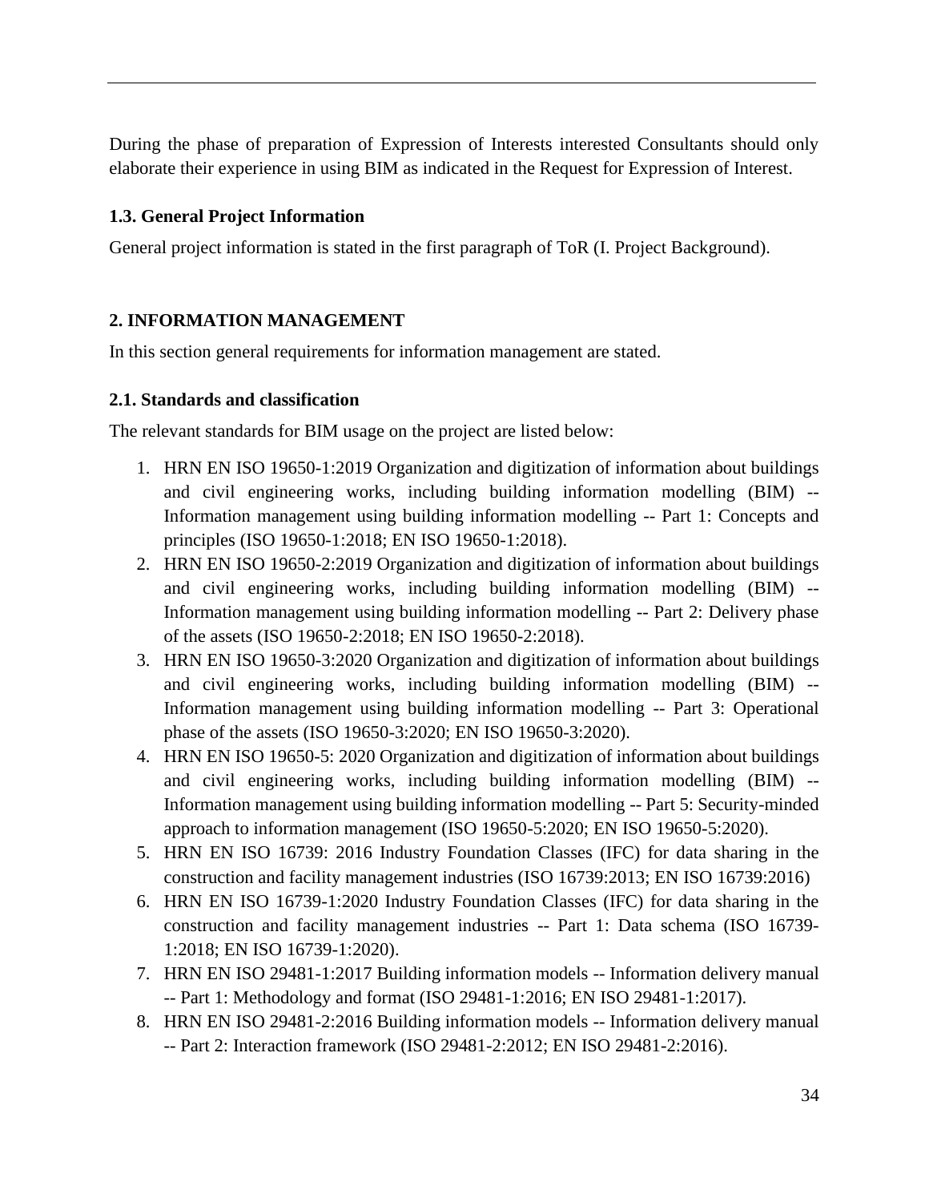During the phase of preparation of Expression of Interests interested Consultants should only elaborate their experience in using BIM as indicated in the Request for Expression of Interest.

### 1.3. General Project Information

General project information is stated in the first paragraph of ToR (I. Project Background).

## 2. INFORMATION MANAGEMENT

In this section general requirements for information management are stated.

### 2.1. Standards and classification

The relevant standards for BIM usage on the project are listed below:

1. HRN EN ISO 19650-1:2019 Organization and digitization of information about buildings and civil engineering works, including building information modelling (BIM) -- Information management using building information modelling -- Part 1: Concepts and principles (ISO 19650-1:2018; EN ISO 19650-1:2018).
2. HRN EN ISO 19650-2:2019 Organization and digitization of information about buildings and civil engineering works, including building information modelling (BIM) -- Information management using building information modelling -- Part 2: Delivery phase of the assets (ISO 19650-2:2018; EN ISO 19650-2:2018).
3. HRN EN ISO 19650-3:2020 Organization and digitization of information about buildings and civil engineering works, including building information modelling (BIM) -- Information management using building information modelling -- Part 3: Operational phase of the assets (ISO 19650-3:2020; EN ISO 19650-3:2020).
4. HRN EN ISO 19650-5: 2020 Organization and digitization of information about buildings and civil engineering works, including building information modelling (BIM) -- Information management using building information modelling -- Part 5: Security-minded approach to information management (ISO 19650-5:2020; EN ISO 19650-5:2020).
5. HRN EN ISO 16739: 2016 Industry Foundation Classes (IFC) for data sharing in the construction and facility management industries (ISO 16739:2013; EN ISO 16739:2016)
6. HRN EN ISO 16739-1:2020 Industry Foundation Classes (IFC) for data sharing in the construction and facility management industries -- Part 1: Data schema (ISO 16739-1:2018; EN ISO 16739-1:2020).
7. HRN EN ISO 29481-1:2017 Building information models -- Information delivery manual -- Part 1: Methodology and format (ISO 29481-1:2016; EN ISO 29481-1:2017).
8. HRN EN ISO 29481-2:2016 Building information models -- Information delivery manual -- Part 2: Interaction framework (ISO 29481-2:2012; EN ISO 29481-2:2016).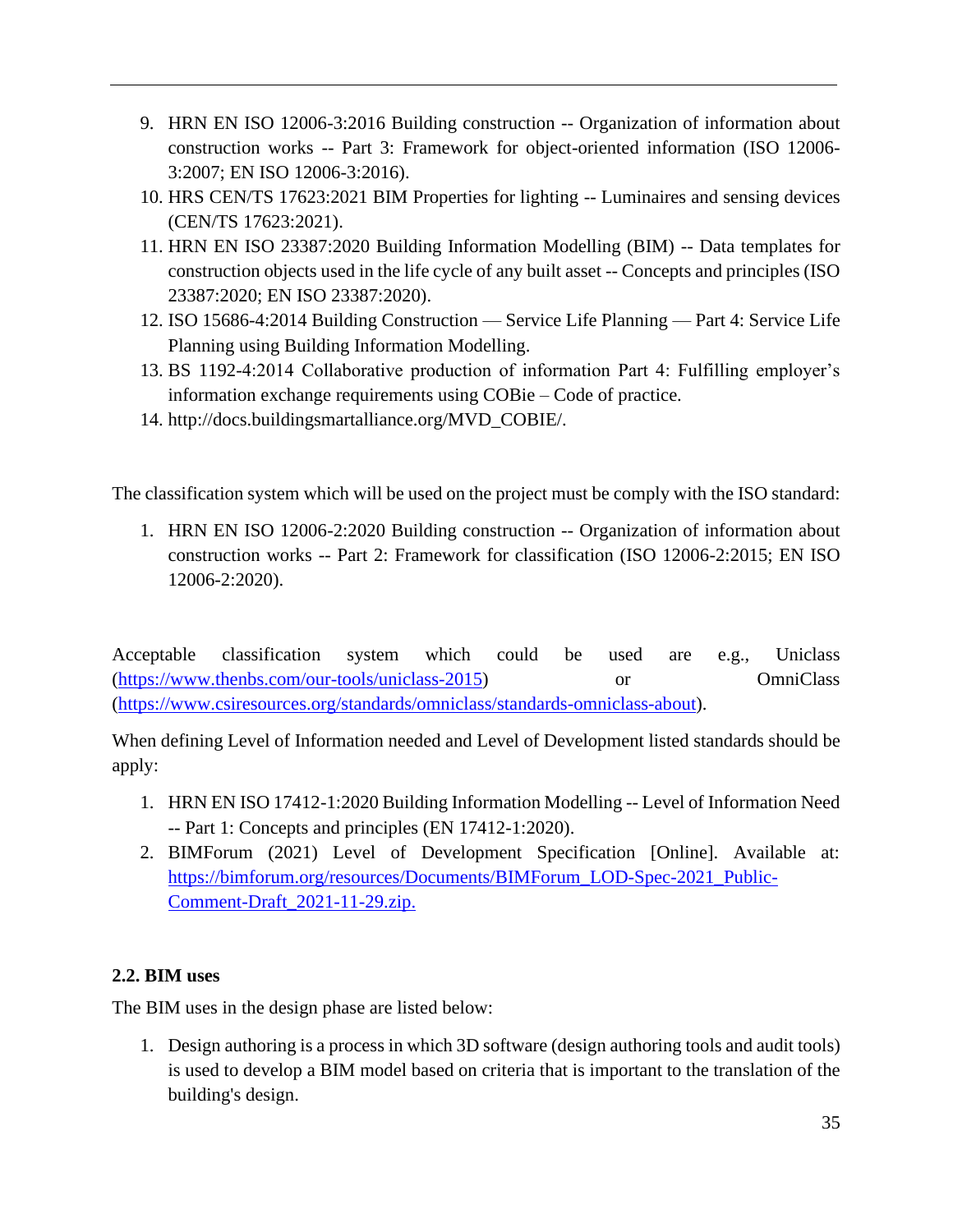9. HRN EN ISO 12006-3:2016 Building construction -- Organization of information about construction works -- Part 3: Framework for object-oriented information (ISO 12006-3:2007; EN ISO 12006-3:2016).
10. HRS CEN/TS 17623:2021 BIM Properties for lighting -- Luminaires and sensing devices (CEN/TS 17623:2021).
11. HRN EN ISO 23387:2020 Building Information Modelling (BIM) -- Data templates for construction objects used in the life cycle of any built asset -- Concepts and principles (ISO 23387:2020; EN ISO 23387:2020).
12. ISO 15686-4:2014 Building Construction — Service Life Planning — Part 4: Service Life Planning using Building Information Modelling.
13. BS 1192-4:2014 Collaborative production of information Part 4: Fulfilling employer's information exchange requirements using COBie – Code of practice.
14. http://docs.buildingsmartalliance.org/MVD_COBIE/.

The classification system which will be used on the project must be comply with the ISO standard:

1. HRN EN ISO 12006-2:2020 Building construction -- Organization of information about construction works -- Part 2: Framework for classification (ISO 12006-2:2015; EN ISO 12006-2:2020).

Acceptable classification system which could be used are e.g., Uniclass (https://www.thenbs.com/our-tools/uniclass-2015) or OmniClass (https://www.csiresources.org/standards/omniclass/standards-omniclass-about).

When defining Level of Information needed and Level of Development listed standards should be apply:

1. HRN EN ISO 17412-1:2020 Building Information Modelling -- Level of Information Need -- Part 1: Concepts and principles (EN 17412-1:2020).
2. BIMForum (2021) Level of Development Specification [Online]. Available at: https://bimforum.org/resources/Documents/BIMForum_LOD-Spec-2021_Public-Comment-Draft_2021-11-29.zip.

**2.2. BIM uses**

The BIM uses in the design phase are listed below:

1. Design authoring is a process in which 3D software (design authoring tools and audit tools) is used to develop a BIM model based on criteria that is important to the translation of the building's design.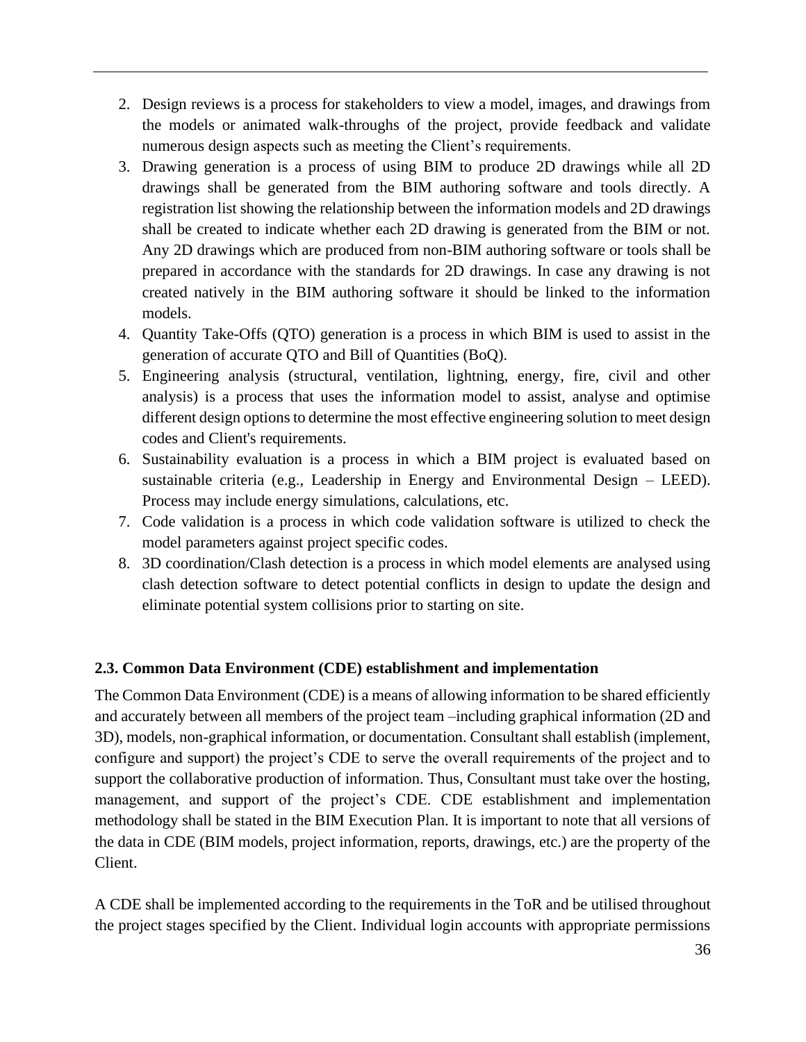2. Design reviews is a process for stakeholders to view a model, images, and drawings from the models or animated walk-throughs of the project, provide feedback and validate numerous design aspects such as meeting the Client's requirements.
3. Drawing generation is a process of using BIM to produce 2D drawings while all 2D drawings shall be generated from the BIM authoring software and tools directly. A registration list showing the relationship between the information models and 2D drawings shall be created to indicate whether each 2D drawing is generated from the BIM or not. Any 2D drawings which are produced from non-BIM authoring software or tools shall be prepared in accordance with the standards for 2D drawings. In case any drawing is not created natively in the BIM authoring software it should be linked to the information models.
4. Quantity Take-Offs (QTO) generation is a process in which BIM is used to assist in the generation of accurate QTO and Bill of Quantities (BoQ).
5. Engineering analysis (structural, ventilation, lightning, energy, fire, civil and other analysis) is a process that uses the information model to assist, analyse and optimise different design options to determine the most effective engineering solution to meet design codes and Client's requirements.
6. Sustainability evaluation is a process in which a BIM project is evaluated based on sustainable criteria (e.g., Leadership in Energy and Environmental Design – LEED). Process may include energy simulations, calculations, etc.
7. Code validation is a process in which code validation software is utilized to check the model parameters against project specific codes.
8. 3D coordination/Clash detection is a process in which model elements are analysed using clash detection software to detect potential conflicts in design to update the design and eliminate potential system collisions prior to starting on site.

### 2.3. Common Data Environment (CDE) establishment and implementation

The Common Data Environment (CDE) is a means of allowing information to be shared efficiently and accurately between all members of the project team –including graphical information (2D and 3D), models, non-graphical information, or documentation. Consultant shall establish (implement, configure and support) the project's CDE to serve the overall requirements of the project and to support the collaborative production of information. Thus, Consultant must take over the hosting, management, and support of the project's CDE. CDE establishment and implementation methodology shall be stated in the BIM Execution Plan. It is important to note that all versions of the data in CDE (BIM models, project information, reports, drawings, etc.) are the property of the Client.

A CDE shall be implemented according to the requirements in the ToR and be utilised throughout the project stages specified by the Client. Individual login accounts with appropriate permissions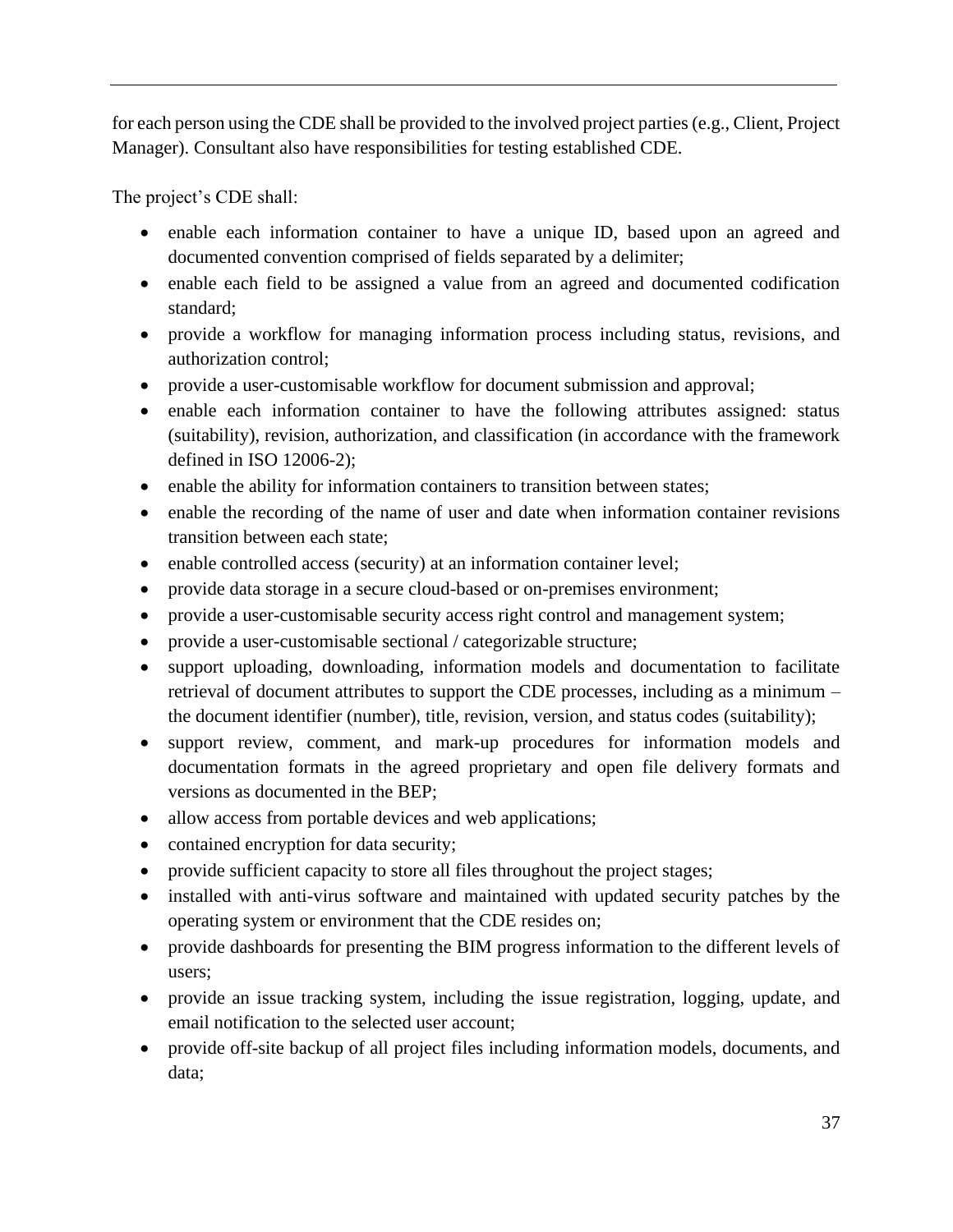for each person using the CDE shall be provided to the involved project parties (e.g., Client, Project Manager). Consultant also have responsibilities for testing established CDE.

The project's CDE shall:

- enable each information container to have a unique ID, based upon an agreed and documented convention comprised of fields separated by a delimiter;
- enable each field to be assigned a value from an agreed and documented codification standard;
- provide a workflow for managing information process including status, revisions, and authorization control;
- provide a user-customisable workflow for document submission and approval;
- enable each information container to have the following attributes assigned: status (suitability), revision, authorization, and classification (in accordance with the framework defined in ISO 12006-2);
- enable the ability for information containers to transition between states;
- enable the recording of the name of user and date when information container revisions transition between each state;
- enable controlled access (security) at an information container level;
- provide data storage in a secure cloud-based or on-premises environment;
- provide a user-customisable security access right control and management system;
- provide a user-customisable sectional / categorizable structure;
- support uploading, downloading, information models and documentation to facilitate retrieval of document attributes to support the CDE processes, including as a minimum – the document identifier (number), title, revision, version, and status codes (suitability);
- support review, comment, and mark-up procedures for information models and documentation formats in the agreed proprietary and open file delivery formats and versions as documented in the BEP;
- allow access from portable devices and web applications;
- contained encryption for data security;
- provide sufficient capacity to store all files throughout the project stages;
- installed with anti-virus software and maintained with updated security patches by the operating system or environment that the CDE resides on;
- provide dashboards for presenting the BIM progress information to the different levels of users;
- provide an issue tracking system, including the issue registration, logging, update, and email notification to the selected user account;
- provide off-site backup of all project files including information models, documents, and data;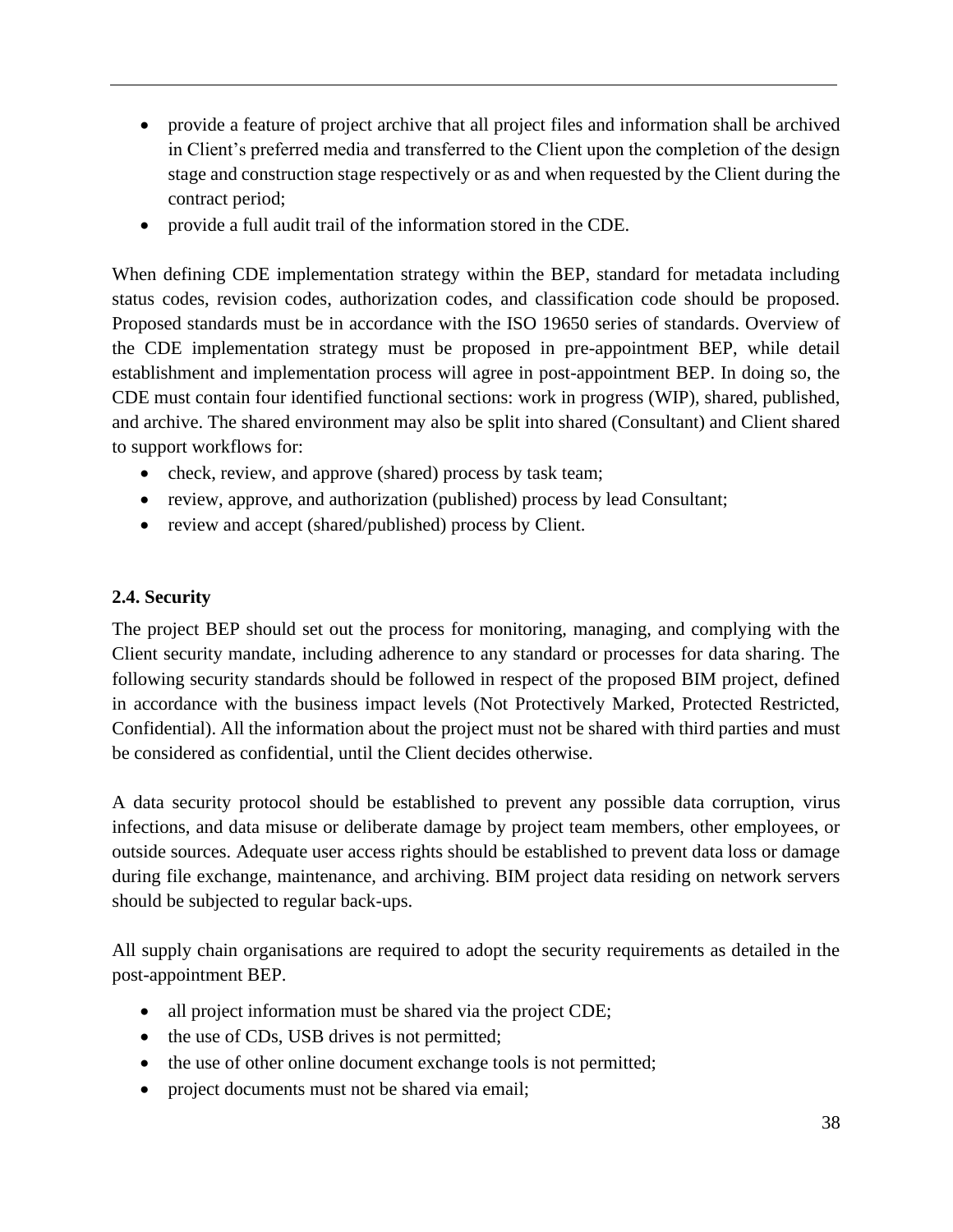- provide a feature of project archive that all project files and information shall be archived in Client's preferred media and transferred to the Client upon the completion of the design stage and construction stage respectively or as and when requested by the Client during the contract period;
- provide a full audit trail of the information stored in the CDE.

When defining CDE implementation strategy within the BEP, standard for metadata including status codes, revision codes, authorization codes, and classification code should be proposed. Proposed standards must be in accordance with the ISO 19650 series of standards. Overview of the CDE implementation strategy must be proposed in pre-appointment BEP, while detail establishment and implementation process will agree in post-appointment BEP. In doing so, the CDE must contain four identified functional sections: work in progress (WIP), shared, published, and archive. The shared environment may also be split into shared (Consultant) and Client shared to support workflows for:

- check, review, and approve (shared) process by task team;
- review, approve, and authorization (published) process by lead Consultant;
- review and accept (shared/published) process by Client.

### 2.4. Security

The project BEP should set out the process for monitoring, managing, and complying with the Client security mandate, including adherence to any standard or processes for data sharing. The following security standards should be followed in respect of the proposed BIM project, defined in accordance with the business impact levels (Not Protectively Marked, Protected Restricted, Confidential). All the information about the project must not be shared with third parties and must be considered as confidential, until the Client decides otherwise.

A data security protocol should be established to prevent any possible data corruption, virus infections, and data misuse or deliberate damage by project team members, other employees, or outside sources. Adequate user access rights should be established to prevent data loss or damage during file exchange, maintenance, and archiving. BIM project data residing on network servers should be subjected to regular back-ups.

All supply chain organisations are required to adopt the security requirements as detailed in the post-appointment BEP.

- all project information must be shared via the project CDE;
- the use of CDs, USB drives is not permitted;
- the use of other online document exchange tools is not permitted;
- project documents must not be shared via email;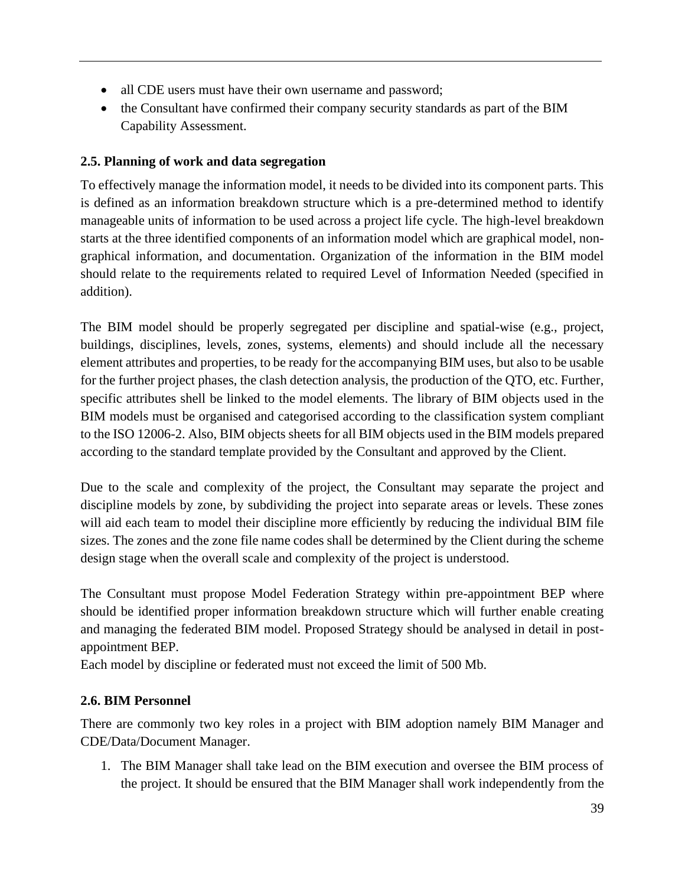- all CDE users must have their own username and password;
- the Consultant have confirmed their company security standards as part of the BIM Capability Assessment.

### 2.5. Planning of work and data segregation

To effectively manage the information model, it needs to be divided into its component parts. This is defined as an information breakdown structure which is a pre-determined method to identify manageable units of information to be used across a project life cycle. The high-level breakdown starts at the three identified components of an information model which are graphical model, non-graphical information, and documentation. Organization of the information in the BIM model should relate to the requirements related to required Level of Information Needed (specified in addition).

The BIM model should be properly segregated per discipline and spatial-wise (e.g., project, buildings, disciplines, levels, zones, systems, elements) and should include all the necessary element attributes and properties, to be ready for the accompanying BIM uses, but also to be usable for the further project phases, the clash detection analysis, the production of the QTO, etc. Further, specific attributes shell be linked to the model elements. The library of BIM objects used in the BIM models must be organised and categorised according to the classification system compliant to the ISO 12006-2. Also, BIM objects sheets for all BIM objects used in the BIM models prepared according to the standard template provided by the Consultant and approved by the Client.

Due to the scale and complexity of the project, the Consultant may separate the project and discipline models by zone, by subdividing the project into separate areas or levels. These zones will aid each team to model their discipline more efficiently by reducing the individual BIM file sizes. The zones and the zone file name codes shall be determined by the Client during the scheme design stage when the overall scale and complexity of the project is understood.

The Consultant must propose Model Federation Strategy within pre-appointment BEP where should be identified proper information breakdown structure which will further enable creating and managing the federated BIM model. Proposed Strategy should be analysed in detail in post-appointment BEP.
Each model by discipline or federated must not exceed the limit of 500 Mb.

### 2.6. BIM Personnel

There are commonly two key roles in a project with BIM adoption namely BIM Manager and CDE/Data/Document Manager.

1. The BIM Manager shall take lead on the BIM execution and oversee the BIM process of the project. It should be ensured that the BIM Manager shall work independently from the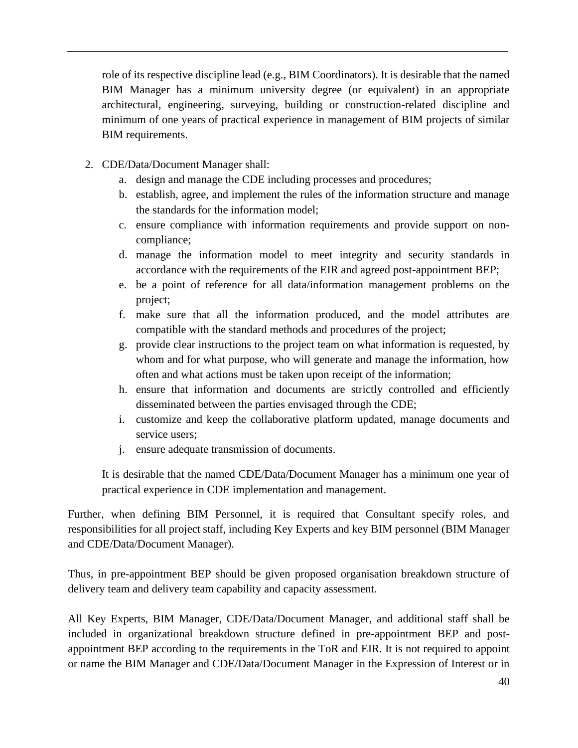role of its respective discipline lead (e.g., BIM Coordinators). It is desirable that the named BIM Manager has a minimum university degree (or equivalent) in an appropriate architectural, engineering, surveying, building or construction-related discipline and minimum of one years of practical experience in management of BIM projects of similar BIM requirements.

2. CDE/Data/Document Manager shall:
   a. design and manage the CDE including processes and procedures;
   b. establish, agree, and implement the rules of the information structure and manage the standards for the information model;
   c. ensure compliance with information requirements and provide support on non-compliance;
   d. manage the information model to meet integrity and security standards in accordance with the requirements of the EIR and agreed post-appointment BEP;
   e. be a point of reference for all data/information management problems on the project;
   f. make sure that all the information produced, and the model attributes are compatible with the standard methods and procedures of the project;
   g. provide clear instructions to the project team on what information is requested, by whom and for what purpose, who will generate and manage the information, how often and what actions must be taken upon receipt of the information;
   h. ensure that information and documents are strictly controlled and efficiently disseminated between the parties envisaged through the CDE;
   i. customize and keep the collaborative platform updated, manage documents and service users;
   j. ensure adequate transmission of documents.

   It is desirable that the named CDE/Data/Document Manager has a minimum one year of practical experience in CDE implementation and management.

Further, when defining BIM Personnel, it is required that Consultant specify roles, and responsibilities for all project staff, including Key Experts and key BIM personnel (BIM Manager and CDE/Data/Document Manager).

Thus, in pre-appointment BEP should be given proposed organisation breakdown structure of delivery team and delivery team capability and capacity assessment.

All Key Experts, BIM Manager, CDE/Data/Document Manager, and additional staff shall be included in organizational breakdown structure defined in pre-appointment BEP and post-appointment BEP according to the requirements in the ToR and EIR. It is not required to appoint or name the BIM Manager and CDE/Data/Document Manager in the Expression of Interest or in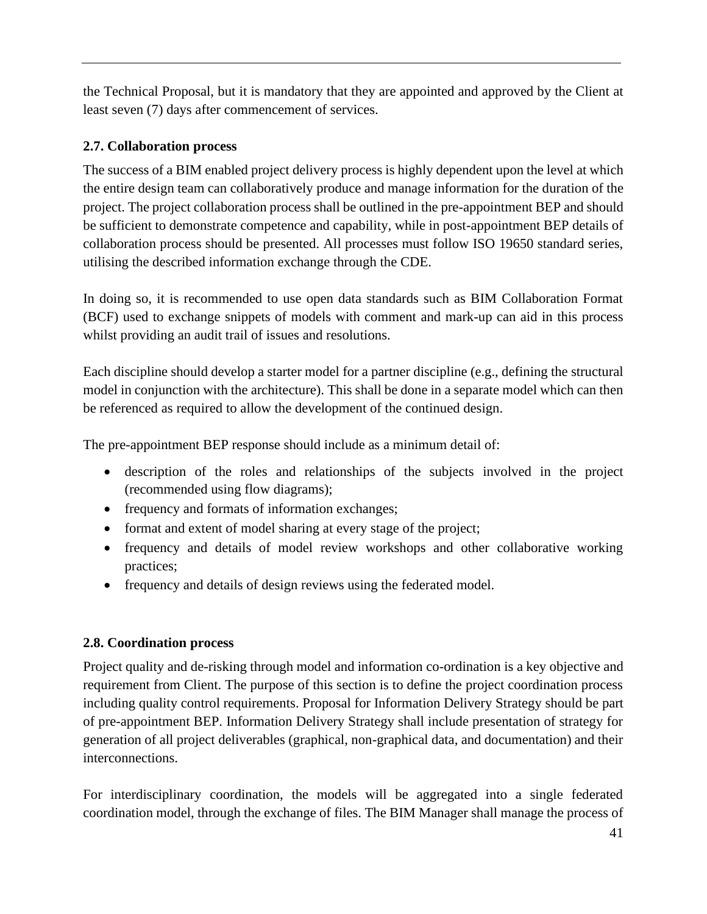the Technical Proposal, but it is mandatory that they are appointed and approved by the Client at least seven (7) days after commencement of services.

### 2.7. Collaboration process

The success of a BIM enabled project delivery process is highly dependent upon the level at which the entire design team can collaboratively produce and manage information for the duration of the project. The project collaboration process shall be outlined in the pre-appointment BEP and should be sufficient to demonstrate competence and capability, while in post-appointment BEP details of collaboration process should be presented. All processes must follow ISO 19650 standard series, utilising the described information exchange through the CDE.

In doing so, it is recommended to use open data standards such as BIM Collaboration Format (BCF) used to exchange snippets of models with comment and mark-up can aid in this process whilst providing an audit trail of issues and resolutions.

Each discipline should develop a starter model for a partner discipline (e.g., defining the structural model in conjunction with the architecture). This shall be done in a separate model which can then be referenced as required to allow the development of the continued design.

The pre-appointment BEP response should include as a minimum detail of:

- description of the roles and relationships of the subjects involved in the project (recommended using flow diagrams);
- frequency and formats of information exchanges;
- format and extent of model sharing at every stage of the project;
- frequency and details of model review workshops and other collaborative working practices;
- frequency and details of design reviews using the federated model.

### 2.8. Coordination process

Project quality and de-risking through model and information co-ordination is a key objective and requirement from Client. The purpose of this section is to define the project coordination process including quality control requirements. Proposal for Information Delivery Strategy should be part of pre-appointment BEP. Information Delivery Strategy shall include presentation of strategy for generation of all project deliverables (graphical, non-graphical data, and documentation) and their interconnections.

For interdisciplinary coordination, the models will be aggregated into a single federated coordination model, through the exchange of files. The BIM Manager shall manage the process of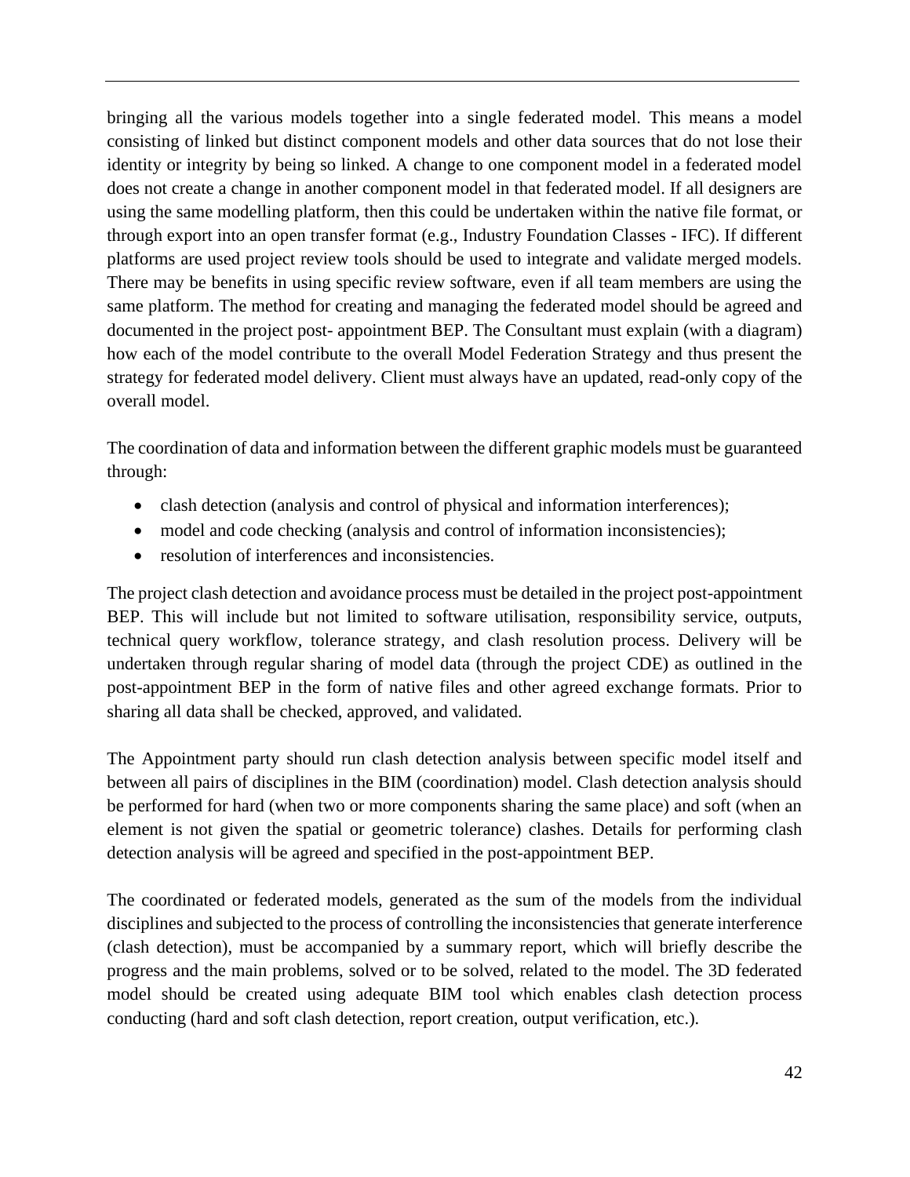bringing all the various models together into a single federated model. This means a model consisting of linked but distinct component models and other data sources that do not lose their identity or integrity by being so linked. A change to one component model in a federated model does not create a change in another component model in that federated model. If all designers are using the same modelling platform, then this could be undertaken within the native file format, or through export into an open transfer format (e.g., Industry Foundation Classes - IFC). If different platforms are used project review tools should be used to integrate and validate merged models. There may be benefits in using specific review software, even if all team members are using the same platform. The method for creating and managing the federated model should be agreed and documented in the project post- appointment BEP. The Consultant must explain (with a diagram) how each of the model contribute to the overall Model Federation Strategy and thus present the strategy for federated model delivery. Client must always have an updated, read-only copy of the overall model.

The coordination of data and information between the different graphic models must be guaranteed through:

- clash detection (analysis and control of physical and information interferences);
- model and code checking (analysis and control of information inconsistencies);
- resolution of interferences and inconsistencies.

The project clash detection and avoidance process must be detailed in the project post-appointment BEP. This will include but not limited to software utilisation, responsibility service, outputs, technical query workflow, tolerance strategy, and clash resolution process. Delivery will be undertaken through regular sharing of model data (through the project CDE) as outlined in the post-appointment BEP in the form of native files and other agreed exchange formats. Prior to sharing all data shall be checked, approved, and validated.

The Appointment party should run clash detection analysis between specific model itself and between all pairs of disciplines in the BIM (coordination) model. Clash detection analysis should be performed for hard (when two or more components sharing the same place) and soft (when an element is not given the spatial or geometric tolerance) clashes. Details for performing clash detection analysis will be agreed and specified in the post-appointment BEP.

The coordinated or federated models, generated as the sum of the models from the individual disciplines and subjected to the process of controlling the inconsistencies that generate interference (clash detection), must be accompanied by a summary report, which will briefly describe the progress and the main problems, solved or to be solved, related to the model. The 3D federated model should be created using adequate BIM tool which enables clash detection process conducting (hard and soft clash detection, report creation, output verification, etc.).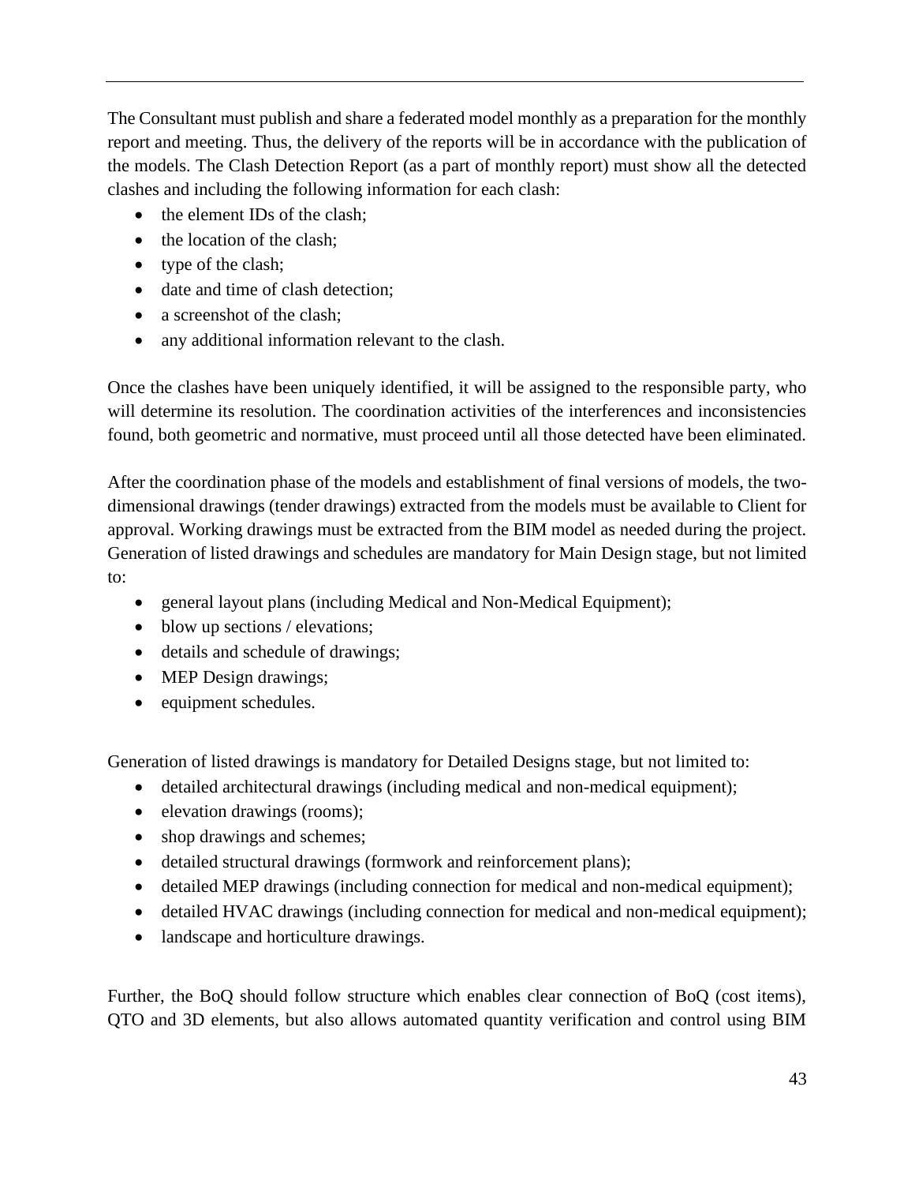The Consultant must publish and share a federated model monthly as a preparation for the monthly report and meeting. Thus, the delivery of the reports will be in accordance with the publication of the models. The Clash Detection Report (as a part of monthly report) must show all the detected clashes and including the following information for each clash:

- the element IDs of the clash;
- the location of the clash;
- type of the clash;
- date and time of clash detection;
- a screenshot of the clash;
- any additional information relevant to the clash.

Once the clashes have been uniquely identified, it will be assigned to the responsible party, who will determine its resolution. The coordination activities of the interferences and inconsistencies found, both geometric and normative, must proceed until all those detected have been eliminated.

After the coordination phase of the models and establishment of final versions of models, the two-dimensional drawings (tender drawings) extracted from the models must be available to Client for approval. Working drawings must be extracted from the BIM model as needed during the project. Generation of listed drawings and schedules are mandatory for Main Design stage, but not limited to:

- general layout plans (including Medical and Non-Medical Equipment);
- blow up sections / elevations;
- details and schedule of drawings;
- MEP Design drawings;
- equipment schedules.

Generation of listed drawings is mandatory for Detailed Designs stage, but not limited to:

- detailed architectural drawings (including medical and non-medical equipment);
- elevation drawings (rooms);
- shop drawings and schemes;
- detailed structural drawings (formwork and reinforcement plans);
- detailed MEP drawings (including connection for medical and non-medical equipment);
- detailed HVAC drawings (including connection for medical and non-medical equipment);
- landscape and horticulture drawings.

Further, the BoQ should follow structure which enables clear connection of BoQ (cost items), QTO and 3D elements, but also allows automated quantity verification and control using BIM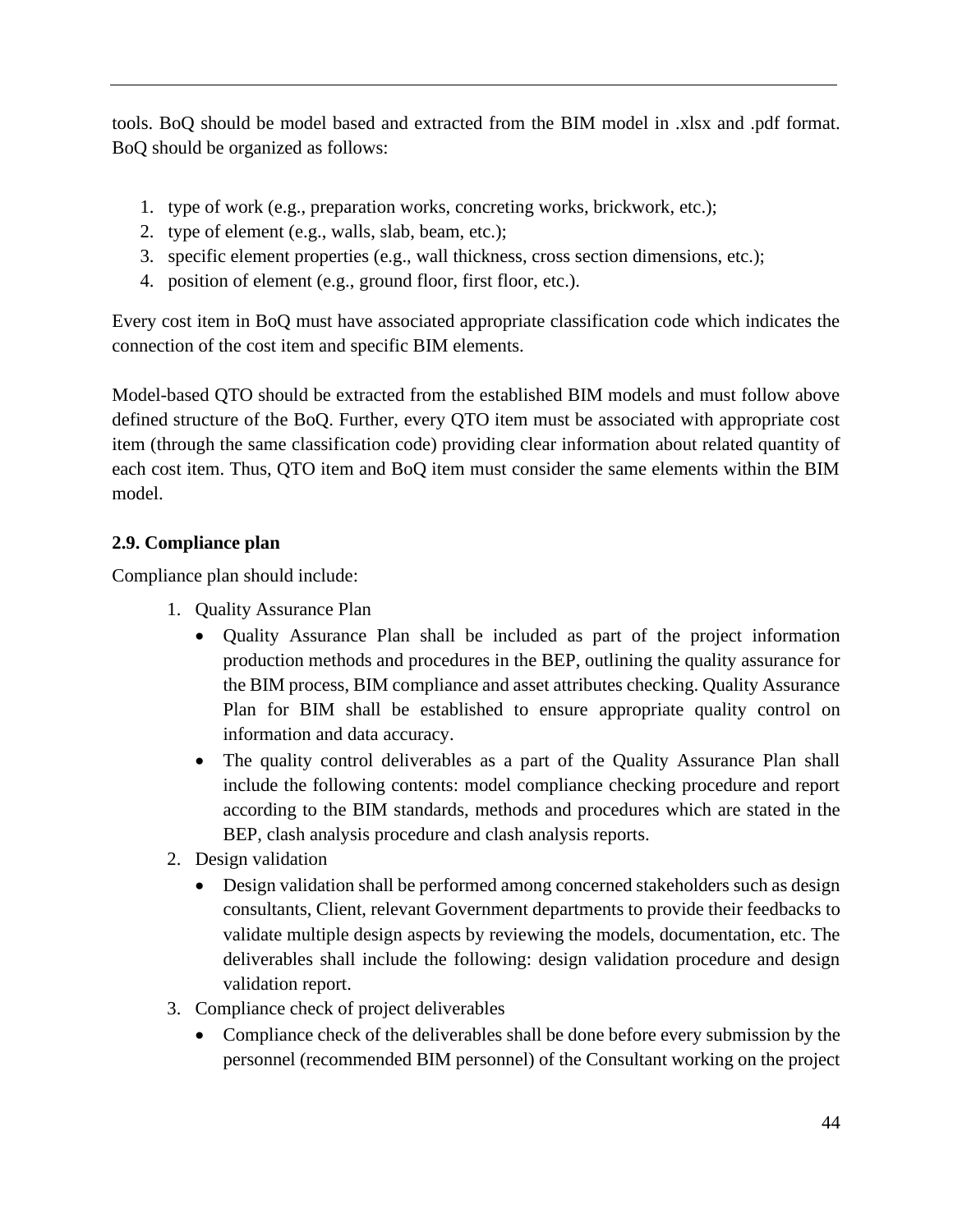tools. BoQ should be model based and extracted from the BIM model in .xlsx and .pdf format. BoQ should be organized as follows:

1. type of work (e.g., preparation works, concreting works, brickwork, etc.);
2. type of element (e.g., walls, slab, beam, etc.);
3. specific element properties (e.g., wall thickness, cross section dimensions, etc.);
4. position of element (e.g., ground floor, first floor, etc.).

Every cost item in BoQ must have associated appropriate classification code which indicates the connection of the cost item and specific BIM elements.

Model-based QTO should be extracted from the established BIM models and must follow above defined structure of the BoQ. Further, every QTO item must be associated with appropriate cost item (through the same classification code) providing clear information about related quantity of each cost item. Thus, QTO item and BoQ item must consider the same elements within the BIM model.

### 2.9. Compliance plan

Compliance plan should include:

1. Quality Assurance Plan
   - Quality Assurance Plan shall be included as part of the project information production methods and procedures in the BEP, outlining the quality assurance for the BIM process, BIM compliance and asset attributes checking. Quality Assurance Plan for BIM shall be established to ensure appropriate quality control on information and data accuracy.
   - The quality control deliverables as a part of the Quality Assurance Plan shall include the following contents: model compliance checking procedure and report according to the BIM standards, methods and procedures which are stated in the BEP, clash analysis procedure and clash analysis reports.
2. Design validation
   - Design validation shall be performed among concerned stakeholders such as design consultants, Client, relevant Government departments to provide their feedbacks to validate multiple design aspects by reviewing the models, documentation, etc. The deliverables shall include the following: design validation procedure and design validation report.
3. Compliance check of project deliverables
   - Compliance check of the deliverables shall be done before every submission by the personnel (recommended BIM personnel) of the Consultant working on the project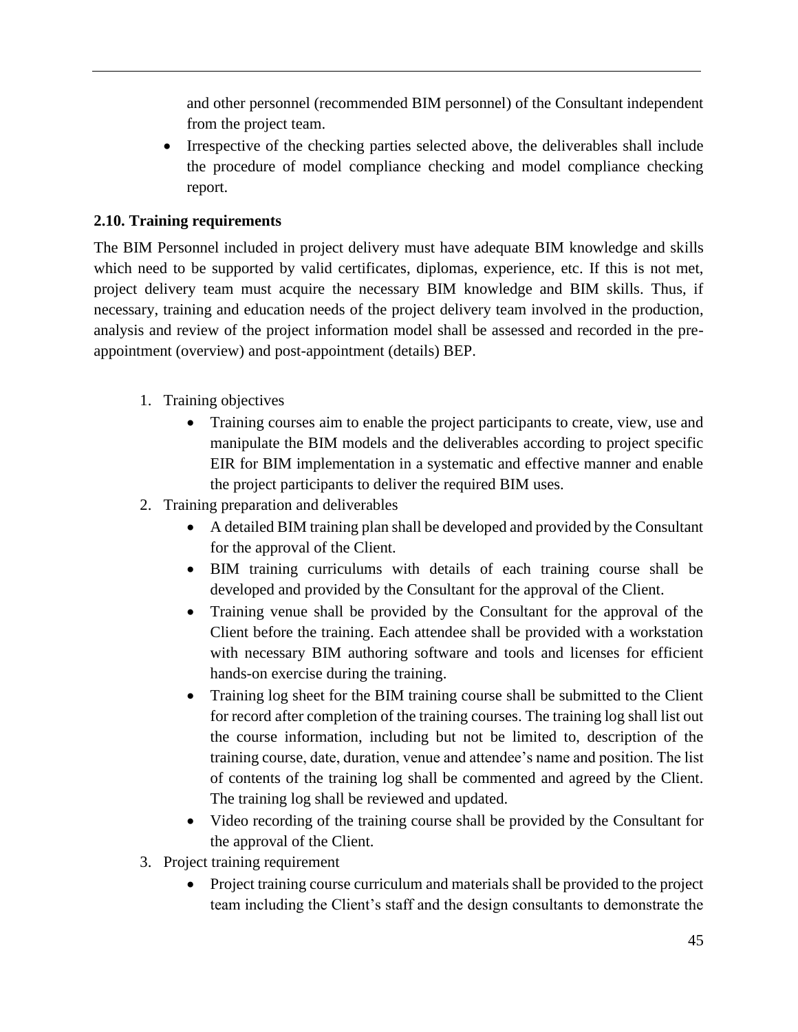and other personnel (recommended BIM personnel) of the Consultant independent from the project team.

- Irrespective of the checking parties selected above, the deliverables shall include the procedure of model compliance checking and model compliance checking report.

### 2.10. Training requirements

The BIM Personnel included in project delivery must have adequate BIM knowledge and skills which need to be supported by valid certificates, diplomas, experience, etc. If this is not met, project delivery team must acquire the necessary BIM knowledge and BIM skills. Thus, if necessary, training and education needs of the project delivery team involved in the production, analysis and review of the project information model shall be assessed and recorded in the pre-appointment (overview) and post-appointment (details) BEP.

1. Training objectives
   - Training courses aim to enable the project participants to create, view, use and manipulate the BIM models and the deliverables according to project specific EIR for BIM implementation in a systematic and effective manner and enable the project participants to deliver the required BIM uses.
2. Training preparation and deliverables
   - A detailed BIM training plan shall be developed and provided by the Consultant for the approval of the Client.
   - BIM training curriculums with details of each training course shall be developed and provided by the Consultant for the approval of the Client.
   - Training venue shall be provided by the Consultant for the approval of the Client before the training. Each attendee shall be provided with a workstation with necessary BIM authoring software and tools and licenses for efficient hands-on exercise during the training.
   - Training log sheet for the BIM training course shall be submitted to the Client for record after completion of the training courses. The training log shall list out the course information, including but not be limited to, description of the training course, date, duration, venue and attendee's name and position. The list of contents of the training log shall be commented and agreed by the Client. The training log shall be reviewed and updated.
   - Video recording of the training course shall be provided by the Consultant for the approval of the Client.
3. Project training requirement
   - Project training course curriculum and materials shall be provided to the project team including the Client's staff and the design consultants to demonstrate the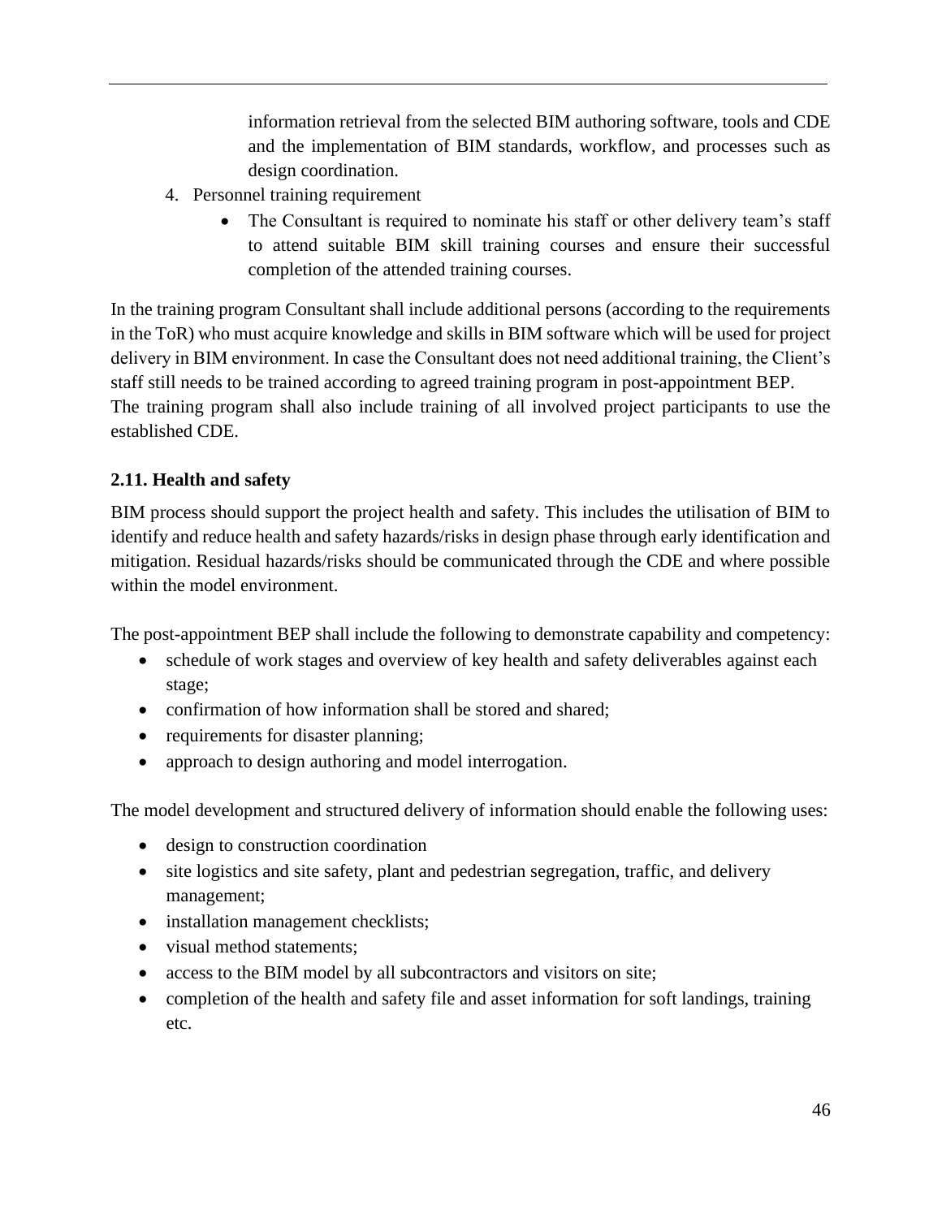information retrieval from the selected BIM authoring software, tools and CDE and the implementation of BIM standards, workflow, and processes such as design coordination.

4. Personnel training requirement
   - The Consultant is required to nominate his staff or other delivery team's staff to attend suitable BIM skill training courses and ensure their successful completion of the attended training courses.

In the training program Consultant shall include additional persons (according to the requirements in the ToR) who must acquire knowledge and skills in BIM software which will be used for project delivery in BIM environment. In case the Consultant does not need additional training, the Client's staff still needs to be trained according to agreed training program in post-appointment BEP.
The training program shall also include training of all involved project participants to use the established CDE.

### 2.11. Health and safety

BIM process should support the project health and safety. This includes the utilisation of BIM to identify and reduce health and safety hazards/risks in design phase through early identification and mitigation. Residual hazards/risks should be communicated through the CDE and where possible within the model environment.

The post-appointment BEP shall include the following to demonstrate capability and competency:

- schedule of work stages and overview of key health and safety deliverables against each stage;
- confirmation of how information shall be stored and shared;
- requirements for disaster planning;
- approach to design authoring and model interrogation.

The model development and structured delivery of information should enable the following uses:

- design to construction coordination
- site logistics and site safety, plant and pedestrian segregation, traffic, and delivery management;
- installation management checklists;
- visual method statements;
- access to the BIM model by all subcontractors and visitors on site;
- completion of the health and safety file and asset information for soft landings, training etc.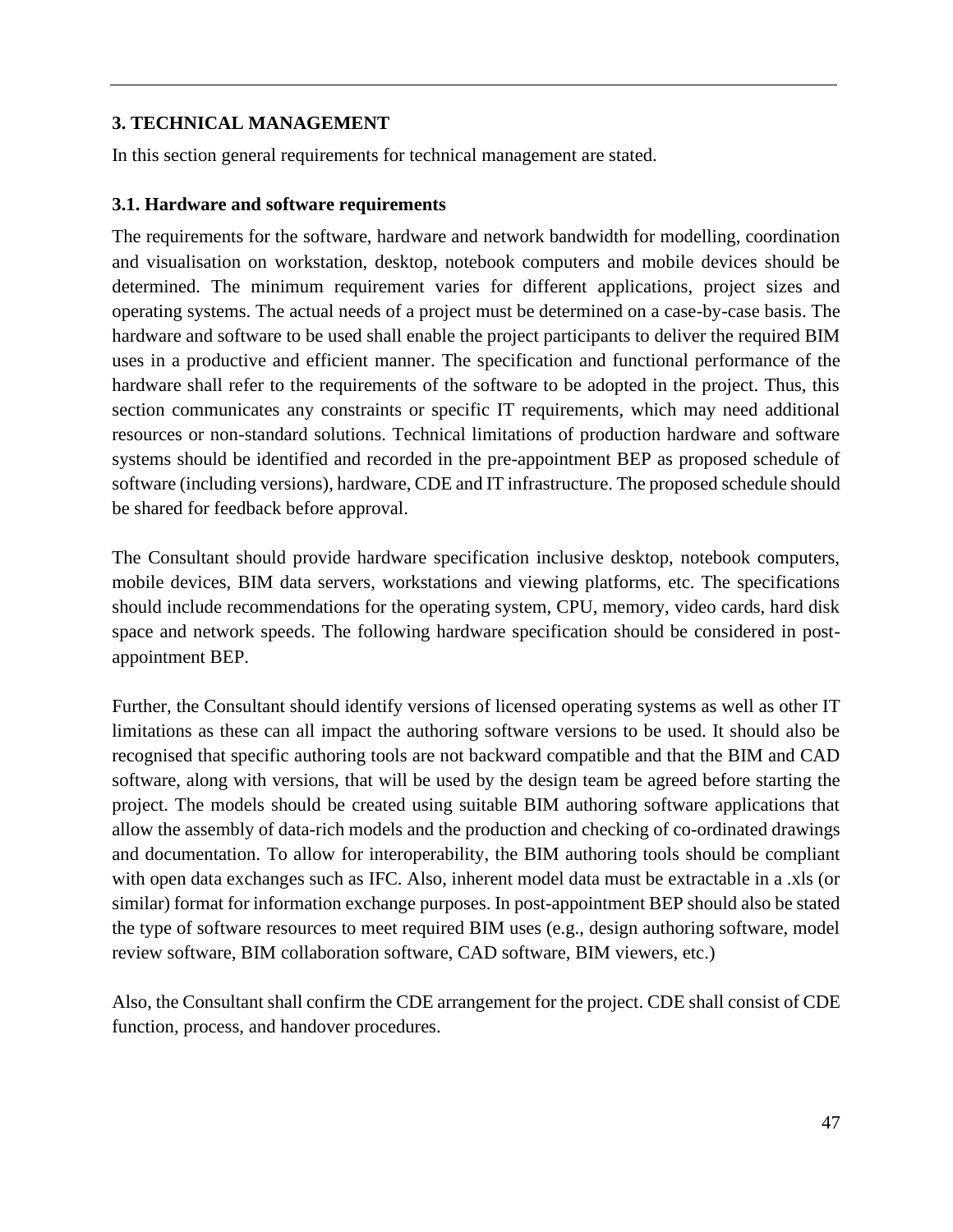## 3. TECHNICAL MANAGEMENT

In this section general requirements for technical management are stated.

### 3.1. Hardware and software requirements

The requirements for the software, hardware and network bandwidth for modelling, coordination and visualisation on workstation, desktop, notebook computers and mobile devices should be determined. The minimum requirement varies for different applications, project sizes and operating systems. The actual needs of a project must be determined on a case-by-case basis. The hardware and software to be used shall enable the project participants to deliver the required BIM uses in a productive and efficient manner. The specification and functional performance of the hardware shall refer to the requirements of the software to be adopted in the project. Thus, this section communicates any constraints or specific IT requirements, which may need additional resources or non-standard solutions. Technical limitations of production hardware and software systems should be identified and recorded in the pre-appointment BEP as proposed schedule of software (including versions), hardware, CDE and IT infrastructure. The proposed schedule should be shared for feedback before approval.

The Consultant should provide hardware specification inclusive desktop, notebook computers, mobile devices, BIM data servers, workstations and viewing platforms, etc. The specifications should include recommendations for the operating system, CPU, memory, video cards, hard disk space and network speeds. The following hardware specification should be considered in post-appointment BEP.

Further, the Consultant should identify versions of licensed operating systems as well as other IT limitations as these can all impact the authoring software versions to be used. It should also be recognised that specific authoring tools are not backward compatible and that the BIM and CAD software, along with versions, that will be used by the design team be agreed before starting the project. The models should be created using suitable BIM authoring software applications that allow the assembly of data-rich models and the production and checking of co-ordinated drawings and documentation. To allow for interoperability, the BIM authoring tools should be compliant with open data exchanges such as IFC. Also, inherent model data must be extractable in a .xls (or similar) format for information exchange purposes. In post-appointment BEP should also be stated the type of software resources to meet required BIM uses (e.g., design authoring software, model review software, BIM collaboration software, CAD software, BIM viewers, etc.)

Also, the Consultant shall confirm the CDE arrangement for the project. CDE shall consist of CDE function, process, and handover procedures.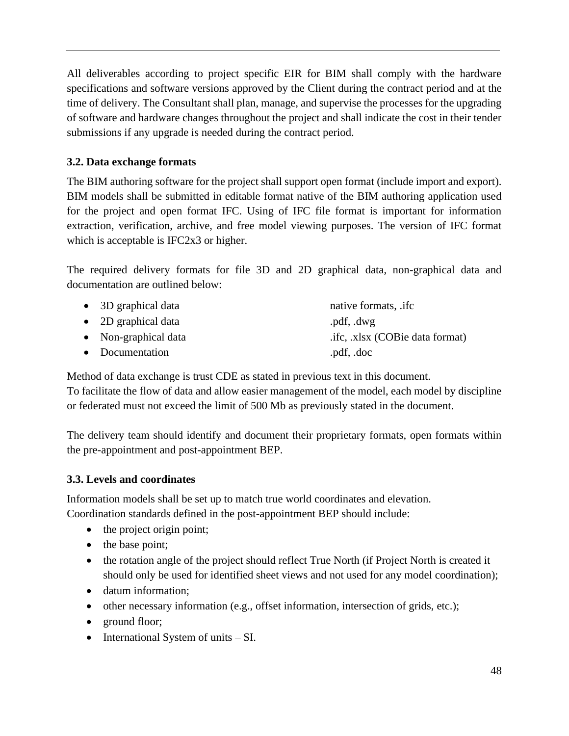All deliverables according to project specific EIR for BIM shall comply with the hardware specifications and software versions approved by the Client during the contract period and at the time of delivery. The Consultant shall plan, manage, and supervise the processes for the upgrading of software and hardware changes throughout the project and shall indicate the cost in their tender submissions if any upgrade is needed during the contract period.

### 3.2. Data exchange formats

The BIM authoring software for the project shall support open format (include import and export). BIM models shall be submitted in editable format native of the BIM authoring application used for the project and open format IFC. Using of IFC file format is important for information extraction, verification, archive, and free model viewing purposes. The version of IFC format which is acceptable is IFC2x3 or higher.

The required delivery formats for file 3D and 2D graphical data, non-graphical data and documentation are outlined below:

- 3D graphical data — native formats, .ifc
- 2D graphical data — .pdf, .dwg
- Non-graphical data — .ifc, .xlsx (COBie data format)
- Documentation — .pdf, .doc

Method of data exchange is trust CDE as stated in previous text in this document.
To facilitate the flow of data and allow easier management of the model, each model by discipline or federated must not exceed the limit of 500 Mb as previously stated in the document.

The delivery team should identify and document their proprietary formats, open formats within the pre-appointment and post-appointment BEP.

### 3.3. Levels and coordinates

Information models shall be set up to match true world coordinates and elevation.
Coordination standards defined in the post-appointment BEP should include:

- the project origin point;
- the base point;
- the rotation angle of the project should reflect True North (if Project North is created it should only be used for identified sheet views and not used for any model coordination);
- datum information;
- other necessary information (e.g., offset information, intersection of grids, etc.);
- ground floor;
- International System of units – SI.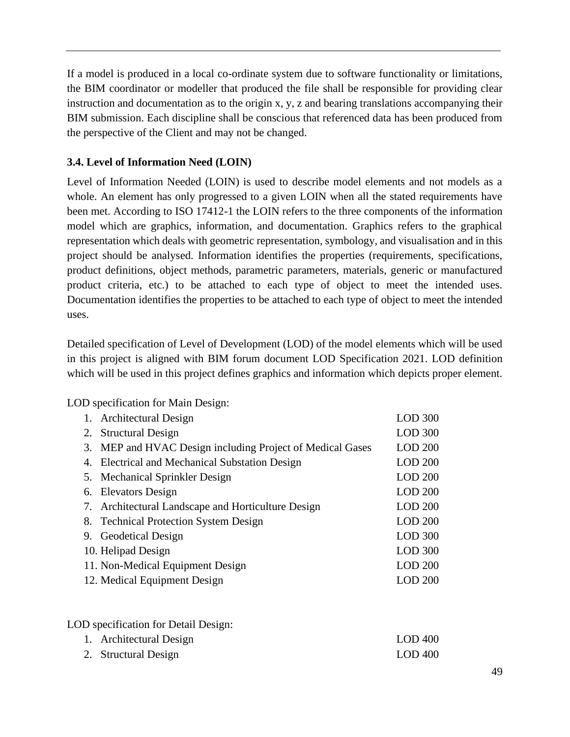If a model is produced in a local co-ordinate system due to software functionality or limitations, the BIM coordinator or modeller that produced the file shall be responsible for providing clear instruction and documentation as to the origin x, y, z and bearing translations accompanying their BIM submission. Each discipline shall be conscious that referenced data has been produced from the perspective of the Client and may not be changed.

### 3.4. Level of Information Need (LOIN)

Level of Information Needed (LOIN) is used to describe model elements and not models as a whole. An element has only progressed to a given LOIN when all the stated requirements have been met. According to ISO 17412-1 the LOIN refers to the three components of the information model which are graphics, information, and documentation. Graphics refers to the graphical representation which deals with geometric representation, symbology, and visualisation and in this project should be analysed. Information identifies the properties (requirements, specifications, product definitions, object methods, parametric parameters, materials, generic or manufactured product criteria, etc.) to be attached to each type of object to meet the intended uses. Documentation identifies the properties to be attached to each type of object to meet the intended uses.

Detailed specification of Level of Development (LOD) of the model elements which will be used in this project is aligned with BIM forum document LOD Specification 2021. LOD definition which will be used in this project defines graphics and information which depicts proper element.

LOD specification for Main Design:

1. Architectural Design — LOD 300
2. Structural Design — LOD 300
3. MEP and HVAC Design including Project of Medical Gases — LOD 200
4. Electrical and Mechanical Substation Design — LOD 200
5. Mechanical Sprinkler Design — LOD 200
6. Elevators Design — LOD 200
7. Architectural Landscape and Horticulture Design — LOD 200
8. Technical Protection System Design — LOD 200
9. Geodetical Design — LOD 300
10. Helipad Design — LOD 300
11. Non-Medical Equipment Design — LOD 200
12. Medical Equipment Design — LOD 200

LOD specification for Detail Design:

1. Architectural Design — LOD 400
2. Structural Design — LOD 400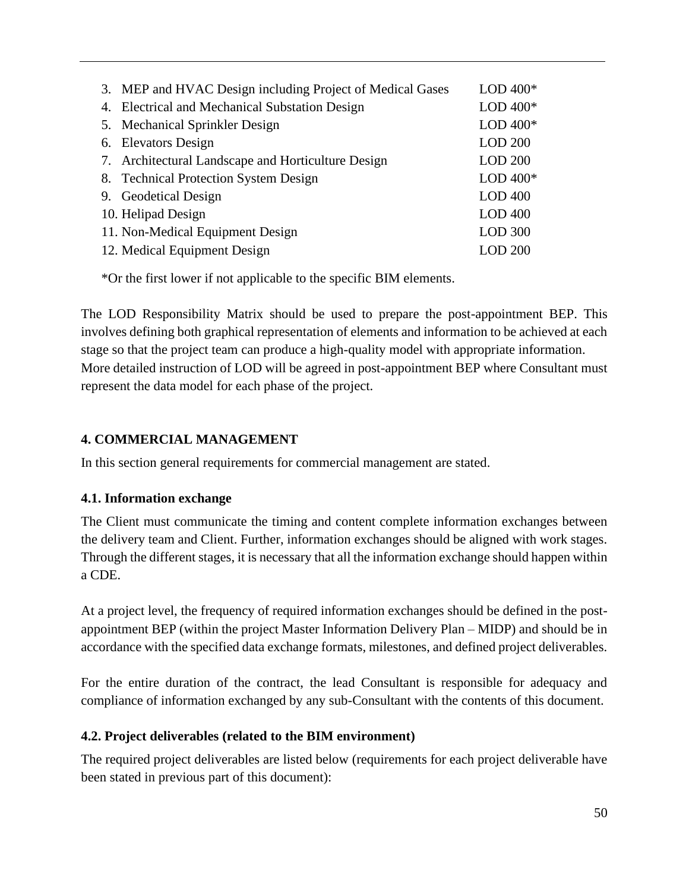| | |
|---|---|
| 3. MEP and HVAC Design including Project of Medical Gases | LOD 400* |
| 4. Electrical and Mechanical Substation Design | LOD 400* |
| 5. Mechanical Sprinkler Design | LOD 400* |
| 6. Elevators Design | LOD 200 |
| 7. Architectural Landscape and Horticulture Design | LOD 200 |
| 8. Technical Protection System Design | LOD 400* |
| 9. Geodetical Design | LOD 400 |
| 10. Helipad Design | LOD 400 |
| 11. Non-Medical Equipment Design | LOD 300 |
| 12. Medical Equipment Design | LOD 200 |

*Or the first lower if not applicable to the specific BIM elements.

The LOD Responsibility Matrix should be used to prepare the post-appointment BEP. This involves defining both graphical representation of elements and information to be achieved at each stage so that the project team can produce a high-quality model with appropriate information. More detailed instruction of LOD will be agreed in post-appointment BEP where Consultant must represent the data model for each phase of the project.

## 4. COMMERCIAL MANAGEMENT

In this section general requirements for commercial management are stated.

### 4.1. Information exchange

The Client must communicate the timing and content complete information exchanges between the delivery team and Client. Further, information exchanges should be aligned with work stages. Through the different stages, it is necessary that all the information exchange should happen within a CDE.

At a project level, the frequency of required information exchanges should be defined in the post-appointment BEP (within the project Master Information Delivery Plan – MIDP) and should be in accordance with the specified data exchange formats, milestones, and defined project deliverables.

For the entire duration of the contract, the lead Consultant is responsible for adequacy and compliance of information exchanged by any sub-Consultant with the contents of this document.

### 4.2. Project deliverables (related to the BIM environment)

The required project deliverables are listed below (requirements for each project deliverable have been stated in previous part of this document):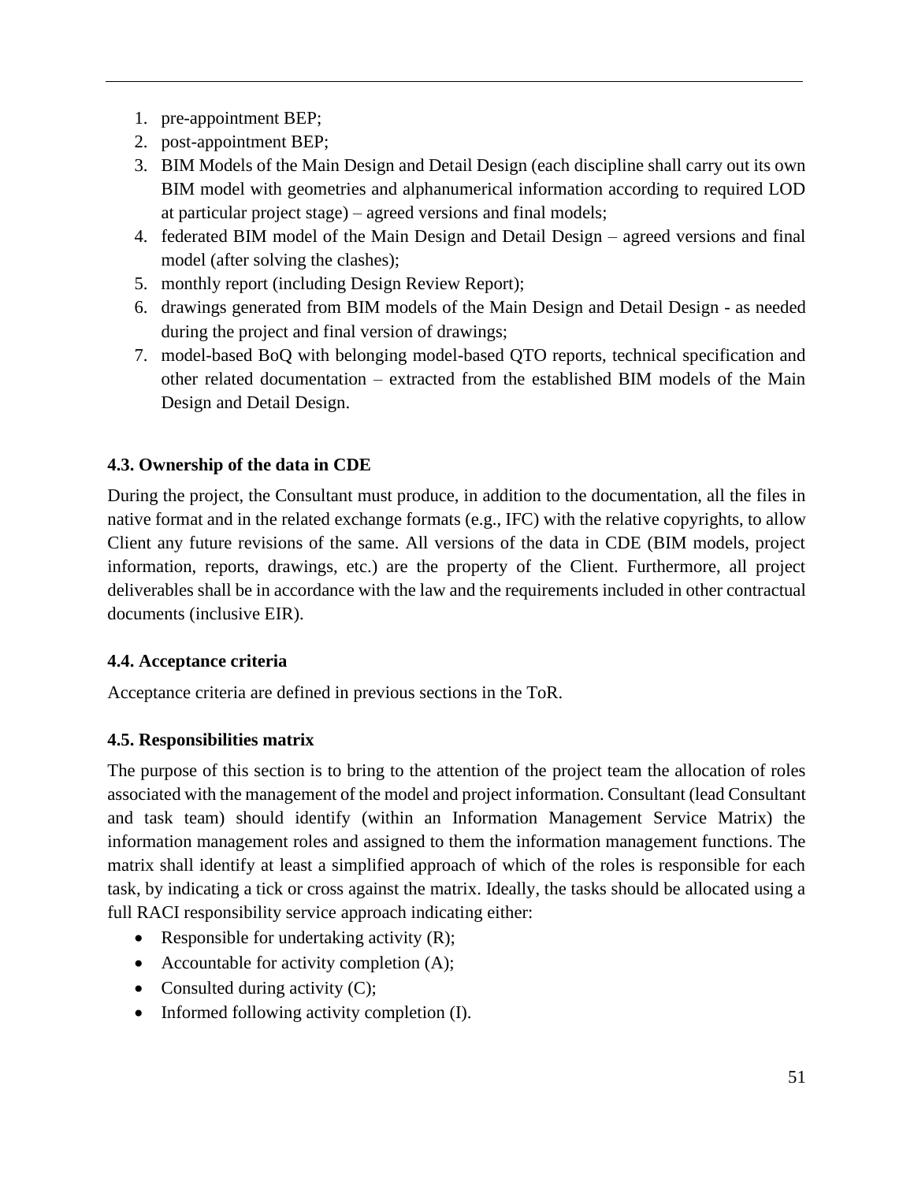1. pre-appointment BEP;
2. post-appointment BEP;
3. BIM Models of the Main Design and Detail Design (each discipline shall carry out its own BIM model with geometries and alphanumerical information according to required LOD at particular project stage) – agreed versions and final models;
4. federated BIM model of the Main Design and Detail Design – agreed versions and final model (after solving the clashes);
5. monthly report (including Design Review Report);
6. drawings generated from BIM models of the Main Design and Detail Design - as needed during the project and final version of drawings;
7. model-based BoQ with belonging model-based QTO reports, technical specification and other related documentation – extracted from the established BIM models of the Main Design and Detail Design.

### 4.3. Ownership of the data in CDE

During the project, the Consultant must produce, in addition to the documentation, all the files in native format and in the related exchange formats (e.g., IFC) with the relative copyrights, to allow Client any future revisions of the same. All versions of the data in CDE (BIM models, project information, reports, drawings, etc.) are the property of the Client. Furthermore, all project deliverables shall be in accordance with the law and the requirements included in other contractual documents (inclusive EIR).

### 4.4. Acceptance criteria

Acceptance criteria are defined in previous sections in the ToR.

### 4.5. Responsibilities matrix

The purpose of this section is to bring to the attention of the project team the allocation of roles associated with the management of the model and project information. Consultant (lead Consultant and task team) should identify (within an Information Management Service Matrix) the information management roles and assigned to them the information management functions. The matrix shall identify at least a simplified approach of which of the roles is responsible for each task, by indicating a tick or cross against the matrix. Ideally, the tasks should be allocated using a full RACI responsibility service approach indicating either:

- Responsible for undertaking activity (R);
- Accountable for activity completion (A);
- Consulted during activity (C);
- Informed following activity completion (I).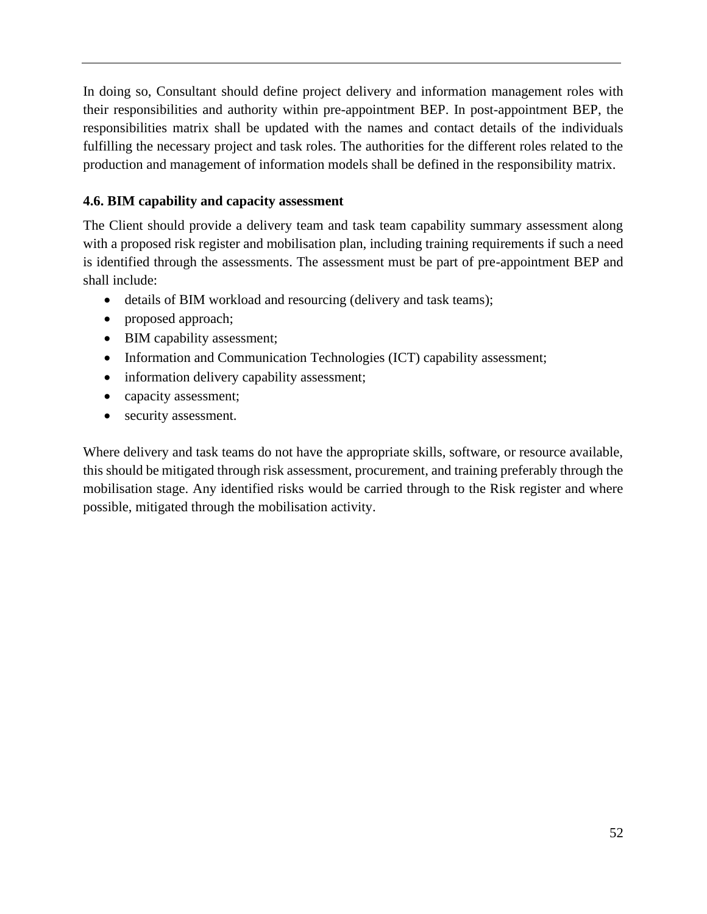In doing so, Consultant should define project delivery and information management roles with their responsibilities and authority within pre-appointment BEP. In post-appointment BEP, the responsibilities matrix shall be updated with the names and contact details of the individuals fulfilling the necessary project and task roles. The authorities for the different roles related to the production and management of information models shall be defined in the responsibility matrix.

### 4.6. BIM capability and capacity assessment

The Client should provide a delivery team and task team capability summary assessment along with a proposed risk register and mobilisation plan, including training requirements if such a need is identified through the assessments. The assessment must be part of pre-appointment BEP and shall include:

- details of BIM workload and resourcing (delivery and task teams);
- proposed approach;
- BIM capability assessment;
- Information and Communication Technologies (ICT) capability assessment;
- information delivery capability assessment;
- capacity assessment;
- security assessment.

Where delivery and task teams do not have the appropriate skills, software, or resource available, this should be mitigated through risk assessment, procurement, and training preferably through the mobilisation stage. Any identified risks would be carried through to the Risk register and where possible, mitigated through the mobilisation activity.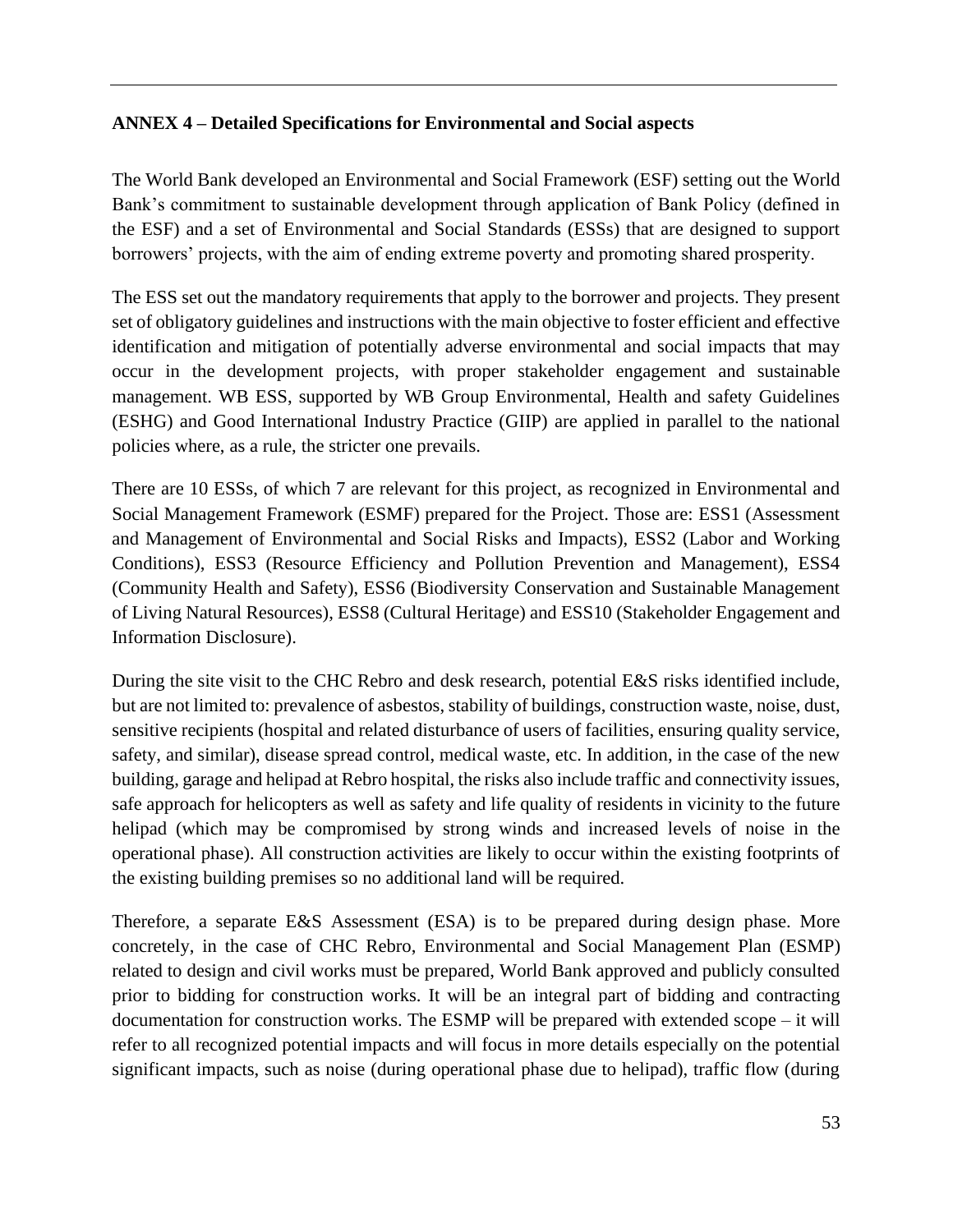**ANNEX 4 – Detailed Specifications for Environmental and Social aspects**

The World Bank developed an Environmental and Social Framework (ESF) setting out the World Bank's commitment to sustainable development through application of Bank Policy (defined in the ESF) and a set of Environmental and Social Standards (ESSs) that are designed to support borrowers' projects, with the aim of ending extreme poverty and promoting shared prosperity.

The ESS set out the mandatory requirements that apply to the borrower and projects. They present set of obligatory guidelines and instructions with the main objective to foster efficient and effective identification and mitigation of potentially adverse environmental and social impacts that may occur in the development projects, with proper stakeholder engagement and sustainable management. WB ESS, supported by WB Group Environmental, Health and safety Guidelines (ESHG) and Good International Industry Practice (GIIP) are applied in parallel to the national policies where, as a rule, the stricter one prevails.

There are 10 ESSs, of which 7 are relevant for this project, as recognized in Environmental and Social Management Framework (ESMF) prepared for the Project. Those are: ESS1 (Assessment and Management of Environmental and Social Risks and Impacts), ESS2 (Labor and Working Conditions), ESS3 (Resource Efficiency and Pollution Prevention and Management), ESS4 (Community Health and Safety), ESS6 (Biodiversity Conservation and Sustainable Management of Living Natural Resources), ESS8 (Cultural Heritage) and ESS10 (Stakeholder Engagement and Information Disclosure).

During the site visit to the CHC Rebro and desk research, potential E&S risks identified include, but are not limited to: prevalence of asbestos, stability of buildings, construction waste, noise, dust, sensitive recipients (hospital and related disturbance of users of facilities, ensuring quality service, safety, and similar), disease spread control, medical waste, etc. In addition, in the case of the new building, garage and helipad at Rebro hospital, the risks also include traffic and connectivity issues, safe approach for helicopters as well as safety and life quality of residents in vicinity to the future helipad (which may be compromised by strong winds and increased levels of noise in the operational phase). All construction activities are likely to occur within the existing footprints of the existing building premises so no additional land will be required.

Therefore, a separate E&S Assessment (ESA) is to be prepared during design phase. More concretely, in the case of CHC Rebro, Environmental and Social Management Plan (ESMP) related to design and civil works must be prepared, World Bank approved and publicly consulted prior to bidding for construction works. It will be an integral part of bidding and contracting documentation for construction works. The ESMP will be prepared with extended scope – it will refer to all recognized potential impacts and will focus in more details especially on the potential significant impacts, such as noise (during operational phase due to helipad), traffic flow (during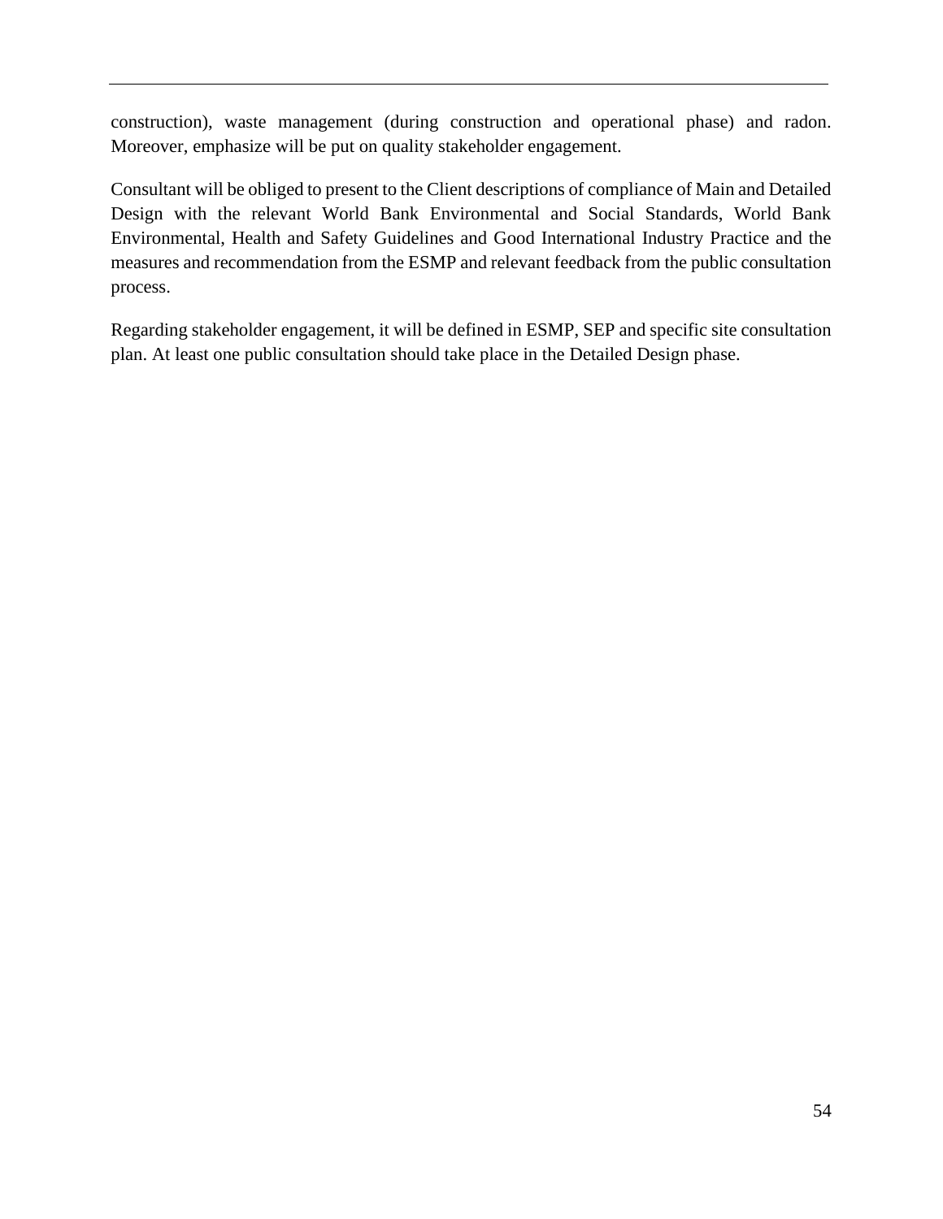construction), waste management (during construction and operational phase) and radon. Moreover, emphasize will be put on quality stakeholder engagement.

Consultant will be obliged to present to the Client descriptions of compliance of Main and Detailed Design with the relevant World Bank Environmental and Social Standards, World Bank Environmental, Health and Safety Guidelines and Good International Industry Practice and the measures and recommendation from the ESMP and relevant feedback from the public consultation process.

Regarding stakeholder engagement, it will be defined in ESMP, SEP and specific site consultation plan. At least one public consultation should take place in the Detailed Design phase.